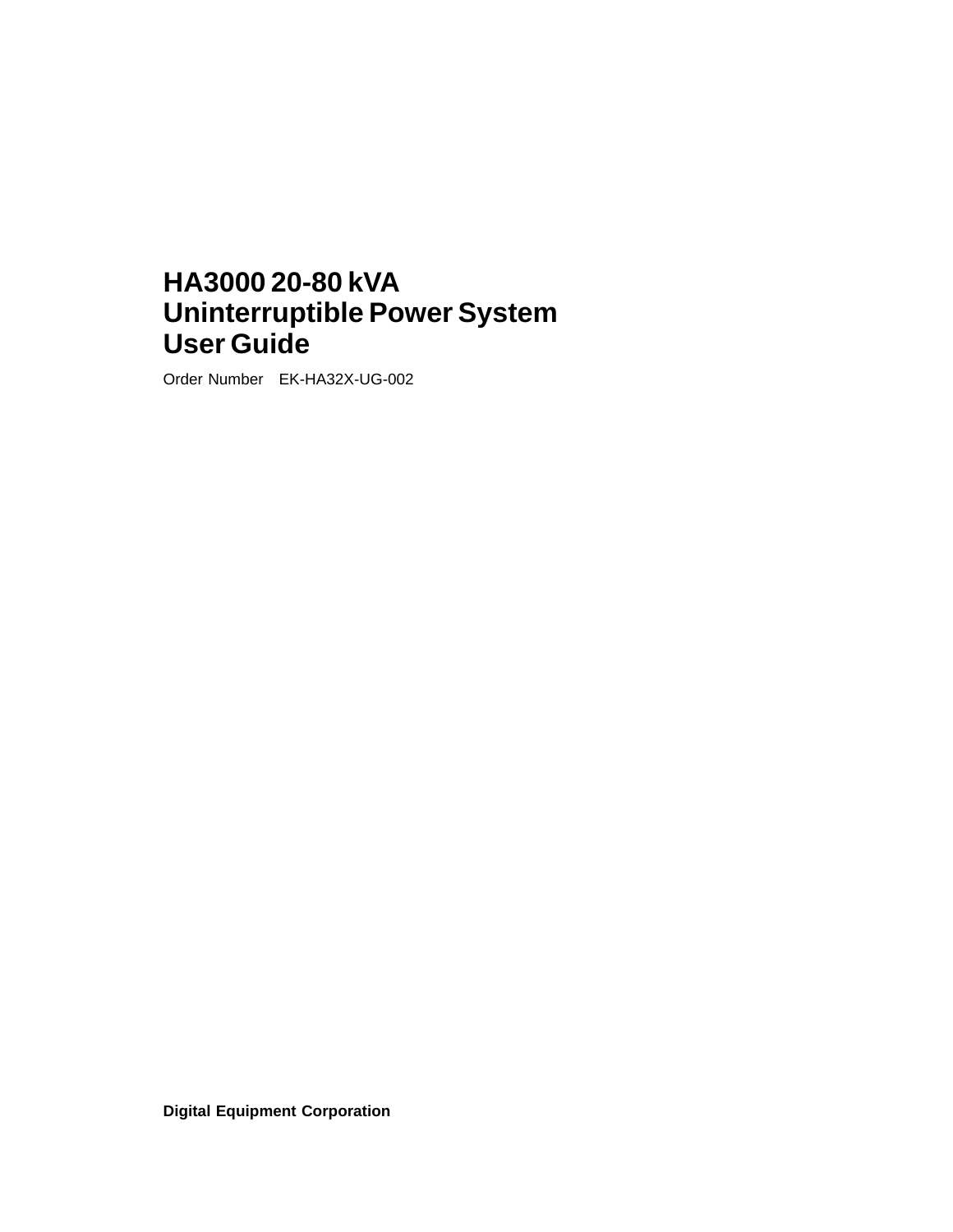# HA3000 20-80 kVA Uninterruptible Power System User Guide

Order Number EK-HA32X-UG-002

**Digital Equipment Corporation**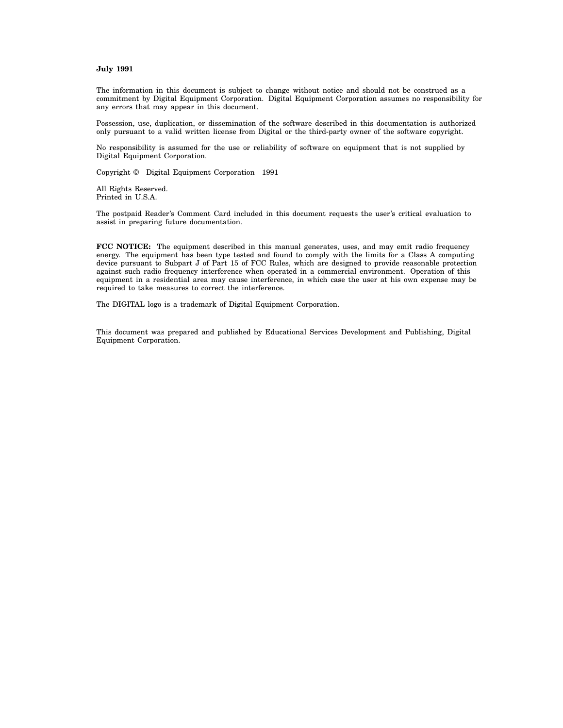**July 1991**

The information in this document is subject to change without notice and should not be construed as a commitment by Digital Equipment Corporation. Digital Equipment Corporation assumes no responsibility for any errors that may appear in this document.

Possession, use, duplication, or dissemination of the software described in this documentation is authorized only pursuant to a valid written license from Digital or the third-party owner of the software copyright.

No responsibility is assumed for the use or reliability of software on equipment that is not supplied by Digital Equipment Corporation.

Copyright © Digital Equipment Corporation 1991

All Rights Reserved.
Printed in U.S.A.

The postpaid Reader's Comment Card included in this document requests the user's critical evaluation to assist in preparing future documentation.

**FCC NOTICE:** The equipment described in this manual generates, uses, and may emit radio frequency energy. The equipment has been type tested and found to comply with the limits for a Class A computing device pursuant to Subpart J of Part 15 of FCC Rules, which are designed to provide reasonable protection against such radio frequency interference when operated in a commercial environment. Operation of this equipment in a residential area may cause interference, in which case the user at his own expense may be required to take measures to correct the interference.

The DIGITAL logo is a trademark of Digital Equipment Corporation.

This document was prepared and published by Educational Services Development and Publishing, Digital Equipment Corporation.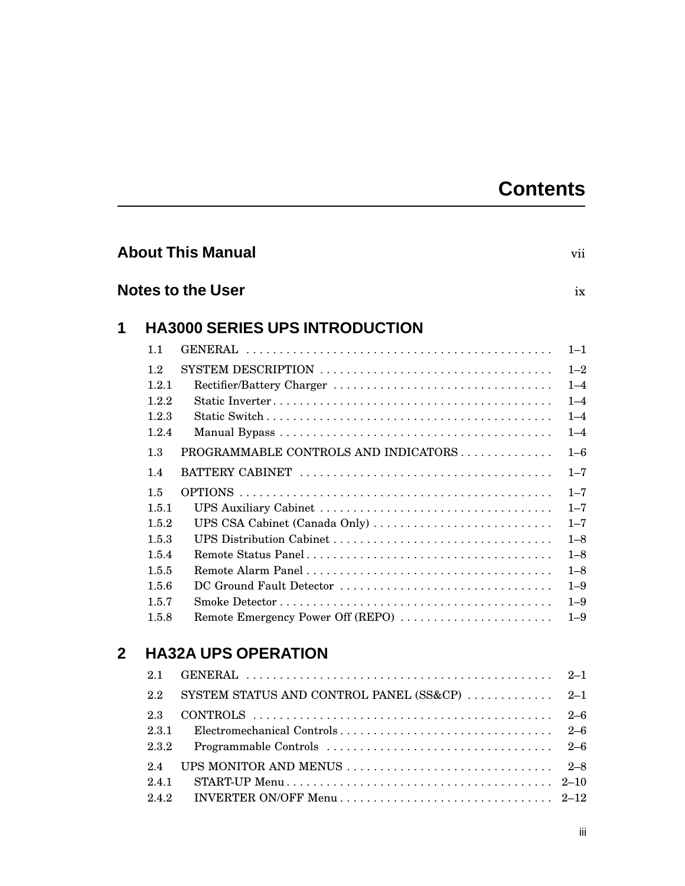# Contents

**About This Manual** vii

**Notes to the User** ix

## 1 HA3000 SERIES UPS INTRODUCTION

| | | |
|---|---|---|
| 1.1 | GENERAL | 1–1 |
| 1.2 | SYSTEM DESCRIPTION | 1–2 |
| 1.2.1 | Rectifier/Battery Charger | 1–4 |
| 1.2.2 | Static Inverter | 1–4 |
| 1.2.3 | Static Switch | 1–4 |
| 1.2.4 | Manual Bypass | 1–4 |
| 1.3 | PROGRAMMABLE CONTROLS AND INDICATORS | 1–6 |
| 1.4 | BATTERY CABINET | 1–7 |
| 1.5 | OPTIONS | 1–7 |
| 1.5.1 | UPS Auxiliary Cabinet | 1–7 |
| 1.5.2 | UPS CSA Cabinet (Canada Only) | 1–7 |
| 1.5.3 | UPS Distribution Cabinet | 1–8 |
| 1.5.4 | Remote Status Panel | 1–8 |
| 1.5.5 | Remote Alarm Panel | 1–8 |
| 1.5.6 | DC Ground Fault Detector | 1–9 |
| 1.5.7 | Smoke Detector | 1–9 |
| 1.5.8 | Remote Emergency Power Off (REPO) | 1–9 |

## 2 HA32A UPS OPERATION

| | | |
|---|---|---|
| 2.1 | GENERAL | 2–1 |
| 2.2 | SYSTEM STATUS AND CONTROL PANEL (SS&CP) | 2–1 |
| 2.3 | CONTROLS | 2–6 |
| 2.3.1 | Electromechanical Controls | 2–6 |
| 2.3.2 | Programmable Controls | 2–6 |
| 2.4 | UPS MONITOR AND MENUS | 2–8 |
| 2.4.1 | START-UP Menu | 2–10 |
| 2.4.2 | INVERTER ON/OFF Menu | 2–12 |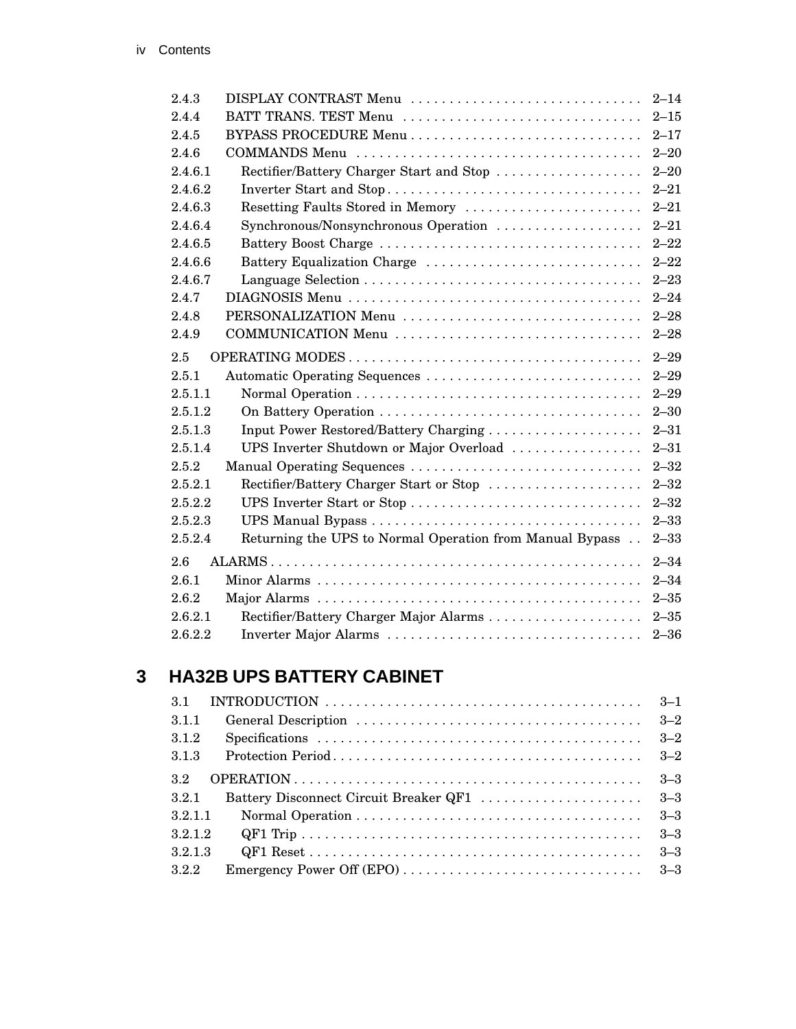| | | |
|---|---|---|
| 2.4.3 | DISPLAY CONTRAST Menu | 2–14 |
| 2.4.4 | BATT TRANS. TEST Menu | 2–15 |
| 2.4.5 | BYPASS PROCEDURE Menu | 2–17 |
| 2.4.6 | COMMANDS Menu | 2–20 |
| 2.4.6.1 | Rectifier/Battery Charger Start and Stop | 2–20 |
| 2.4.6.2 | Inverter Start and Stop | 2–21 |
| 2.4.6.3 | Resetting Faults Stored in Memory | 2–21 |
| 2.4.6.4 | Synchronous/Nonsynchronous Operation | 2–21 |
| 2.4.6.5 | Battery Boost Charge | 2–22 |
| 2.4.6.6 | Battery Equalization Charge | 2–22 |
| 2.4.6.7 | Language Selection | 2–23 |
| 2.4.7 | DIAGNOSIS Menu | 2–24 |
| 2.4.8 | PERSONALIZATION Menu | 2–28 |
| 2.4.9 | COMMUNICATION Menu | 2–28 |
| 2.5 | OPERATING MODES | 2–29 |
| 2.5.1 | Automatic Operating Sequences | 2–29 |
| 2.5.1.1 | Normal Operation | 2–29 |
| 2.5.1.2 | On Battery Operation | 2–30 |
| 2.5.1.3 | Input Power Restored/Battery Charging | 2–31 |
| 2.5.1.4 | UPS Inverter Shutdown or Major Overload | 2–31 |
| 2.5.2 | Manual Operating Sequences | 2–32 |
| 2.5.2.1 | Rectifier/Battery Charger Start or Stop | 2–32 |
| 2.5.2.2 | UPS Inverter Start or Stop | 2–32 |
| 2.5.2.3 | UPS Manual Bypass | 2–33 |
| 2.5.2.4 | Returning the UPS to Normal Operation from Manual Bypass | 2–33 |
| 2.6 | ALARMS | 2–34 |
| 2.6.1 | Minor Alarms | 2–34 |
| 2.6.2 | Major Alarms | 2–35 |
| 2.6.2.1 | Rectifier/Battery Charger Major Alarms | 2–35 |
| 2.6.2.2 | Inverter Major Alarms | 2–36 |

## 3 HA32B UPS BATTERY CABINET

| | | |
|---|---|---|
| 3.1 | INTRODUCTION | 3–1 |
| 3.1.1 | General Description | 3–2 |
| 3.1.2 | Specifications | 3–2 |
| 3.1.3 | Protection Period | 3–2 |
| 3.2 | OPERATION | 3–3 |
| 3.2.1 | Battery Disconnect Circuit Breaker QF1 | 3–3 |
| 3.2.1.1 | Normal Operation | 3–3 |
| 3.2.1.2 | QF1 Trip | 3–3 |
| 3.2.1.3 | QF1 Reset | 3–3 |
| 3.2.2 | Emergency Power Off (EPO) | 3–3 |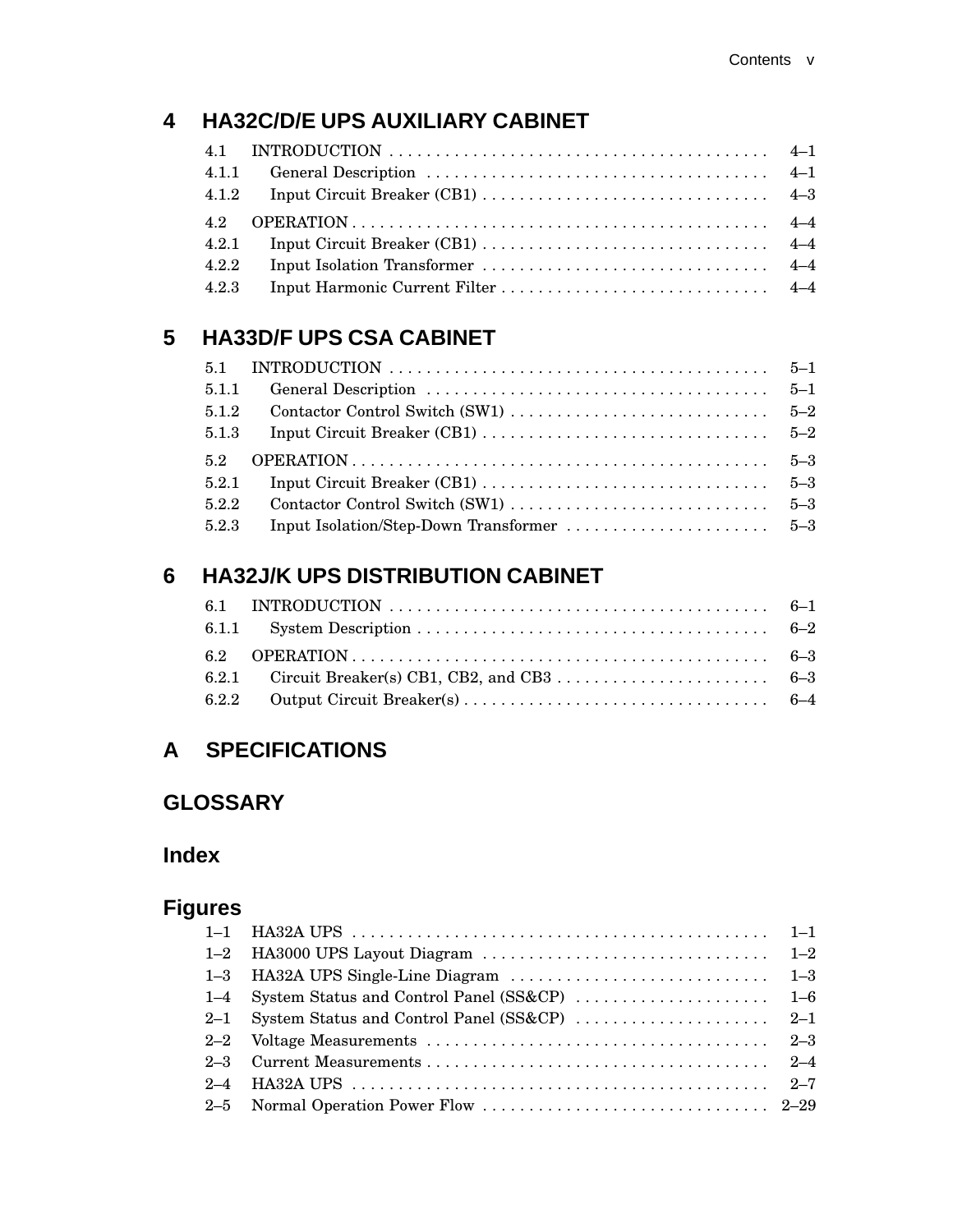## 4 HA32C/D/E UPS AUXILIARY CABINET

| | | |
|---|---|---|
| 4.1 | INTRODUCTION | 4–1 |
| 4.1.1 | General Description | 4–1 |
| 4.1.2 | Input Circuit Breaker (CB1) | 4–3 |
| 4.2 | OPERATION | 4–4 |
| 4.2.1 | Input Circuit Breaker (CB1) | 4–4 |
| 4.2.2 | Input Isolation Transformer | 4–4 |
| 4.2.3 | Input Harmonic Current Filter | 4–4 |

## 5 HA33D/F UPS CSA CABINET

| | | |
|---|---|---|
| 5.1 | INTRODUCTION | 5–1 |
| 5.1.1 | General Description | 5–1 |
| 5.1.2 | Contactor Control Switch (SW1) | 5–2 |
| 5.1.3 | Input Circuit Breaker (CB1) | 5–2 |
| 5.2 | OPERATION | 5–3 |
| 5.2.1 | Input Circuit Breaker (CB1) | 5–3 |
| 5.2.2 | Contactor Control Switch (SW1) | 5–3 |
| 5.2.3 | Input Isolation/Step-Down Transformer | 5–3 |

## 6 HA32J/K UPS DISTRIBUTION CABINET

| | | |
|---|---|---|
| 6.1 | INTRODUCTION | 6–1 |
| 6.1.1 | System Description | 6–2 |
| 6.2 | OPERATION | 6–3 |
| 6.2.1 | Circuit Breaker(s) CB1, CB2, and CB3 | 6–3 |
| 6.2.2 | Output Circuit Breaker(s) | 6–4 |

## A SPECIFICATIONS

## GLOSSARY

## Index

## Figures

| | | |
|---|---|---|
| 1–1 | HA32A UPS | 1–1 |
| 1–2 | HA3000 UPS Layout Diagram | 1–2 |
| 1–3 | HA32A UPS Single-Line Diagram | 1–3 |
| 1–4 | System Status and Control Panel (SS&CP) | 1–6 |
| 2–1 | System Status and Control Panel (SS&CP) | 2–1 |
| 2–2 | Voltage Measurements | 2–3 |
| 2–3 | Current Measurements | 2–4 |
| 2–4 | HA32A UPS | 2–7 |
| 2–5 | Normal Operation Power Flow | 2–29 |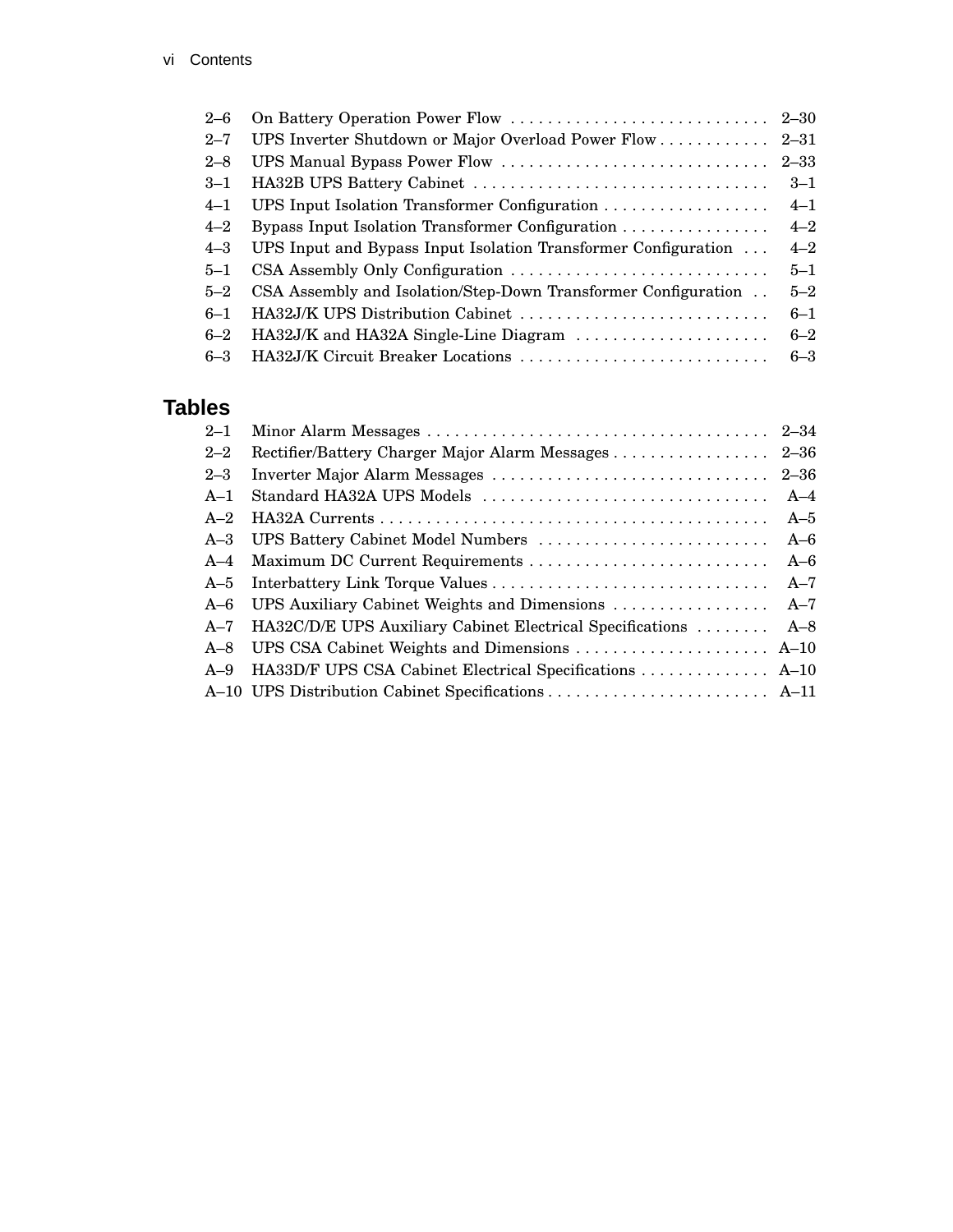| | | |
|---|---|---|
| 2–6 | On Battery Operation Power Flow | 2–30 |
| 2–7 | UPS Inverter Shutdown or Major Overload Power Flow | 2–31 |
| 2–8 | UPS Manual Bypass Power Flow | 2–33 |
| 3–1 | HA32B UPS Battery Cabinet | 3–1 |
| 4–1 | UPS Input Isolation Transformer Configuration | 4–1 |
| 4–2 | Bypass Input Isolation Transformer Configuration | 4–2 |
| 4–3 | UPS Input and Bypass Input Isolation Transformer Configuration | 4–2 |
| 5–1 | CSA Assembly Only Configuration | 5–1 |
| 5–2 | CSA Assembly and Isolation/Step-Down Transformer Configuration | 5–2 |
| 6–1 | HA32J/K UPS Distribution Cabinet | 6–1 |
| 6–2 | HA32J/K and HA32A Single-Line Diagram | 6–2 |
| 6–3 | HA32J/K Circuit Breaker Locations | 6–3 |

## Tables

| | | |
|---|---|---|
| 2–1 | Minor Alarm Messages | 2–34 |
| 2–2 | Rectifier/Battery Charger Major Alarm Messages | 2–36 |
| 2–3 | Inverter Major Alarm Messages | 2–36 |
| A–1 | Standard HA32A UPS Models | A–4 |
| A–2 | HA32A Currents | A–5 |
| A–3 | UPS Battery Cabinet Model Numbers | A–6 |
| A–4 | Maximum DC Current Requirements | A–6 |
| A–5 | Interbattery Link Torque Values | A–7 |
| A–6 | UPS Auxiliary Cabinet Weights and Dimensions | A–7 |
| A–7 | HA32C/D/E UPS Auxiliary Cabinet Electrical Specifications | A–8 |
| A–8 | UPS CSA Cabinet Weights and Dimensions | A–10 |
| A–9 | HA33D/F UPS CSA Cabinet Electrical Specifications | A–10 |
| A–10 | UPS Distribution Cabinet Specifications | A–11 |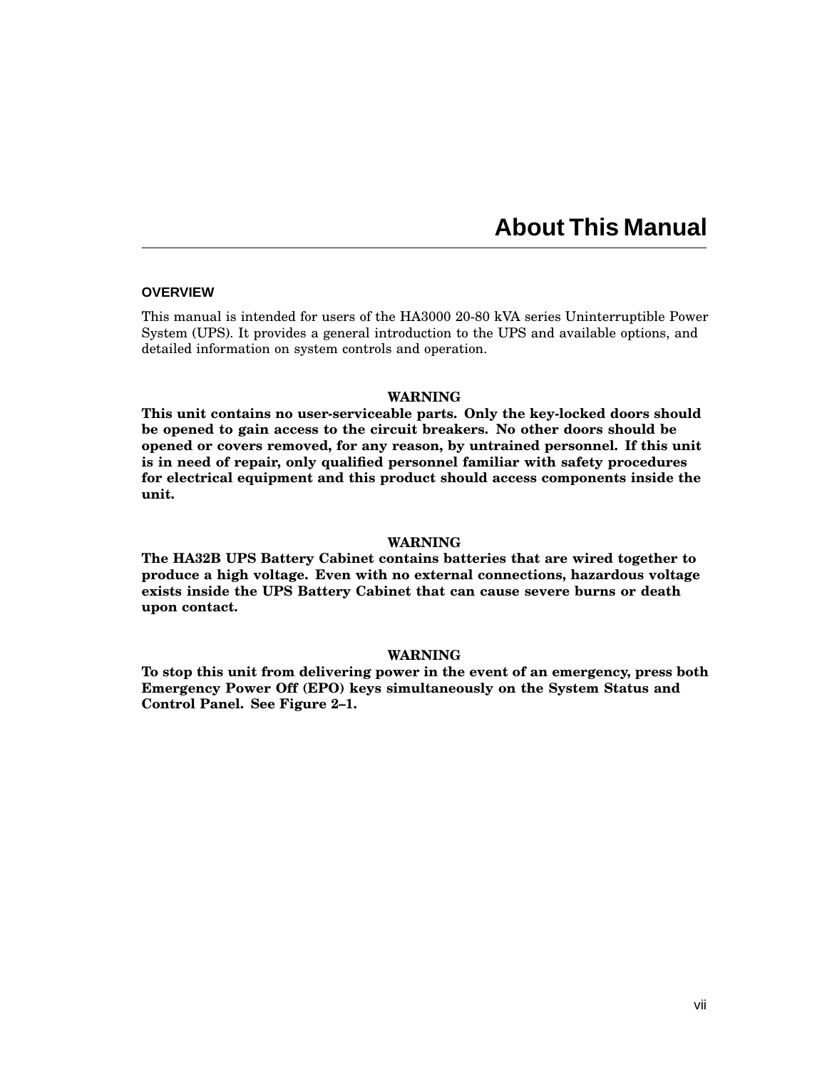# About This Manual

## OVERVIEW

This manual is intended for users of the HA3000 20-80 kVA series Uninterruptible Power System (UPS). It provides a general introduction to the UPS and available options, and detailed information on system controls and operation.

**WARNING**

**This unit contains no user-serviceable parts. Only the key-locked doors should be opened to gain access to the circuit breakers. No other doors should be opened or covers removed, for any reason, by untrained personnel. If this unit is in need of repair, only qualified personnel familiar with safety procedures for electrical equipment and this product should access components inside the unit.**

**WARNING**

**The HA32B UPS Battery Cabinet contains batteries that are wired together to produce a high voltage. Even with no external connections, hazardous voltage exists inside the UPS Battery Cabinet that can cause severe burns or death upon contact.**

**WARNING**

**To stop this unit from delivering power in the event of an emergency, press both Emergency Power Off (EPO) keys simultaneously on the System Status and Control Panel. See Figure 2–1.**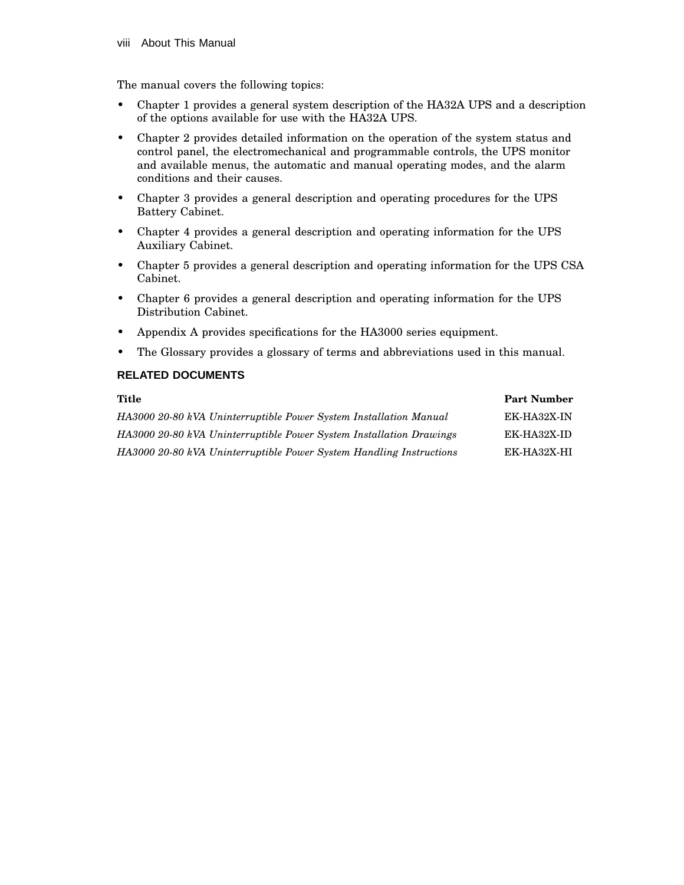The manual covers the following topics:

- Chapter 1 provides a general system description of the HA32A UPS and a description of the options available for use with the HA32A UPS.
- Chapter 2 provides detailed information on the operation of the system status and control panel, the electromechanical and programmable controls, the UPS monitor and available menus, the automatic and manual operating modes, and the alarm conditions and their causes.
- Chapter 3 provides a general description and operating procedures for the UPS Battery Cabinet.
- Chapter 4 provides a general description and operating information for the UPS Auxiliary Cabinet.
- Chapter 5 provides a general description and operating information for the UPS CSA Cabinet.
- Chapter 6 provides a general description and operating information for the UPS Distribution Cabinet.
- Appendix A provides specifications for the HA3000 series equipment.
- The Glossary provides a glossary of terms and abbreviations used in this manual.

## RELATED DOCUMENTS

| Title | Part Number |
| --- | --- |
| *HA3000 20-80 kVA Uninterruptible Power System Installation Manual* | EK-HA32X-IN |
| *HA3000 20-80 kVA Uninterruptible Power System Installation Drawings* | EK-HA32X-ID |
| *HA3000 20-80 kVA Uninterruptible Power System Handling Instructions* | EK-HA32X-HI |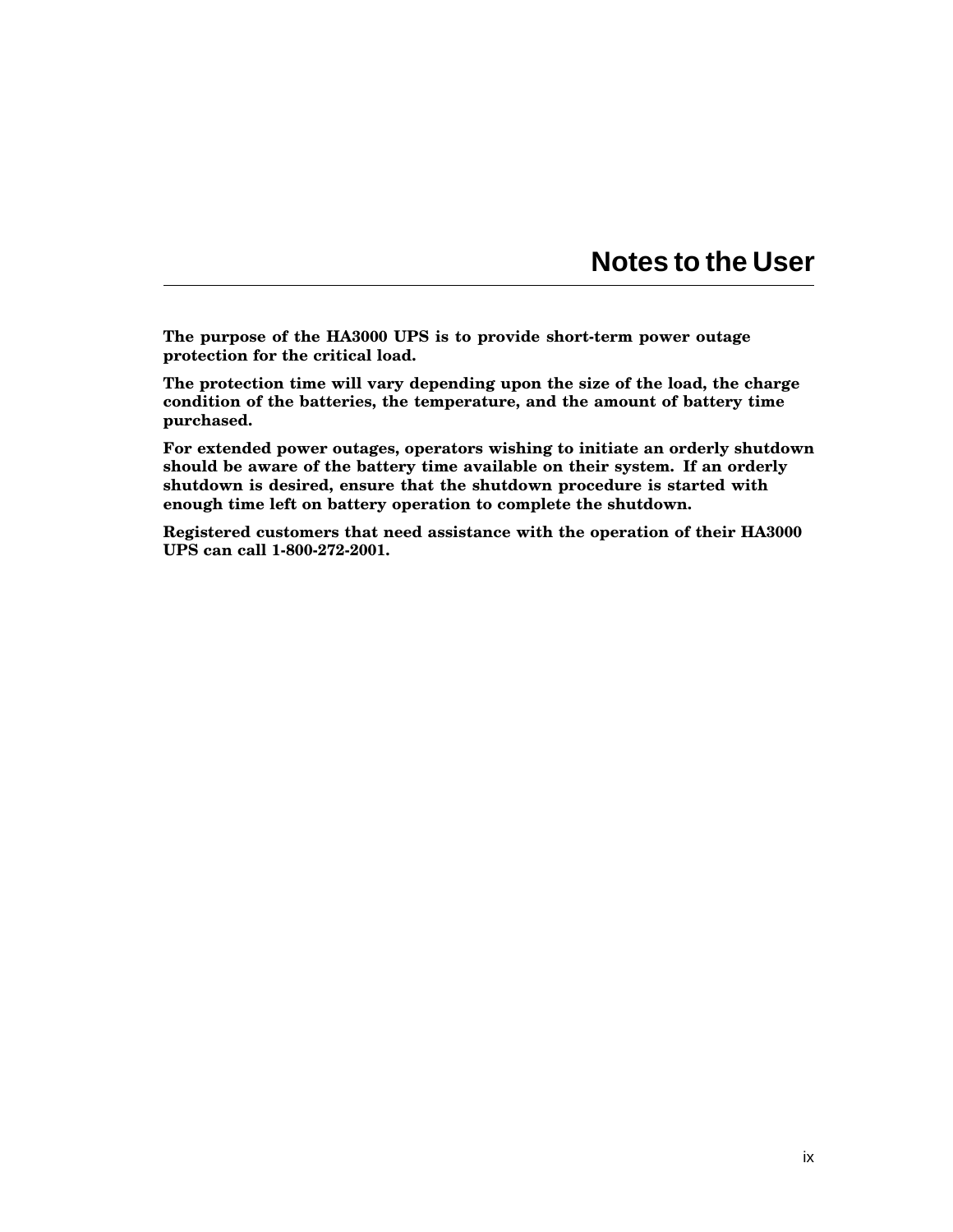# Notes to the User

**The purpose of the HA3000 UPS is to provide short-term power outage protection for the critical load.**

**The protection time will vary depending upon the size of the load, the charge condition of the batteries, the temperature, and the amount of battery time purchased.**

**For extended power outages, operators wishing to initiate an orderly shutdown should be aware of the battery time available on their system. If an orderly shutdown is desired, ensure that the shutdown procedure is started with enough time left on battery operation to complete the shutdown.**

**Registered customers that need assistance with the operation of their HA3000 UPS can call 1-800-272-2001.**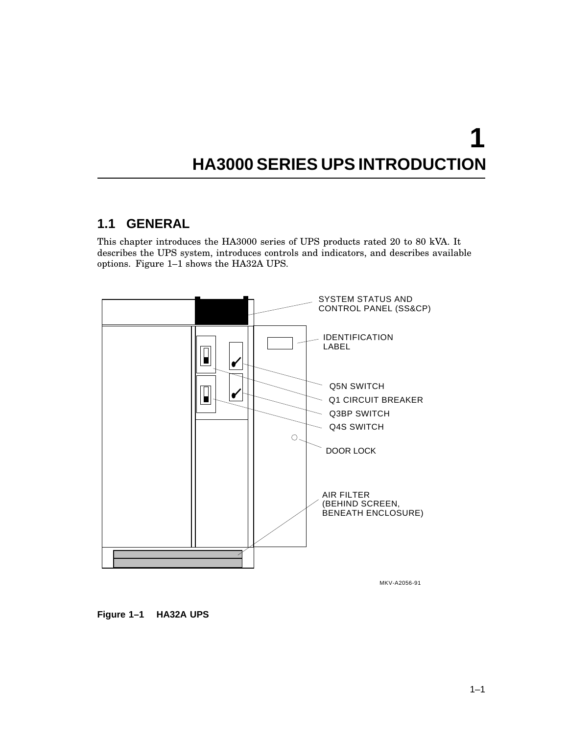# 1 HA3000 SERIES UPS INTRODUCTION

## 1.1 GENERAL

This chapter introduces the HA3000 series of UPS products rated 20 to 80 kVA. It describes the UPS system, introduces controls and indicators, and describes available options. Figure 1–1 shows the HA32A UPS.

SYSTEM STATUS AND CONTROL PANEL (SS&CP)

IDENTIFICATION LABEL

Q5N SWITCH

Q1 CIRCUIT BREAKER

Q3BP SWITCH

Q4S SWITCH

DOOR LOCK

AIR FILTER (BEHIND SCREEN, BENEATH ENCLOSURE)

MKV-A2056-91

**Figure 1–1 HA32A UPS**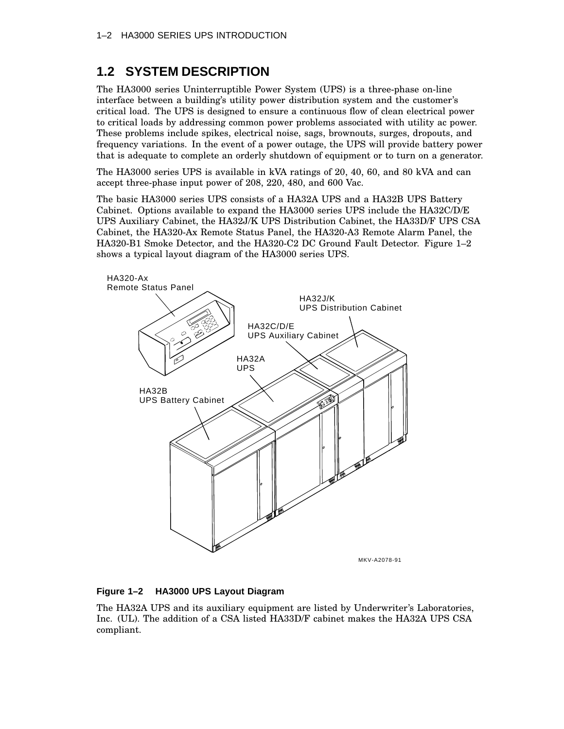## 1.2 SYSTEM DESCRIPTION

The HA3000 series Uninterruptible Power System (UPS) is a three-phase on-line interface between a building's utility power distribution system and the customer's critical load. The UPS is designed to ensure a continuous flow of clean electrical power to critical loads by addressing common power problems associated with utility ac power. These problems include spikes, electrical noise, sags, brownouts, surges, dropouts, and frequency variations. In the event of a power outage, the UPS will provide battery power that is adequate to complete an orderly shutdown of equipment or to turn on a generator.

The HA3000 series UPS is available in kVA ratings of 20, 40, 60, and 80 kVA and can accept three-phase input power of 208, 220, 480, and 600 Vac.

The basic HA3000 series UPS consists of a HA32A UPS and a HA32B UPS Battery Cabinet. Options available to expand the HA3000 series UPS include the HA32C/D/E UPS Auxiliary Cabinet, the HA32J/K UPS Distribution Cabinet, the HA33D/F UPS CSA Cabinet, the HA320-Ax Remote Status Panel, the HA320-A3 Remote Alarm Panel, the HA320-B1 Smoke Detector, and the HA320-C2 DC Ground Fault Detector. Figure 1–2 shows a typical layout diagram of the HA3000 series UPS.

HA320-Ax Remote Status Panel

HA32J/K UPS Distribution Cabinet

HA32C/D/E UPS Auxiliary Cabinet

HA32A UPS

HA32B UPS Battery Cabinet

MKV-A2078-91

**Figure 1–2 HA3000 UPS Layout Diagram**

The HA32A UPS and its auxiliary equipment are listed by Underwriter's Laboratories, Inc. (UL). The addition of a CSA listed HA33D/F cabinet makes the HA32A UPS CSA compliant.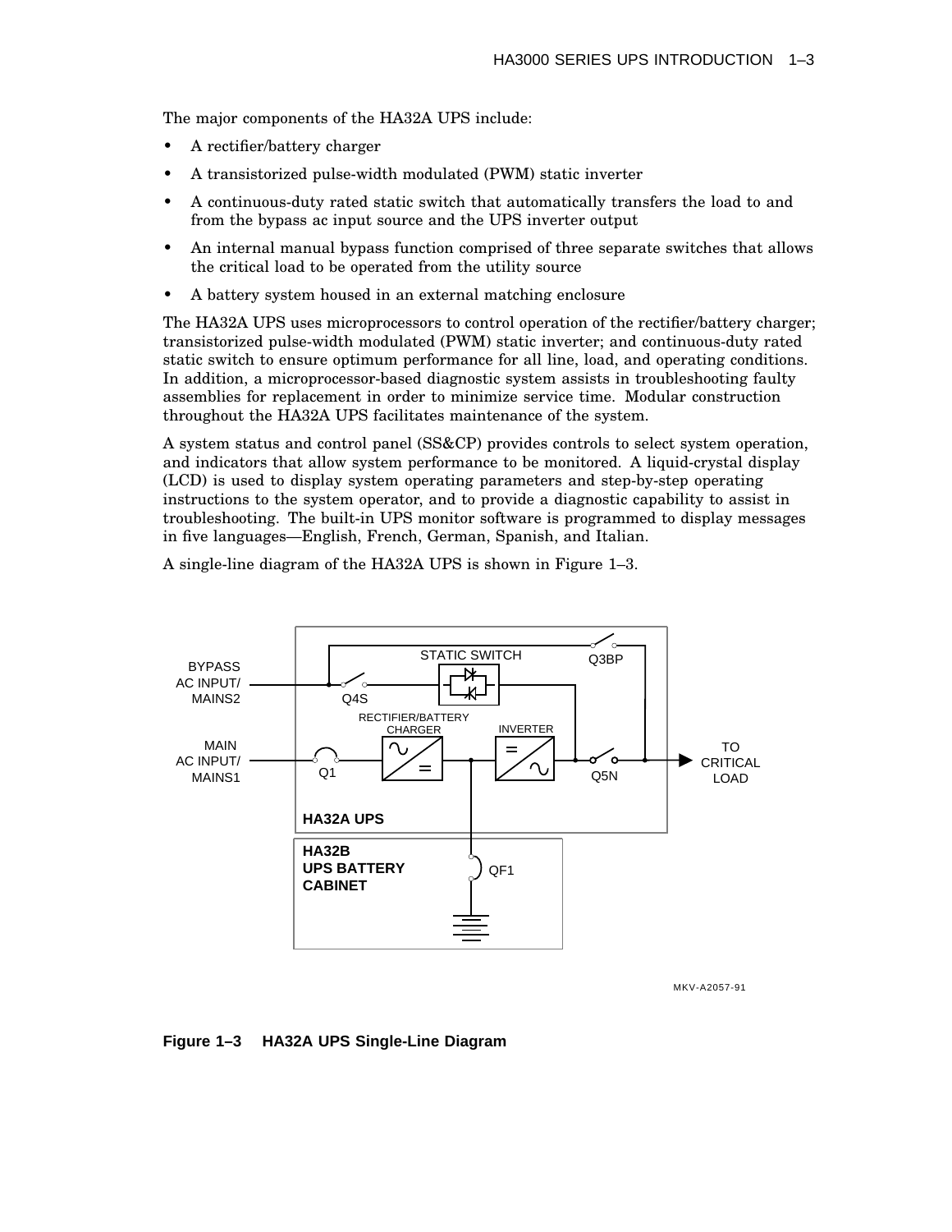The major components of the HA32A UPS include:

- A rectifier/battery charger
- A transistorized pulse-width modulated (PWM) static inverter
- A continuous-duty rated static switch that automatically transfers the load to and from the bypass ac input source and the UPS inverter output
- An internal manual bypass function comprised of three separate switches that allows the critical load to be operated from the utility source
- A battery system housed in an external matching enclosure

The HA32A UPS uses microprocessors to control operation of the rectifier/battery charger; transistorized pulse-width modulated (PWM) static inverter; and continuous-duty rated static switch to ensure optimum performance for all line, load, and operating conditions. In addition, a microprocessor-based diagnostic system assists in troubleshooting faulty assemblies for replacement in order to minimize service time. Modular construction throughout the HA32A UPS facilitates maintenance of the system.

A system status and control panel (SS&CP) provides controls to select system operation, and indicators that allow system performance to be monitored. A liquid-crystal display (LCD) is used to display system operating parameters and step-by-step operating instructions to the system operator, and to provide a diagnostic capability to assist in troubleshooting. The built-in UPS monitor software is programmed to display messages in five languages—English, French, German, Spanish, and Italian.

A single-line diagram of the HA32A UPS is shown in Figure 1–3.

BYPASS AC INPUT/ MAINS2

MAIN AC INPUT/ MAINS1

STATIC SWITCH

Q3BP

Q4S

RECTIFIER/BATTERY CHARGER

INVERTER

Q1

Q5N

TO CRITICAL LOAD

HA32A UPS

HA32B UPS BATTERY CABINET

QF1

MKV-A2057-91

**Figure 1–3 HA32A UPS Single-Line Diagram**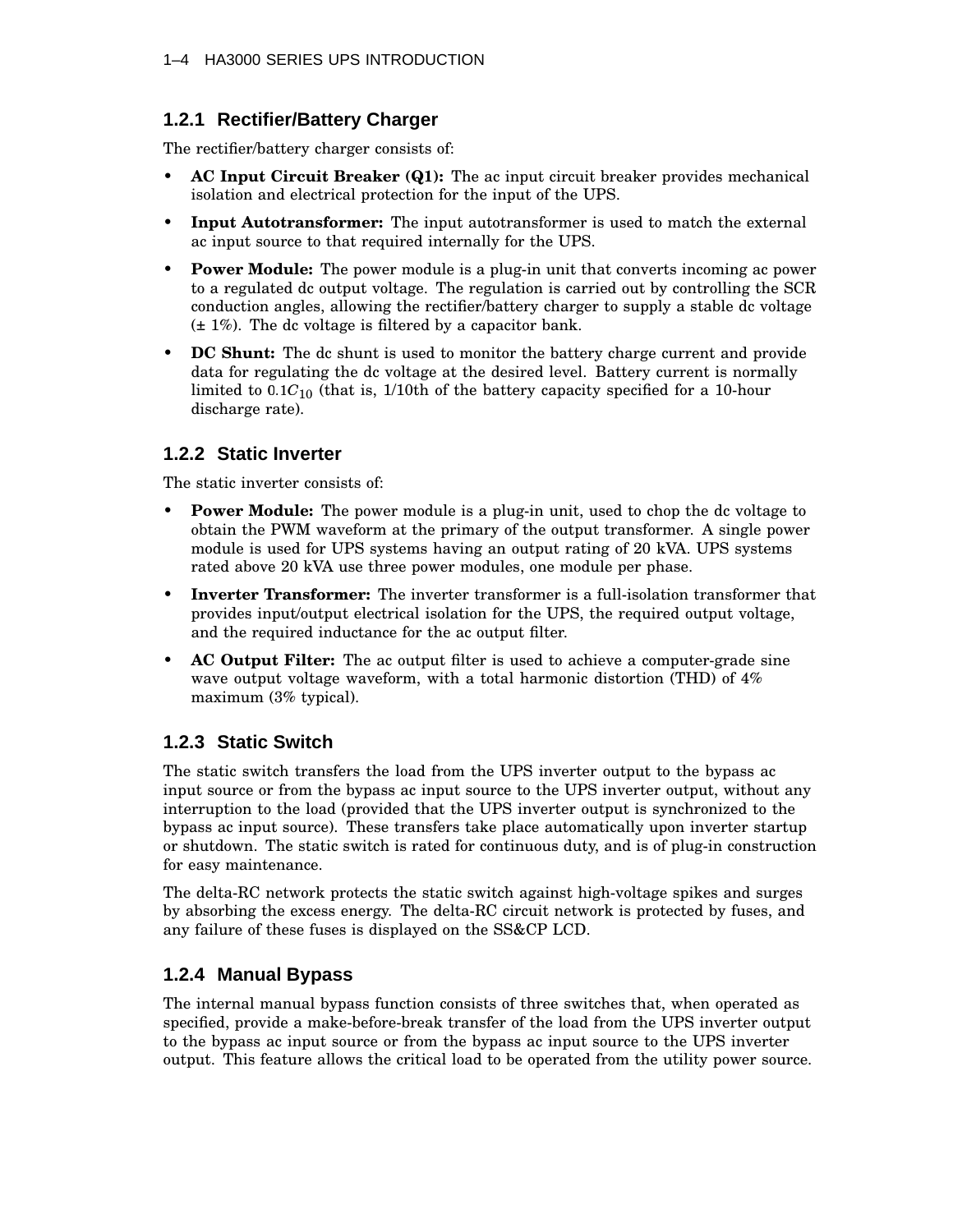### 1.2.1 Rectifier/Battery Charger

The rectifier/battery charger consists of:

- **AC Input Circuit Breaker (Q1):** The ac input circuit breaker provides mechanical isolation and electrical protection for the input of the UPS.
- **Input Autotransformer:** The input autotransformer is used to match the external ac input source to that required internally for the UPS.
- **Power Module:** The power module is a plug-in unit that converts incoming ac power to a regulated dc output voltage. The regulation is carried out by controlling the SCR conduction angles, allowing the rectifier/battery charger to supply a stable dc voltage (± 1%). The dc voltage is filtered by a capacitor bank.
- **DC Shunt:** The dc shunt is used to monitor the battery charge current and provide data for regulating the dc voltage at the desired level. Battery current is normally limited to $0.1C_{10}$ (that is, 1/10th of the battery capacity specified for a 10-hour discharge rate).

### 1.2.2 Static Inverter

The static inverter consists of:

- **Power Module:** The power module is a plug-in unit, used to chop the dc voltage to obtain the PWM waveform at the primary of the output transformer. A single power module is used for UPS systems having an output rating of 20 kVA. UPS systems rated above 20 kVA use three power modules, one module per phase.
- **Inverter Transformer:** The inverter transformer is a full-isolation transformer that provides input/output electrical isolation for the UPS, the required output voltage, and the required inductance for the ac output filter.
- **AC Output Filter:** The ac output filter is used to achieve a computer-grade sine wave output voltage waveform, with a total harmonic distortion (THD) of 4% maximum (3% typical).

### 1.2.3 Static Switch

The static switch transfers the load from the UPS inverter output to the bypass ac input source or from the bypass ac input source to the UPS inverter output, without any interruption to the load (provided that the UPS inverter output is synchronized to the bypass ac input source). These transfers take place automatically upon inverter startup or shutdown. The static switch is rated for continuous duty, and is of plug-in construction for easy maintenance.

The delta-RC network protects the static switch against high-voltage spikes and surges by absorbing the excess energy. The delta-RC circuit network is protected by fuses, and any failure of these fuses is displayed on the SS&CP LCD.

### 1.2.4 Manual Bypass

The internal manual bypass function consists of three switches that, when operated as specified, provide a make-before-break transfer of the load from the UPS inverter output to the bypass ac input source or from the bypass ac input source to the UPS inverter output. This feature allows the critical load to be operated from the utility power source.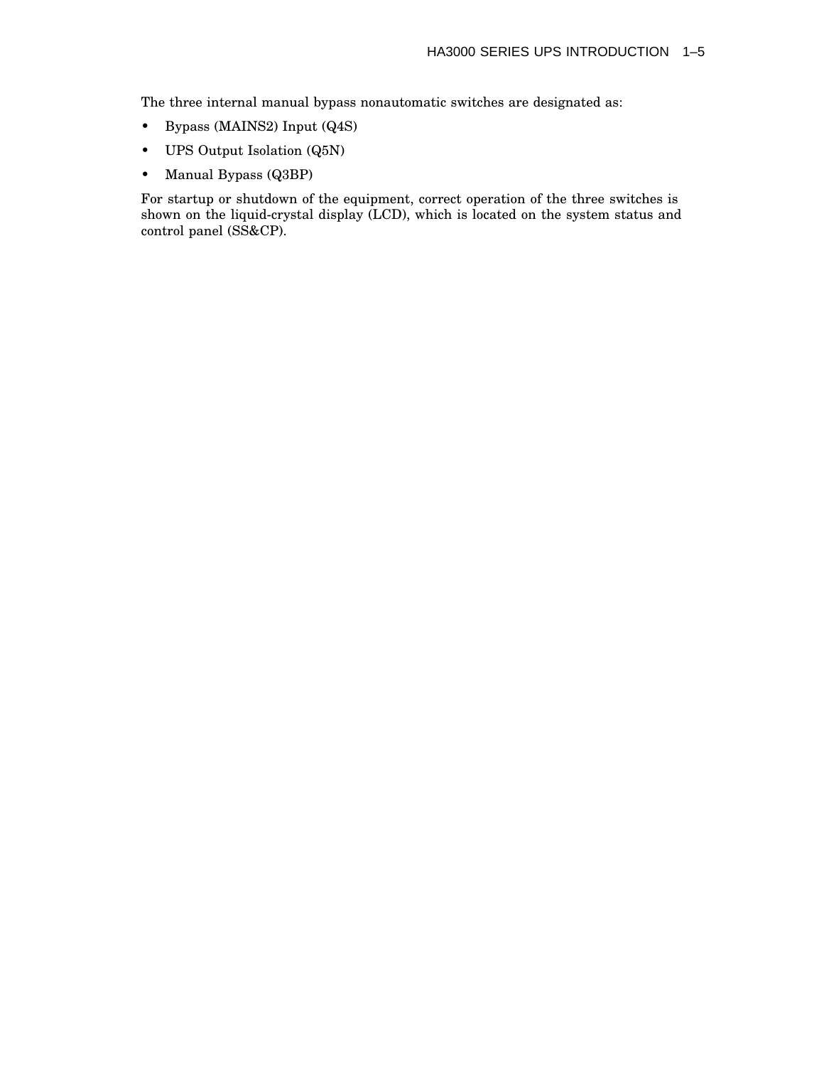The three internal manual bypass nonautomatic switches are designated as:

- Bypass (MAINS2) Input (Q4S)
- UPS Output Isolation (Q5N)
- Manual Bypass (Q3BP)

For startup or shutdown of the equipment, correct operation of the three switches is shown on the liquid-crystal display (LCD), which is located on the system status and control panel (SS&CP).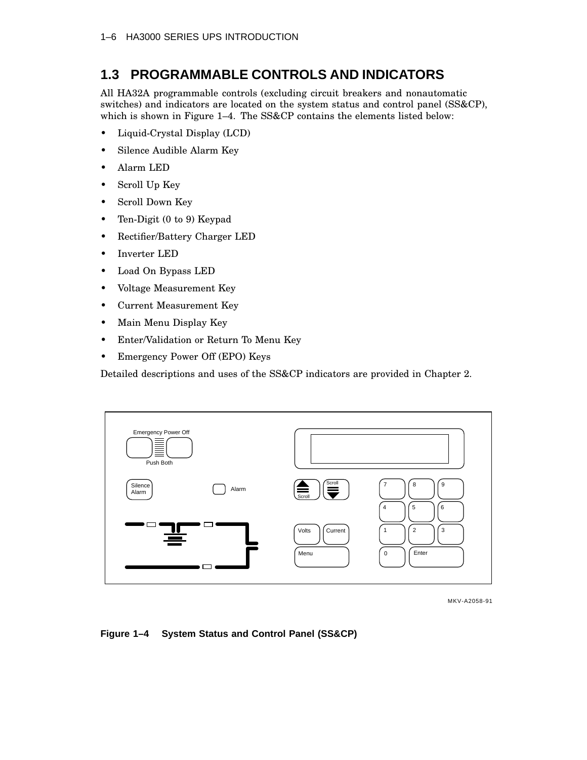## 1.3 PROGRAMMABLE CONTROLS AND INDICATORS

All HA32A programmable controls (excluding circuit breakers and nonautomatic switches) and indicators are located on the system status and control panel (SS&CP), which is shown in Figure 1–4. The SS&CP contains the elements listed below:

- Liquid-Crystal Display (LCD)
- Silence Audible Alarm Key
- Alarm LED
- Scroll Up Key
- Scroll Down Key
- Ten-Digit (0 to 9) Keypad
- Rectifier/Battery Charger LED
- Inverter LED
- Load On Bypass LED
- Voltage Measurement Key
- Current Measurement Key
- Main Menu Display Key
- Enter/Validation or Return To Menu Key
- Emergency Power Off (EPO) Keys

Detailed descriptions and uses of the SS&CP indicators are provided in Chapter 2.

Emergency Power Off

Push Both

Silence Alarm

Alarm

Scroll

Scroll

7 8 9

4 5 6

1 2 3

Volts Current

Menu

0 Enter

MKV-A2058-91

**Figure 1–4 System Status and Control Panel (SS&CP)**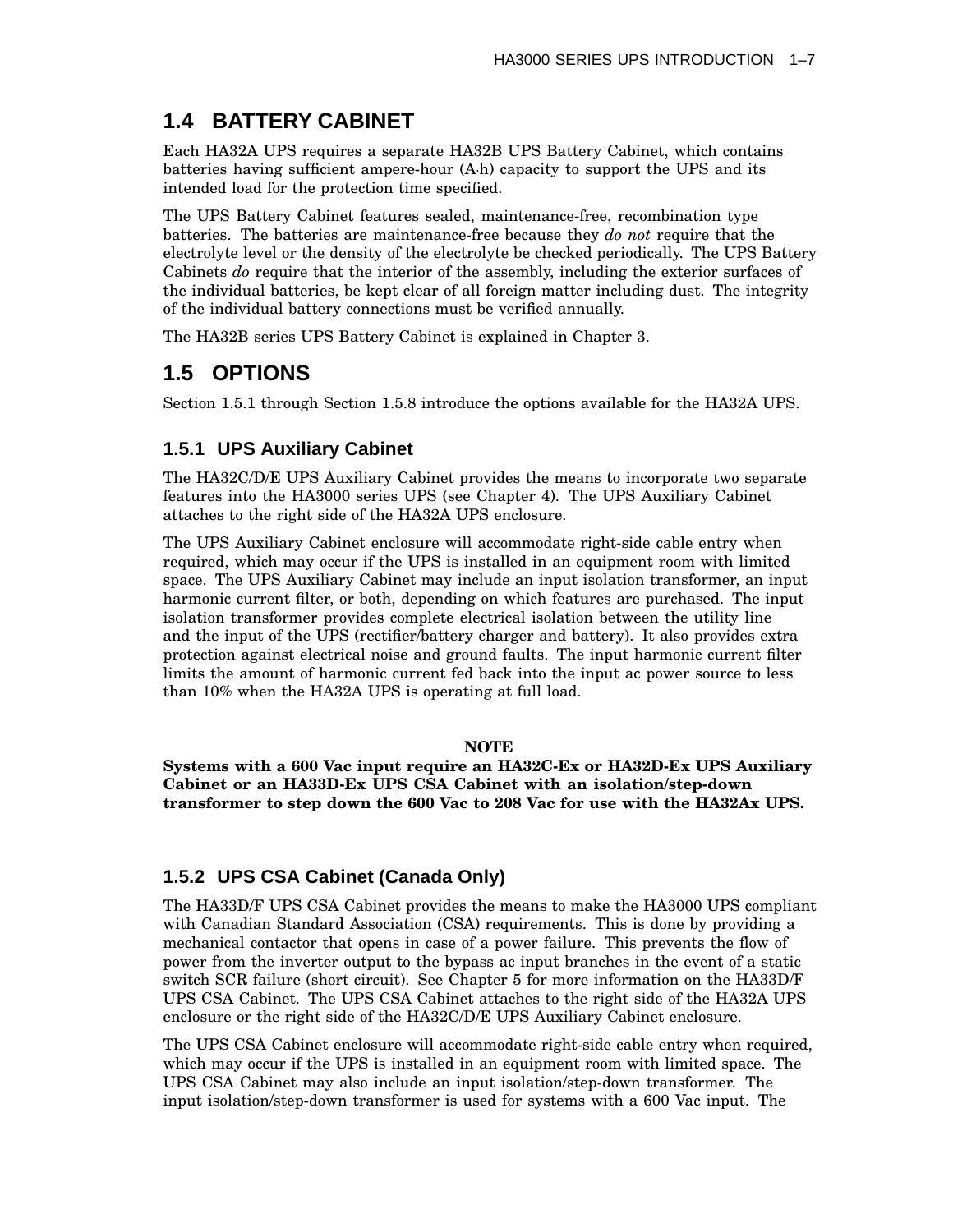## 1.4 BATTERY CABINET

Each HA32A UPS requires a separate HA32B UPS Battery Cabinet, which contains batteries having sufficient ampere-hour (A·h) capacity to support the UPS and its intended load for the protection time specified.

The UPS Battery Cabinet features sealed, maintenance-free, recombination type batteries. The batteries are maintenance-free because they *do not* require that the electrolyte level or the density of the electrolyte be checked periodically. The UPS Battery Cabinets *do* require that the interior of the assembly, including the exterior surfaces of the individual batteries, be kept clear of all foreign matter including dust. The integrity of the individual battery connections must be verified annually.

The HA32B series UPS Battery Cabinet is explained in Chapter 3.

## 1.5 OPTIONS

Section 1.5.1 through Section 1.5.8 introduce the options available for the HA32A UPS.

### 1.5.1 UPS Auxiliary Cabinet

The HA32C/D/E UPS Auxiliary Cabinet provides the means to incorporate two separate features into the HA3000 series UPS (see Chapter 4). The UPS Auxiliary Cabinet attaches to the right side of the HA32A UPS enclosure.

The UPS Auxiliary Cabinet enclosure will accommodate right-side cable entry when required, which may occur if the UPS is installed in an equipment room with limited space. The UPS Auxiliary Cabinet may include an input isolation transformer, an input harmonic current filter, or both, depending on which features are purchased. The input isolation transformer provides complete electrical isolation between the utility line and the input of the UPS (rectifier/battery charger and battery). It also provides extra protection against electrical noise and ground faults. The input harmonic current filter limits the amount of harmonic current fed back into the input ac power source to less than 10% when the HA32A UPS is operating at full load.

**NOTE**

**Systems with a 600 Vac input require an HA32C-Ex or HA32D-Ex UPS Auxiliary Cabinet or an HA33D-Ex UPS CSA Cabinet with an isolation/step-down transformer to step down the 600 Vac to 208 Vac for use with the HA32Ax UPS.**

### 1.5.2 UPS CSA Cabinet (Canada Only)

The HA33D/F UPS CSA Cabinet provides the means to make the HA3000 UPS compliant with Canadian Standard Association (CSA) requirements. This is done by providing a mechanical contactor that opens in case of a power failure. This prevents the flow of power from the inverter output to the bypass ac input branches in the event of a static switch SCR failure (short circuit). See Chapter 5 for more information on the HA33D/F UPS CSA Cabinet. The UPS CSA Cabinet attaches to the right side of the HA32A UPS enclosure or the right side of the HA32C/D/E UPS Auxiliary Cabinet enclosure.

The UPS CSA Cabinet enclosure will accommodate right-side cable entry when required, which may occur if the UPS is installed in an equipment room with limited space. The UPS CSA Cabinet may also include an input isolation/step-down transformer. The input isolation/step-down transformer is used for systems with a 600 Vac input. The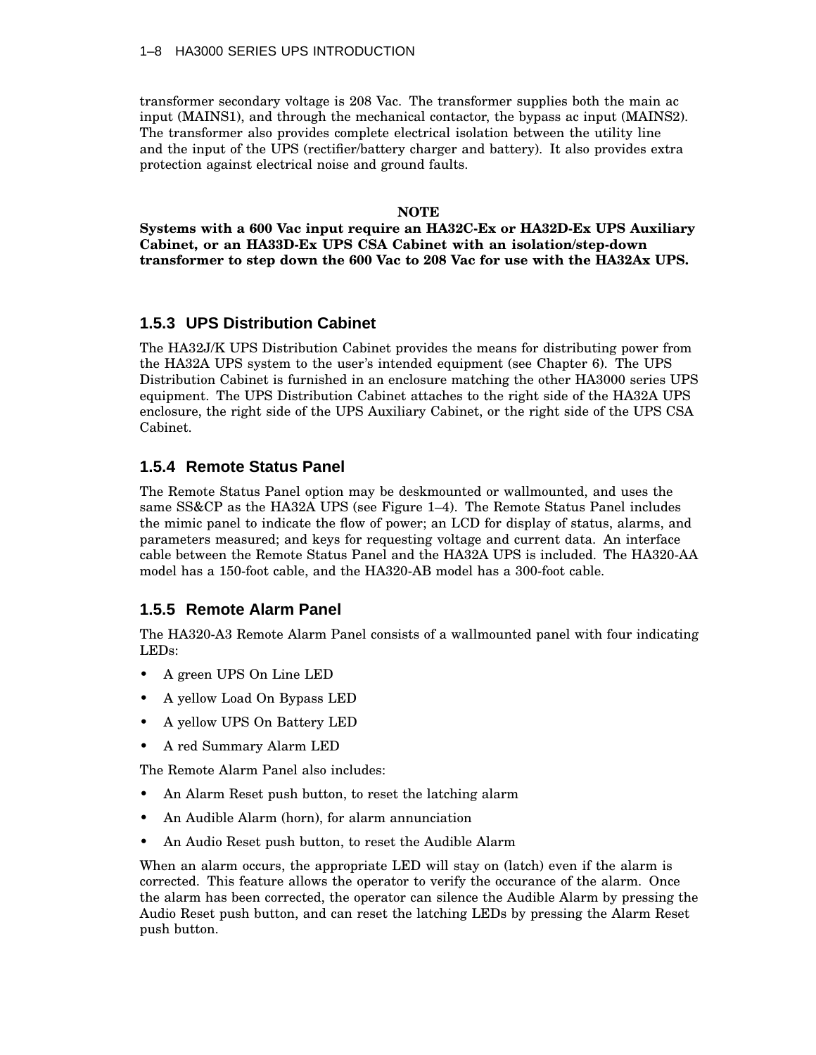transformer secondary voltage is 208 Vac. The transformer supplies both the main ac input (MAINS1), and through the mechanical contactor, the bypass ac input (MAINS2). The transformer also provides complete electrical isolation between the utility line and the input of the UPS (rectifier/battery charger and battery). It also provides extra protection against electrical noise and ground faults.

**NOTE**

**Systems with a 600 Vac input require an HA32C-Ex or HA32D-Ex UPS Auxiliary Cabinet, or an HA33D-Ex UPS CSA Cabinet with an isolation/step-down transformer to step down the 600 Vac to 208 Vac for use with the HA32Ax UPS.**

### 1.5.3 UPS Distribution Cabinet

The HA32J/K UPS Distribution Cabinet provides the means for distributing power from the HA32A UPS system to the user's intended equipment (see Chapter 6). The UPS Distribution Cabinet is furnished in an enclosure matching the other HA3000 series UPS equipment. The UPS Distribution Cabinet attaches to the right side of the HA32A UPS enclosure, the right side of the UPS Auxiliary Cabinet, or the right side of the UPS CSA Cabinet.

### 1.5.4 Remote Status Panel

The Remote Status Panel option may be deskmounted or wallmounted, and uses the same SS&CP as the HA32A UPS (see Figure 1–4). The Remote Status Panel includes the mimic panel to indicate the flow of power; an LCD for display of status, alarms, and parameters measured; and keys for requesting voltage and current data. An interface cable between the Remote Status Panel and the HA32A UPS is included. The HA320-AA model has a 150-foot cable, and the HA320-AB model has a 300-foot cable.

### 1.5.5 Remote Alarm Panel

The HA320-A3 Remote Alarm Panel consists of a wallmounted panel with four indicating LEDs:

- A green UPS On Line LED
- A yellow Load On Bypass LED
- A yellow UPS On Battery LED
- A red Summary Alarm LED

The Remote Alarm Panel also includes:

- An Alarm Reset push button, to reset the latching alarm
- An Audible Alarm (horn), for alarm annunciation
- An Audio Reset push button, to reset the Audible Alarm

When an alarm occurs, the appropriate LED will stay on (latch) even if the alarm is corrected. This feature allows the operator to verify the occurance of the alarm. Once the alarm has been corrected, the operator can silence the Audible Alarm by pressing the Audio Reset push button, and can reset the latching LEDs by pressing the Alarm Reset push button.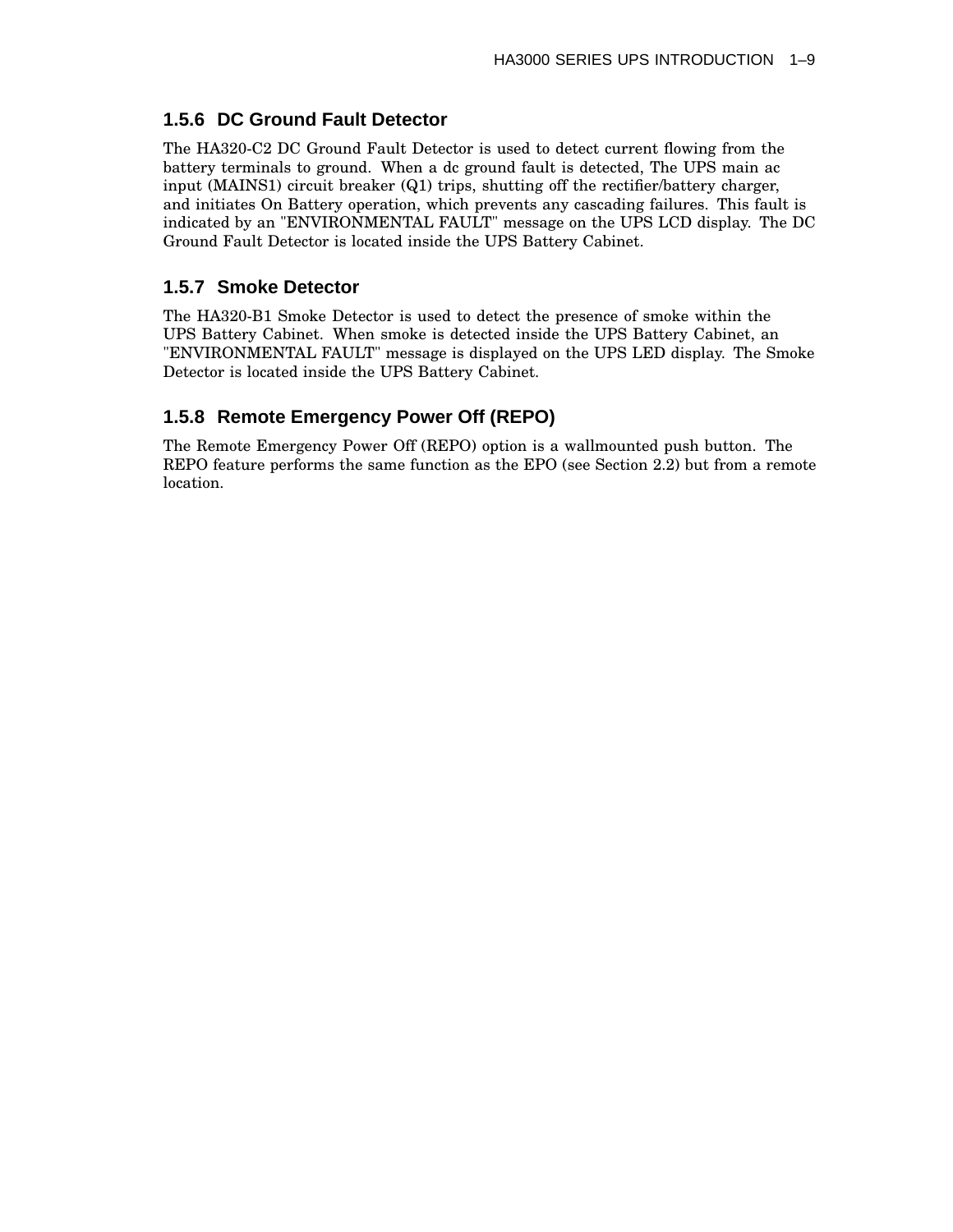### 1.5.6 DC Ground Fault Detector

The HA320-C2 DC Ground Fault Detector is used to detect current flowing from the battery terminals to ground. When a dc ground fault is detected, The UPS main ac input (MAINS1) circuit breaker (Q1) trips, shutting off the rectifier/battery charger, and initiates On Battery operation, which prevents any cascading failures. This fault is indicated by an "ENVIRONMENTAL FAULT" message on the UPS LCD display. The DC Ground Fault Detector is located inside the UPS Battery Cabinet.

### 1.5.7 Smoke Detector

The HA320-B1 Smoke Detector is used to detect the presence of smoke within the UPS Battery Cabinet. When smoke is detected inside the UPS Battery Cabinet, an "ENVIRONMENTAL FAULT" message is displayed on the UPS LED display. The Smoke Detector is located inside the UPS Battery Cabinet.

### 1.5.8 Remote Emergency Power Off (REPO)

The Remote Emergency Power Off (REPO) option is a wallmounted push button. The REPO feature performs the same function as the EPO (see Section 2.2) but from a remote location.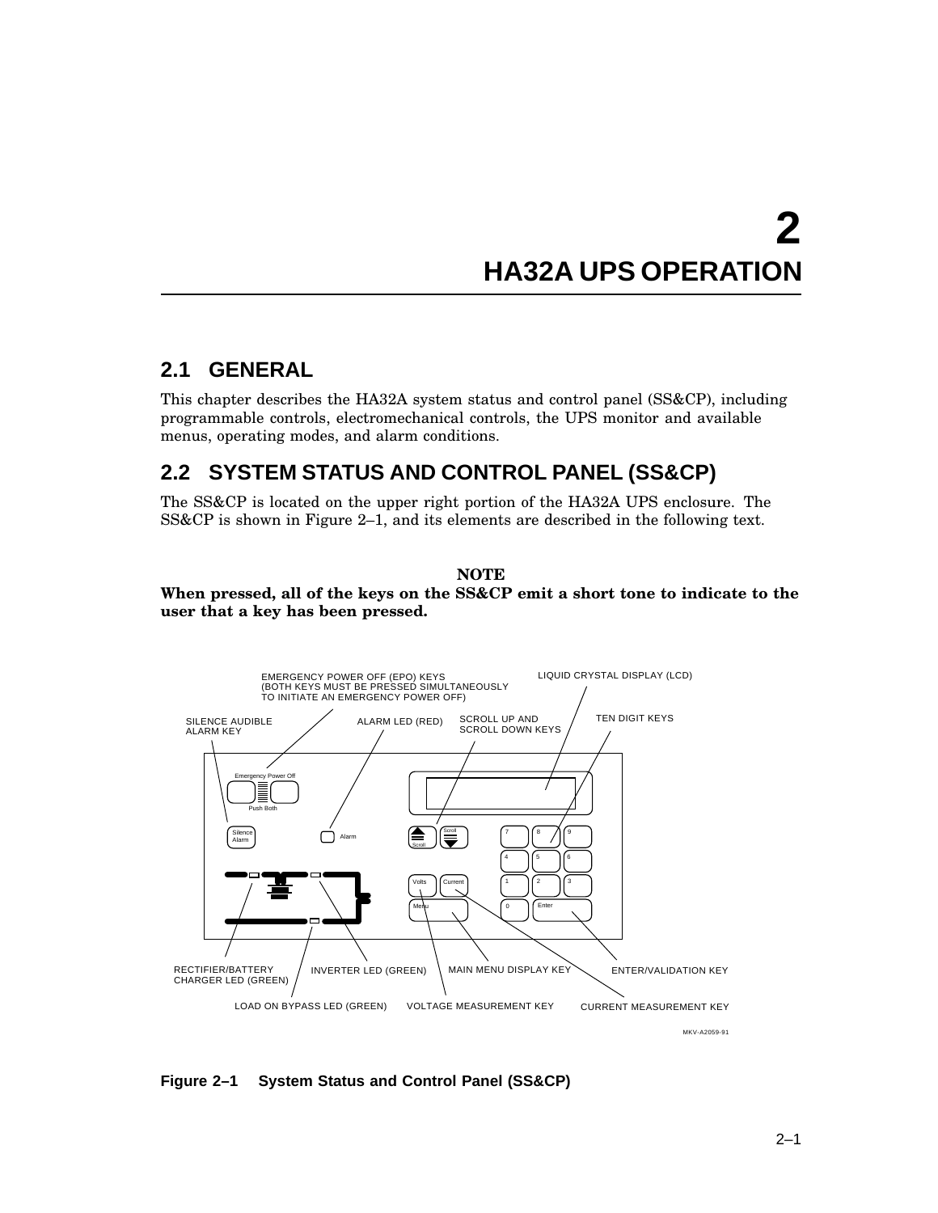# 2
# HA32A UPS OPERATION

## 2.1 GENERAL

This chapter describes the HA32A system status and control panel (SS&CP), including programmable controls, electromechanical controls, the UPS monitor and available menus, operating modes, and alarm conditions.

## 2.2 SYSTEM STATUS AND CONTROL PANEL (SS&CP)

The SS&CP is located on the upper right portion of the HA32A UPS enclosure. The SS&CP is shown in Figure 2–1, and its elements are described in the following text.

**NOTE**

**When pressed, all of the keys on the SS&CP emit a short tone to indicate to the user that a key has been pressed.**

EMERGENCY POWER OFF (EPO) KEYS (BOTH KEYS MUST BE PRESSED SIMULTANEOUSLY TO INITIATE AN EMERGENCY POWER OFF)

LIQUID CRYSTAL DISPLAY (LCD)

SILENCE AUDIBLE ALARM KEY

ALARM LED (RED)

SCROLL UP AND SCROLL DOWN KEYS

TEN DIGIT KEYS

RECTIFIER/BATTERY CHARGER LED (GREEN)

INVERTER LED (GREEN)

MAIN MENU DISPLAY KEY

ENTER/VALIDATION KEY

LOAD ON BYPASS LED (GREEN)

VOLTAGE MEASUREMENT KEY

CURRENT MEASUREMENT KEY

MKV-A2059-91

**Figure 2–1 System Status and Control Panel (SS&CP)**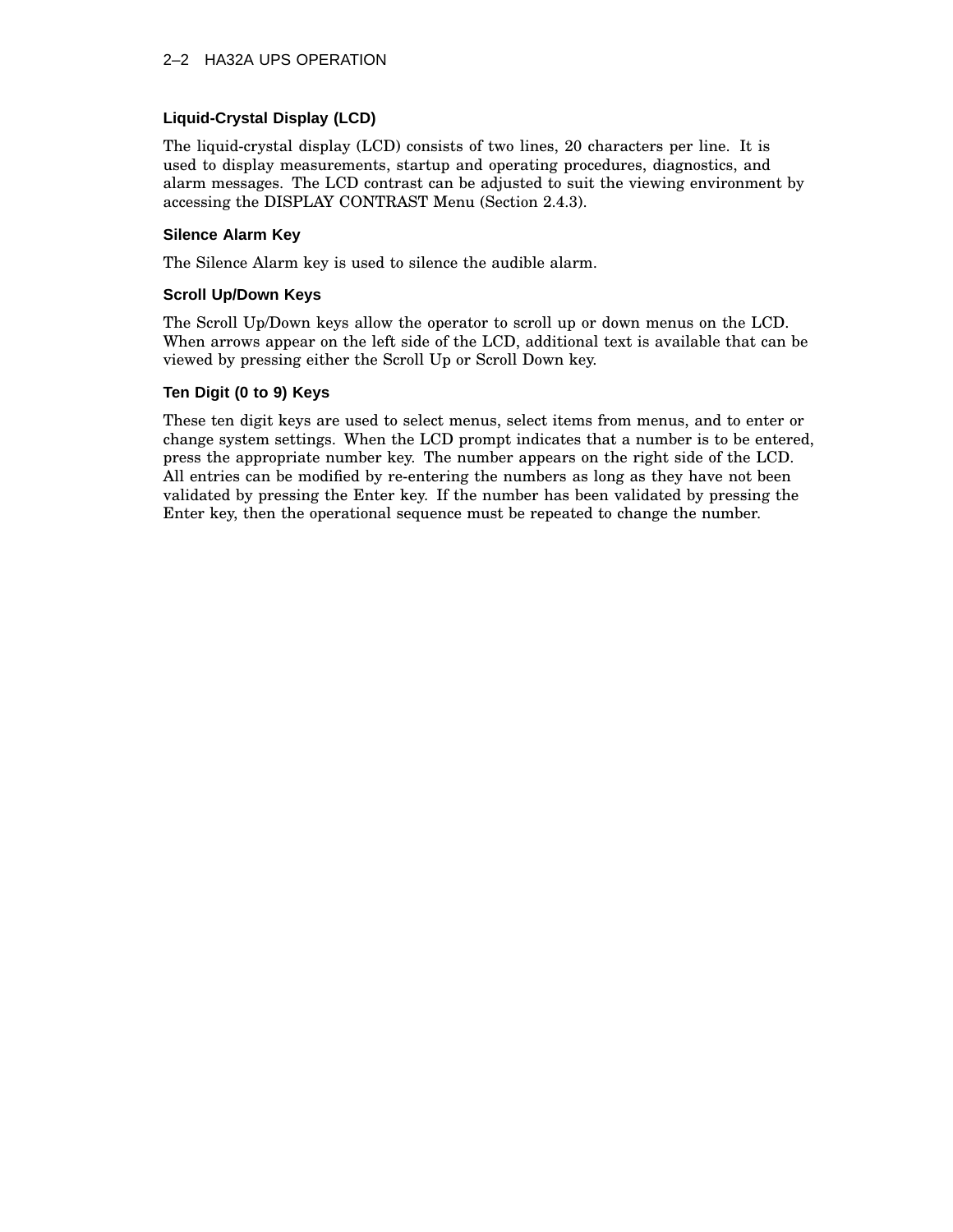### Liquid-Crystal Display (LCD)

The liquid-crystal display (LCD) consists of two lines, 20 characters per line. It is used to display measurements, startup and operating procedures, diagnostics, and alarm messages. The LCD contrast can be adjusted to suit the viewing environment by accessing the DISPLAY CONTRAST Menu (Section 2.4.3).

### Silence Alarm Key

The Silence Alarm key is used to silence the audible alarm.

### Scroll Up/Down Keys

The Scroll Up/Down keys allow the operator to scroll up or down menus on the LCD. When arrows appear on the left side of the LCD, additional text is available that can be viewed by pressing either the Scroll Up or Scroll Down key.

### Ten Digit (0 to 9) Keys

These ten digit keys are used to select menus, select items from menus, and to enter or change system settings. When the LCD prompt indicates that a number is to be entered, press the appropriate number key. The number appears on the right side of the LCD. All entries can be modified by re-entering the numbers as long as they have not been validated by pressing the Enter key. If the number has been validated by pressing the Enter key, then the operational sequence must be repeated to change the number.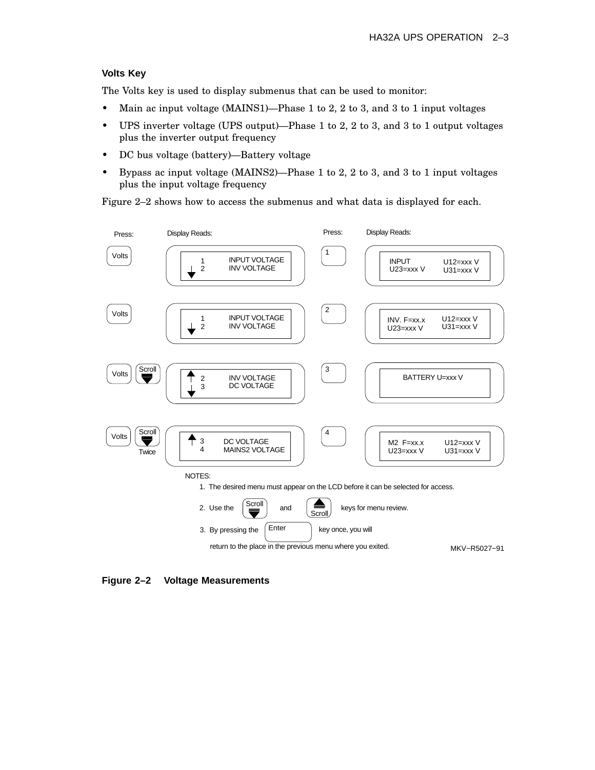### Volts Key

The Volts key is used to display submenus that can be used to monitor:

- Main ac input voltage (MAINS1)—Phase 1 to 2, 2 to 3, and 3 to 1 input voltages
- UPS inverter voltage (UPS output)—Phase 1 to 2, 2 to 3, and 3 to 1 output voltages plus the inverter output frequency
- DC bus voltage (battery)—Battery voltage
- Bypass ac input voltage (MAINS2)—Phase 1 to 2, 2 to 3, and 3 to 1 input voltages plus the input voltage frequency

Figure 2–2 shows how to access the submenus and what data is displayed for each.

| Press: | Display Reads: | Press: | Display Reads: |
|---|---|---|---|
| Volts | 1 INPUT VOLTAGE<br>2 INV VOLTAGE | 1 | INPUT U12=xxx V<br>U23=xxx V U31=xxx V |
| Volts | 1 INPUT VOLTAGE<br>2 INV VOLTAGE | 2 | INV. F=xx.x U12=xxx V<br>U23=xxx V U31=xxx V |
| Volts, Scroll ▼ | 2 INV VOLTAGE<br>3 DC VOLTAGE | 3 | BATTERY U=xxx V |
| Volts, Scroll ▼ Twice | 3 DC VOLTAGE<br>4 MAINS2 VOLTAGE | 4 | M2 F=xx.x U12=xxx V<br>U23=xxx V U31=xxx V |

NOTES:

1. The desired menu must appear on the LCD before it can be selected for access.
2. Use the Scroll ▼ and ▲ Scroll keys for menu review.
3. By pressing the Enter key once, you will return to the place in the previous menu where you exited.

MKV−R5027−91

**Figure 2–2 Voltage Measurements**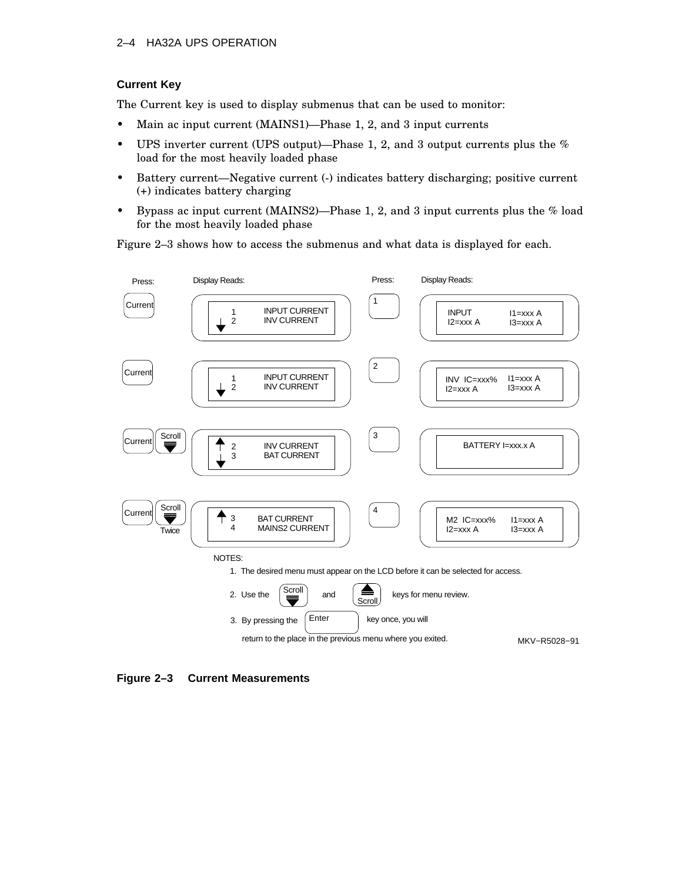### Current Key

The Current key is used to display submenus that can be used to monitor:

- Main ac input current (MAINS1)—Phase 1, 2, and 3 input currents
- UPS inverter current (UPS output)—Phase 1, 2, and 3 output currents plus the % load for the most heavily loaded phase
- Battery current—Negative current (-) indicates battery discharging; positive current (+) indicates battery charging
- Bypass ac input current (MAINS2)—Phase 1, 2, and 3 input currents plus the % load for the most heavily loaded phase

Figure 2–3 shows how to access the submenus and what data is displayed for each.

| Press: | Display Reads: | Press: | Display Reads: |
|---|---|---|---|
| Current | ↓ 1 INPUT CURRENT<br>2 INV CURRENT | 1 | INPUT I1=xxx A<br>I2=xxx A I3=xxx A |
| Current | ↓ 1 INPUT CURRENT<br>2 INV CURRENT | 2 | INV IC=xxx% I1=xxx A<br>I2=xxx A I3=xxx A |
| Current, Scroll ▼ | ↑ 2 INV CURRENT<br>↓ 3 BAT CURRENT | 3 | BATTERY I=xxx.x A |
| Current, Scroll ▼ Twice | ↑ 3 BAT CURRENT<br>4 MAINS2 CURRENT | 4 | M2 IC=xxx% I1=xxx A<br>I2=xxx A I3=xxx A |

NOTES:

1. The desired menu must appear on the LCD before it can be selected for access.
2. Use the Scroll ▼ and ▲ Scroll keys for menu review.
3. By pressing the Enter key once, you will return to the place in the previous menu where you exited.

MKV−R5028−91

**Figure 2–3 Current Measurements**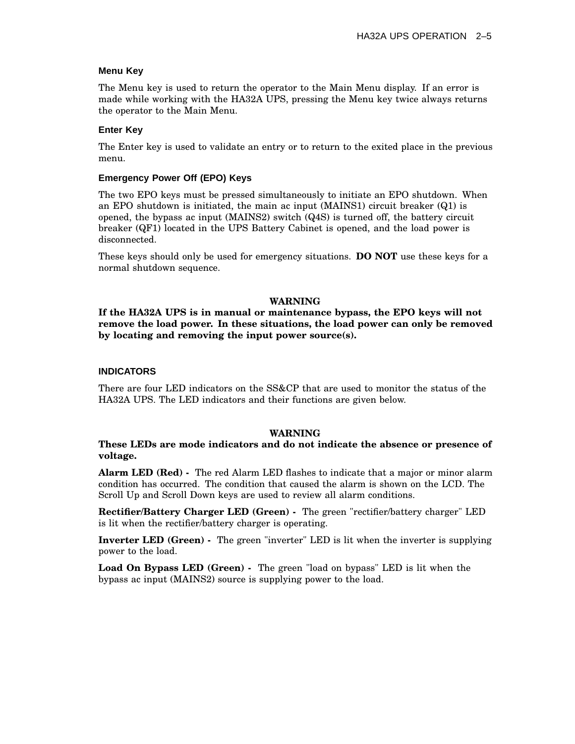### Menu Key

The Menu key is used to return the operator to the Main Menu display. If an error is made while working with the HA32A UPS, pressing the Menu key twice always returns the operator to the Main Menu.

### Enter Key

The Enter key is used to validate an entry or to return to the exited place in the previous menu.

### Emergency Power Off (EPO) Keys

The two EPO keys must be pressed simultaneously to initiate an EPO shutdown. When an EPO shutdown is initiated, the main ac input (MAINS1) circuit breaker (Q1) is opened, the bypass ac input (MAINS2) switch (Q4S) is turned off, the battery circuit breaker (QF1) located in the UPS Battery Cabinet is opened, and the load power is disconnected.

These keys should only be used for emergency situations. **DO NOT** use these keys for a normal shutdown sequence.

**WARNING**
**If the HA32A UPS is in manual or maintenance bypass, the EPO keys will not remove the load power. In these situations, the load power can only be removed by locating and removing the input power source(s).**

## INDICATORS

There are four LED indicators on the SS&CP that are used to monitor the status of the HA32A UPS. The LED indicators and their functions are given below.

**WARNING**
**These LEDs are mode indicators and do not indicate the absence or presence of voltage.**

**Alarm LED (Red) -** The red Alarm LED flashes to indicate that a major or minor alarm condition has occurred. The condition that caused the alarm is shown on the LCD. The Scroll Up and Scroll Down keys are used to review all alarm conditions.

**Rectifier/Battery Charger LED (Green) -** The green "rectifier/battery charger" LED is lit when the rectifier/battery charger is operating.

**Inverter LED (Green) -** The green "inverter" LED is lit when the inverter is supplying power to the load.

**Load On Bypass LED (Green) -** The green "load on bypass" LED is lit when the bypass ac input (MAINS2) source is supplying power to the load.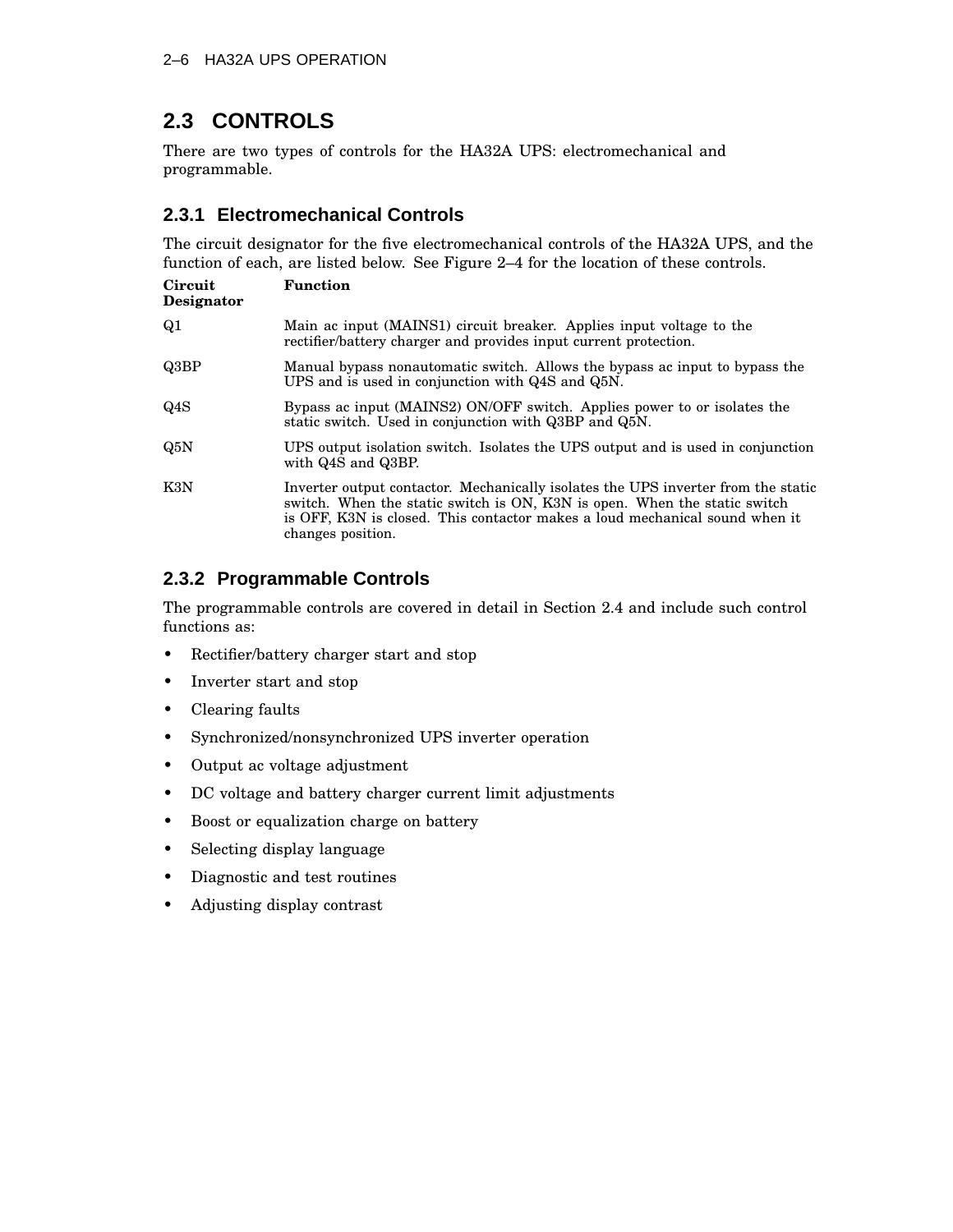## 2.3 CONTROLS

There are two types of controls for the HA32A UPS: electromechanical and programmable.

### 2.3.1 Electromechanical Controls

The circuit designator for the five electromechanical controls of the HA32A UPS, and the function of each, are listed below. See Figure 2–4 for the location of these controls.

| Circuit Designator | Function |
|---|---|
| Q1 | Main ac input (MAINS1) circuit breaker. Applies input voltage to the rectifier/battery charger and provides input current protection. |
| Q3BP | Manual bypass nonautomatic switch. Allows the bypass ac input to bypass the UPS and is used in conjunction with Q4S and Q5N. |
| Q4S | Bypass ac input (MAINS2) ON/OFF switch. Applies power to or isolates the static switch. Used in conjunction with Q3BP and Q5N. |
| Q5N | UPS output isolation switch. Isolates the UPS output and is used in conjunction with Q4S and Q3BP. |
| K3N | Inverter output contactor. Mechanically isolates the UPS inverter from the static switch. When the static switch is ON, K3N is open. When the static switch is OFF, K3N is closed. This contactor makes a loud mechanical sound when it changes position. |

### 2.3.2 Programmable Controls

The programmable controls are covered in detail in Section 2.4 and include such control functions as:

- Rectifier/battery charger start and stop
- Inverter start and stop
- Clearing faults
- Synchronized/nonsynchronized UPS inverter operation
- Output ac voltage adjustment
- DC voltage and battery charger current limit adjustments
- Boost or equalization charge on battery
- Selecting display language
- Diagnostic and test routines
- Adjusting display contrast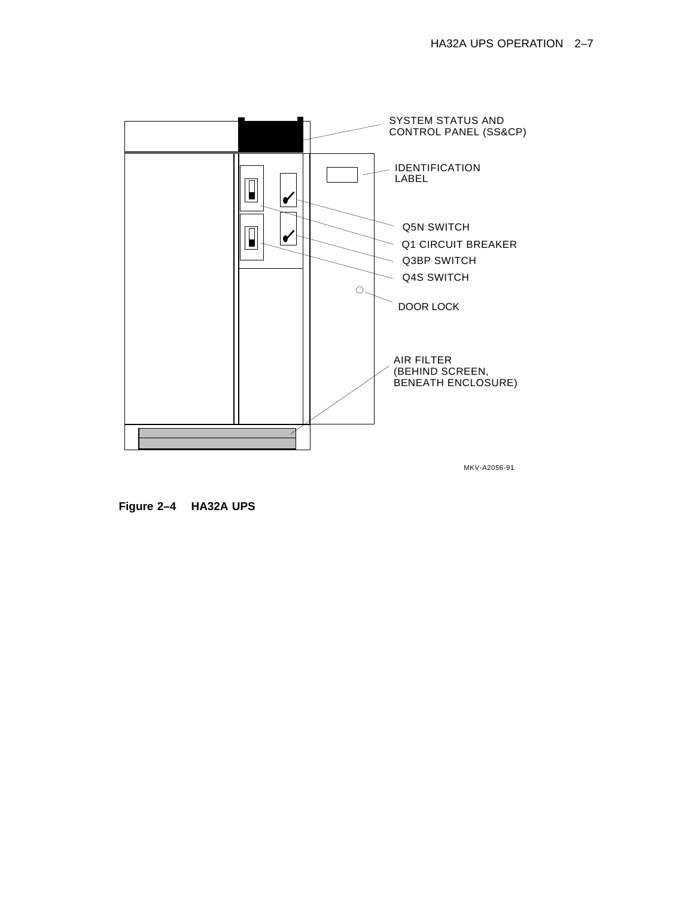SYSTEM STATUS AND CONTROL PANEL (SS&CP)

IDENTIFICATION LABEL

Q5N SWITCH

Q1 CIRCUIT BREAKER

Q3BP SWITCH

Q4S SWITCH

DOOR LOCK

AIR FILTER (BEHIND SCREEN, BENEATH ENCLOSURE)

MKV-A2056-91

**Figure 2–4 HA32A UPS**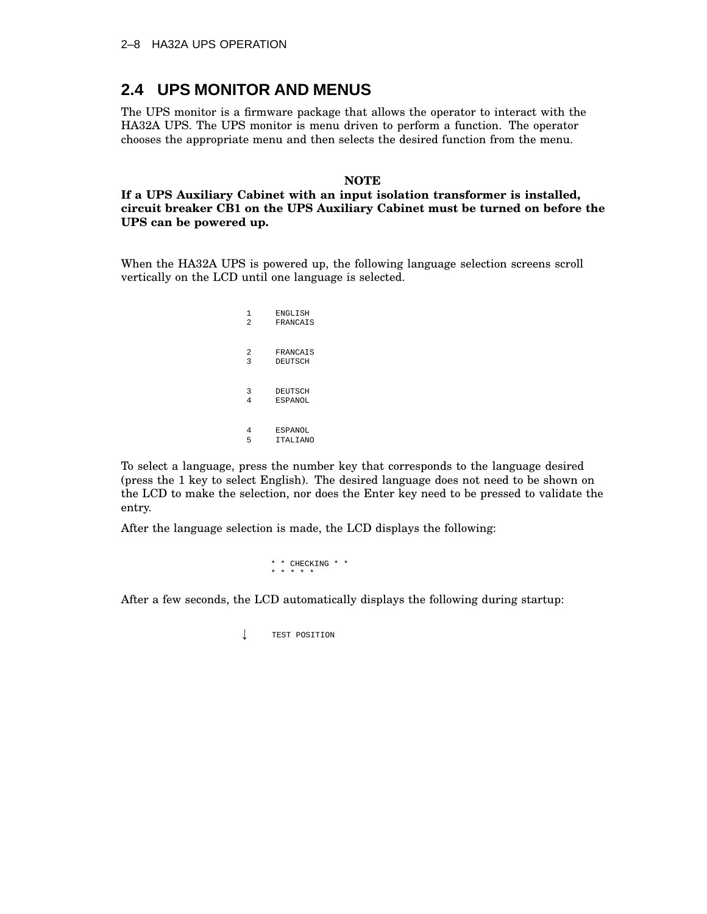## 2.4 UPS MONITOR AND MENUS

The UPS monitor is a firmware package that allows the operator to interact with the HA32A UPS. The UPS monitor is menu driven to perform a function. The operator chooses the appropriate menu and then selects the desired function from the menu.

**NOTE**

**If a UPS Auxiliary Cabinet with an input isolation transformer is installed, circuit breaker CB1 on the UPS Auxiliary Cabinet must be turned on before the UPS can be powered up.**

When the HA32A UPS is powered up, the following language selection screens scroll vertically on the LCD until one language is selected.

```
1     ENGLISH
2     FRANCAIS


2     FRANCAIS
3     DEUTSCH


3     DEUTSCH
4     ESPANOL


4     ESPANOL
5     ITALIANO
```

To select a language, press the number key that corresponds to the language desired (press the 1 key to select English). The desired language does not need to be shown on the LCD to make the selection, nor does the Enter key need to be pressed to validate the entry.

After the language selection is made, the LCD displays the following:

```
* * CHECKING * *
* * * * *
```

After a few seconds, the LCD automatically displays the following during startup:

```
↓     TEST POSITION
```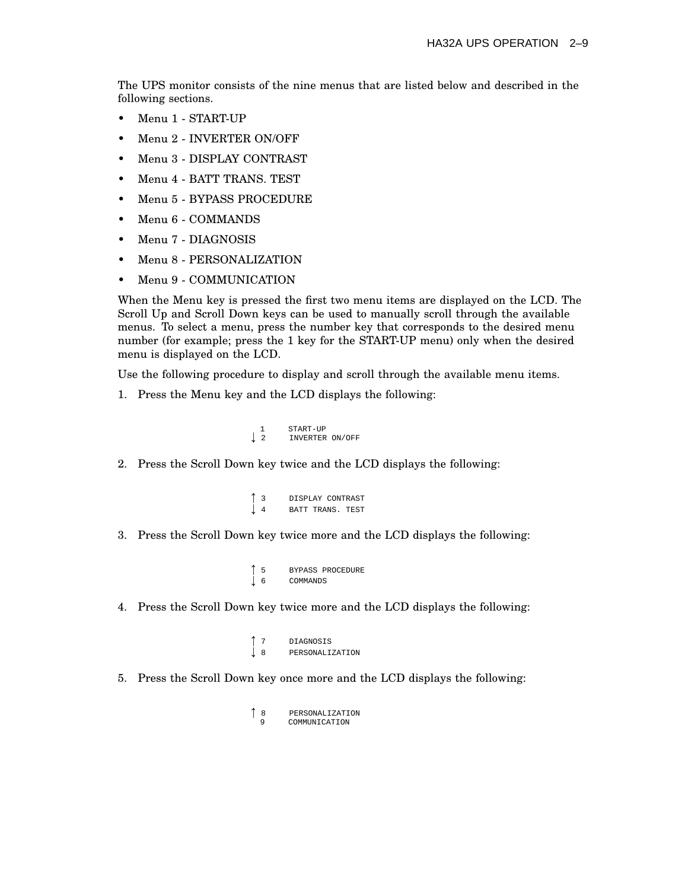The UPS monitor consists of the nine menus that are listed below and described in the following sections.

- Menu 1 - START-UP
- Menu 2 - INVERTER ON/OFF
- Menu 3 - DISPLAY CONTRAST
- Menu 4 - BATT TRANS. TEST
- Menu 5 - BYPASS PROCEDURE
- Menu 6 - COMMANDS
- Menu 7 - DIAGNOSIS
- Menu 8 - PERSONALIZATION
- Menu 9 - COMMUNICATION

When the Menu key is pressed the first two menu items are displayed on the LCD. The Scroll Up and Scroll Down keys can be used to manually scroll through the available menus. To select a menu, press the number key that corresponds to the desired menu number (for example; press the 1 key for the START-UP menu) only when the desired menu is displayed on the LCD.

Use the following procedure to display and scroll through the available menu items.

1. Press the Menu key and the LCD displays the following:

```
  1    START-UP
↓ 2    INVERTER ON/OFF
```

2. Press the Scroll Down key twice and the LCD displays the following:

```
↑ 3    DISPLAY CONTRAST
↓ 4    BATT TRANS. TEST
```

3. Press the Scroll Down key twice more and the LCD displays the following:

```
↑ 5    BYPASS PROCEDURE
↓ 6    COMMANDS
```

4. Press the Scroll Down key twice more and the LCD displays the following:

```
↑ 7    DIAGNOSIS
↓ 8    PERSONALIZATION
```

5. Press the Scroll Down key once more and the LCD displays the following:

```
↑ 8    PERSONALIZATION
  9    COMMUNICATION
```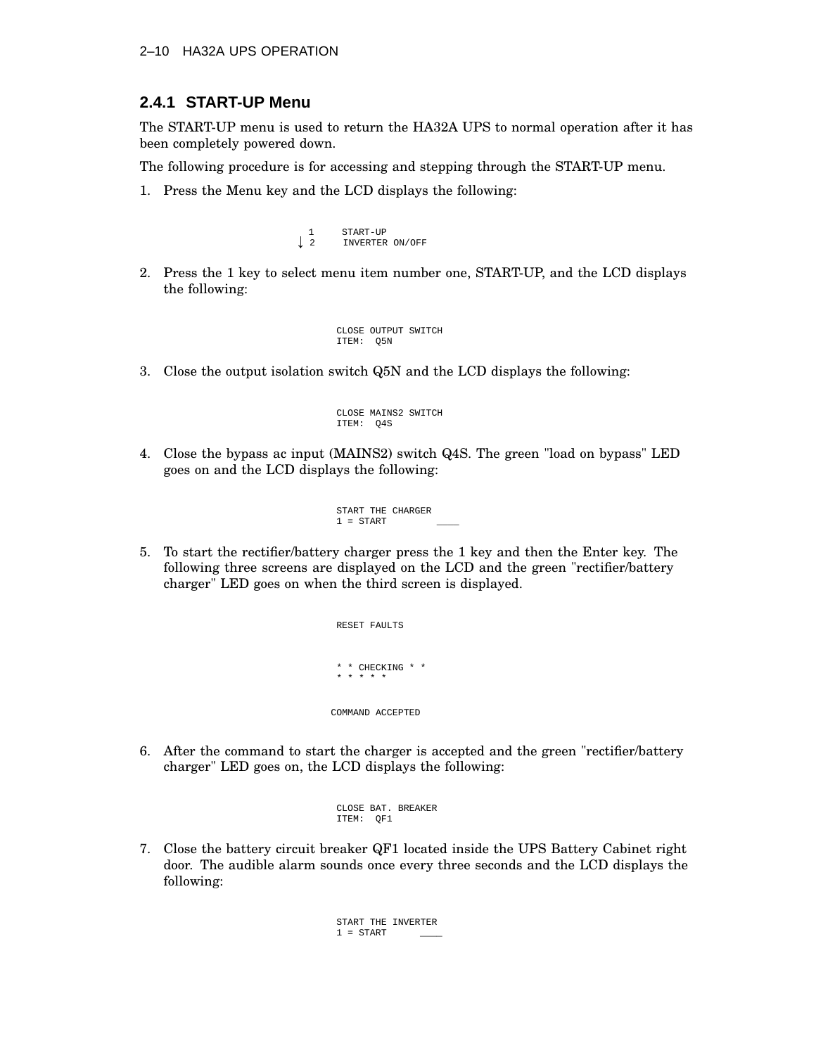### 2.4.1 START-UP Menu

The START-UP menu is used to return the HA32A UPS to normal operation after it has been completely powered down.

The following procedure is for accessing and stepping through the START-UP menu.

1. Press the Menu key and the LCD displays the following:

```
  1     START-UP
↓ 2     INVERTER ON/OFF
```

2. Press the 1 key to select menu item number one, START-UP, and the LCD displays the following:

```
CLOSE OUTPUT SWITCH
ITEM:  Q5N
```

3. Close the output isolation switch Q5N and the LCD displays the following:

```
CLOSE MAINS2 SWITCH
ITEM:  Q4S
```

4. Close the bypass ac input (MAINS2) switch Q4S. The green "load on bypass" LED goes on and the LCD displays the following:

```
START THE CHARGER
1 = START         ____
```

5. To start the rectifier/battery charger press the 1 key and then the Enter key. The following three screens are displayed on the LCD and the green "rectifier/battery charger" LED goes on when the third screen is displayed.

```
RESET FAULTS
```

```
* * CHECKING * *
* * * * *
```

```
COMMAND ACCEPTED
```

6. After the command to start the charger is accepted and the green "rectifier/battery charger" LED goes on, the LCD displays the following:

```
CLOSE BAT. BREAKER
ITEM:  QF1
```

7. Close the battery circuit breaker QF1 located inside the UPS Battery Cabinet right door. The audible alarm sounds once every three seconds and the LCD displays the following:

```
START THE INVERTER
1 = START      ____
```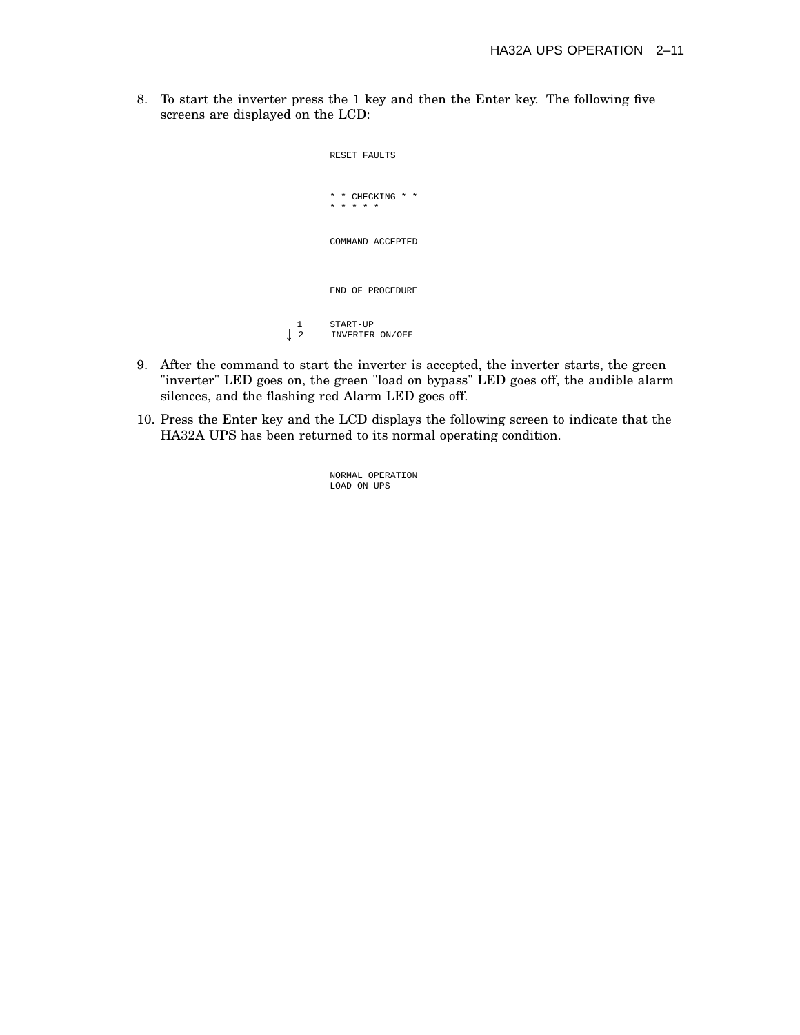8. To start the inverter press the 1 key and then the Enter key. The following five screens are displayed on the LCD:

```
RESET FAULTS
```

```
* * CHECKING * *
* * * * *
```

```
COMMAND ACCEPTED
```

```
END OF PROCEDURE
```

```
  1     START-UP
↓ 2     INVERTER ON/OFF
```

9. After the command to start the inverter is accepted, the inverter starts, the green "inverter" LED goes on, the green "load on bypass" LED goes off, the audible alarm silences, and the flashing red Alarm LED goes off.

10. Press the Enter key and the LCD displays the following screen to indicate that the HA32A UPS has been returned to its normal operating condition.

```
NORMAL OPERATION
LOAD ON UPS
```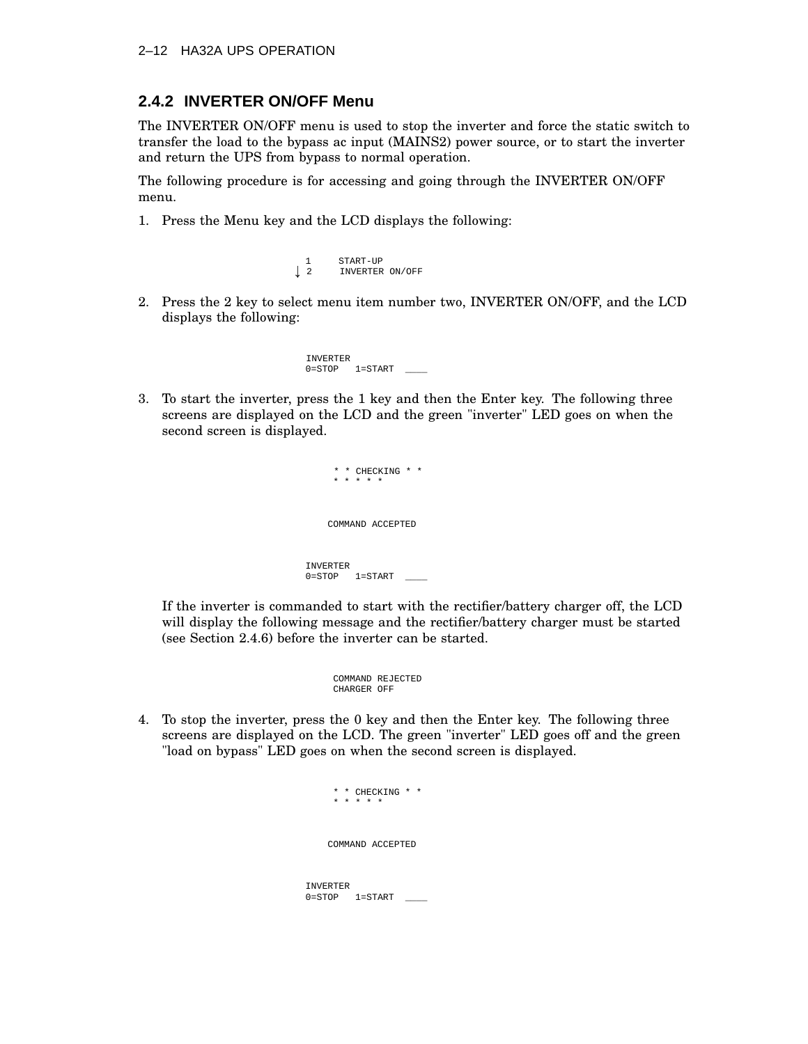## 2.4.2 INVERTER ON/OFF Menu

The INVERTER ON/OFF menu is used to stop the inverter and force the static switch to transfer the load to the bypass ac input (MAINS2) power source, or to start the inverter and return the UPS from bypass to normal operation.

The following procedure is for accessing and going through the INVERTER ON/OFF menu.

1. Press the Menu key and the LCD displays the following:

```
  1     START-UP
↓ 2     INVERTER ON/OFF
```

2. Press the 2 key to select menu item number two, INVERTER ON/OFF, and the LCD displays the following:

```
INVERTER
0=STOP   1=START  ____
```

3. To start the inverter, press the 1 key and then the Enter key. The following three screens are displayed on the LCD and the green "inverter" LED goes on when the second screen is displayed.

```
     * * CHECKING * *
     * * * * *
```

```
    COMMAND ACCEPTED
```

```
INVERTER
0=STOP   1=START  ____
```

   If the inverter is commanded to start with the rectifier/battery charger off, the LCD will display the following message and the rectifier/battery charger must be started (see Section 2.4.6) before the inverter can be started.

```
     COMMAND REJECTED
     CHARGER OFF
```

4. To stop the inverter, press the 0 key and then the Enter key. The following three screens are displayed on the LCD. The green "inverter" LED goes off and the green "load on bypass" LED goes on when the second screen is displayed.

```
     * * CHECKING * *
     * * * * *
```

```
    COMMAND ACCEPTED
```

```
INVERTER
0=STOP   1=START  ____
```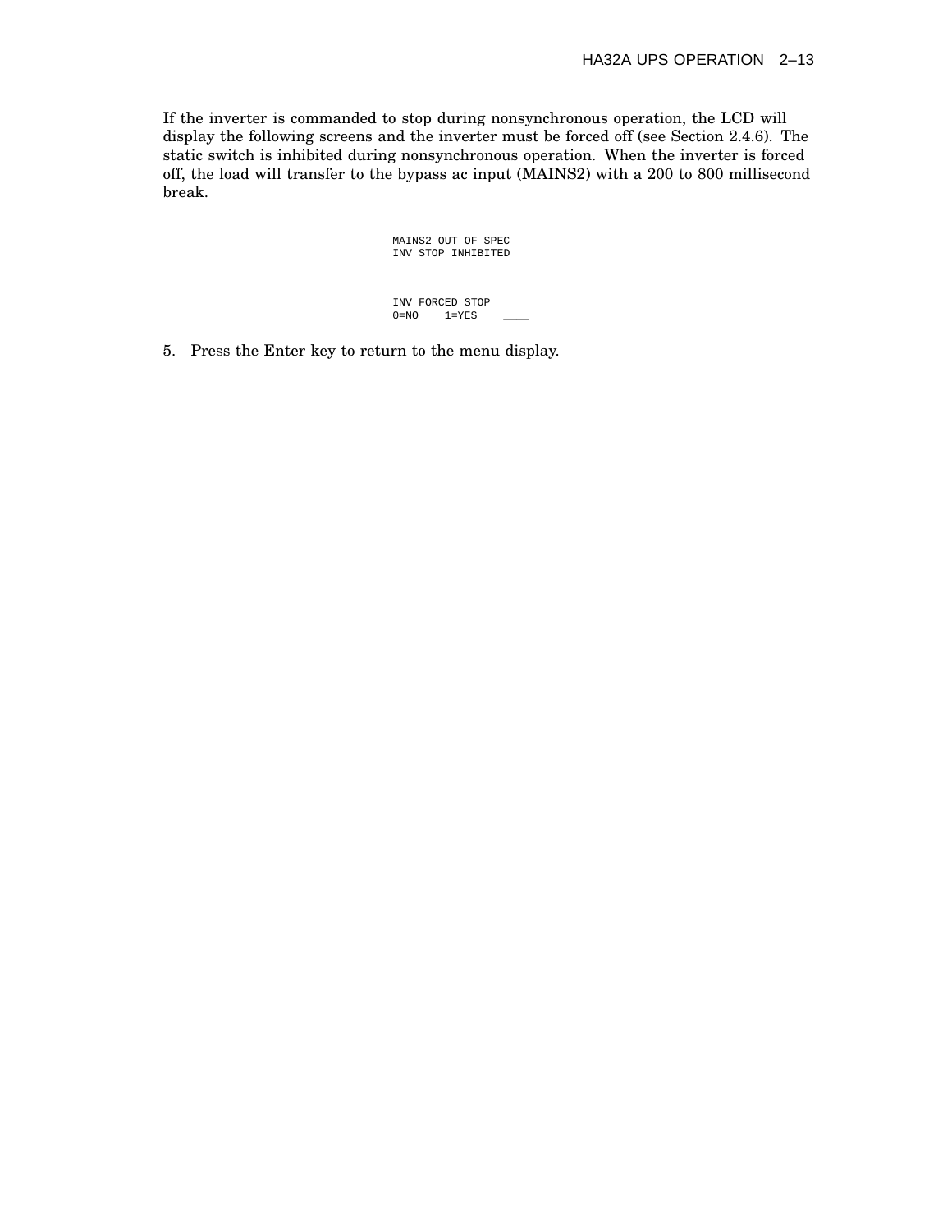If the inverter is commanded to stop during nonsynchronous operation, the LCD will display the following screens and the inverter must be forced off (see Section 2.4.6). The static switch is inhibited during nonsynchronous operation. When the inverter is forced off, the load will transfer to the bypass ac input (MAINS2) with a 200 to 800 millisecond break.

```
MAINS2 OUT OF SPEC
INV STOP INHIBITED
```

```
INV FORCED STOP
0=NO    1=YES    ____
```

5. Press the Enter key to return to the menu display.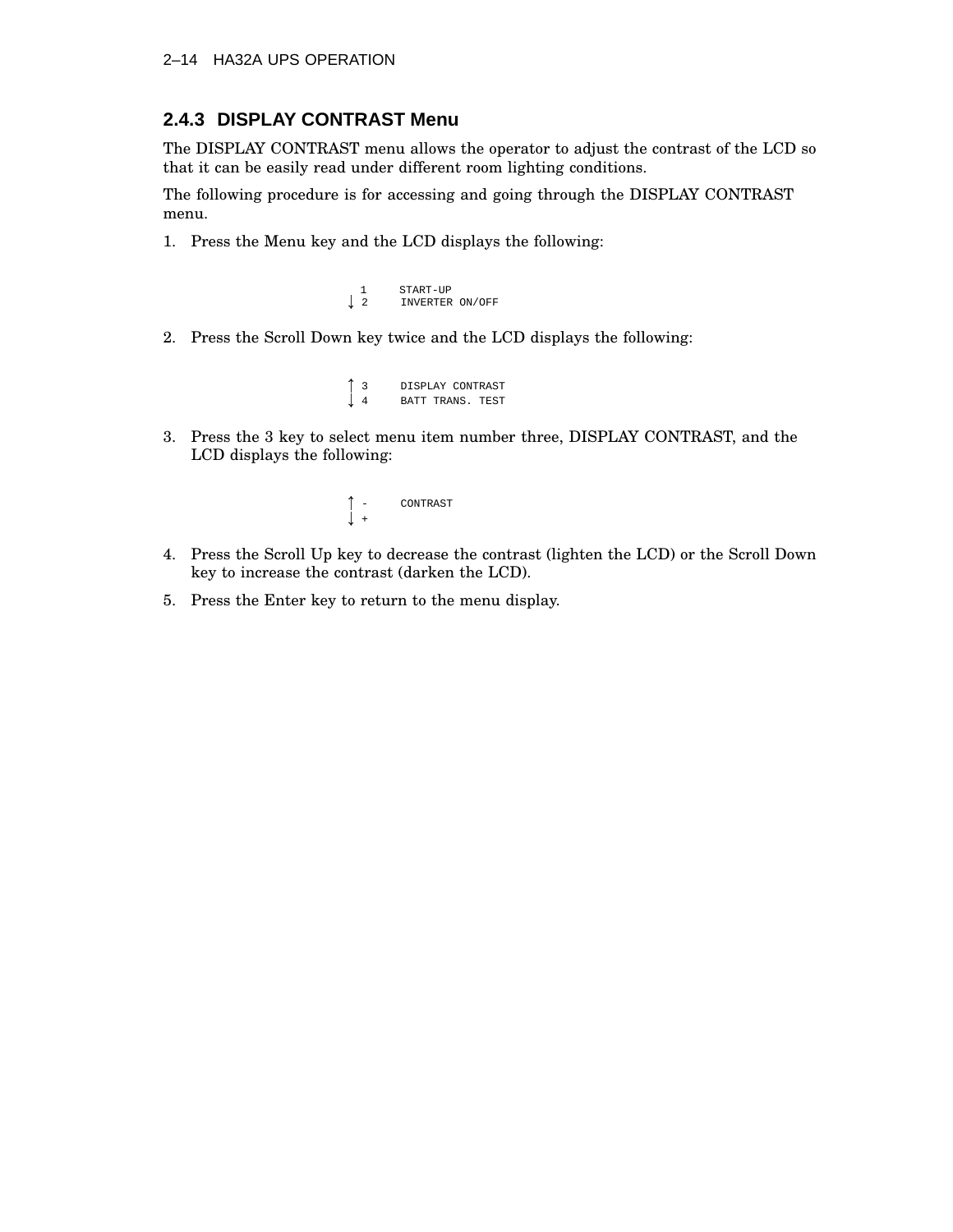### 2.4.3 DISPLAY CONTRAST Menu

The DISPLAY CONTRAST menu allows the operator to adjust the contrast of the LCD so that it can be easily read under different room lighting conditions.

The following procedure is for accessing and going through the DISPLAY CONTRAST menu.

1. Press the Menu key and the LCD displays the following:

```
  1     START-UP
↓ 2     INVERTER ON/OFF
```

2. Press the Scroll Down key twice and the LCD displays the following:

```
↑ 3     DISPLAY CONTRAST
↓ 4     BATT TRANS. TEST
```

3. Press the 3 key to select menu item number three, DISPLAY CONTRAST, and the LCD displays the following:

```
↑ -     CONTRAST
↓ +
```

4. Press the Scroll Up key to decrease the contrast (lighten the LCD) or the Scroll Down key to increase the contrast (darken the LCD).
5. Press the Enter key to return to the menu display.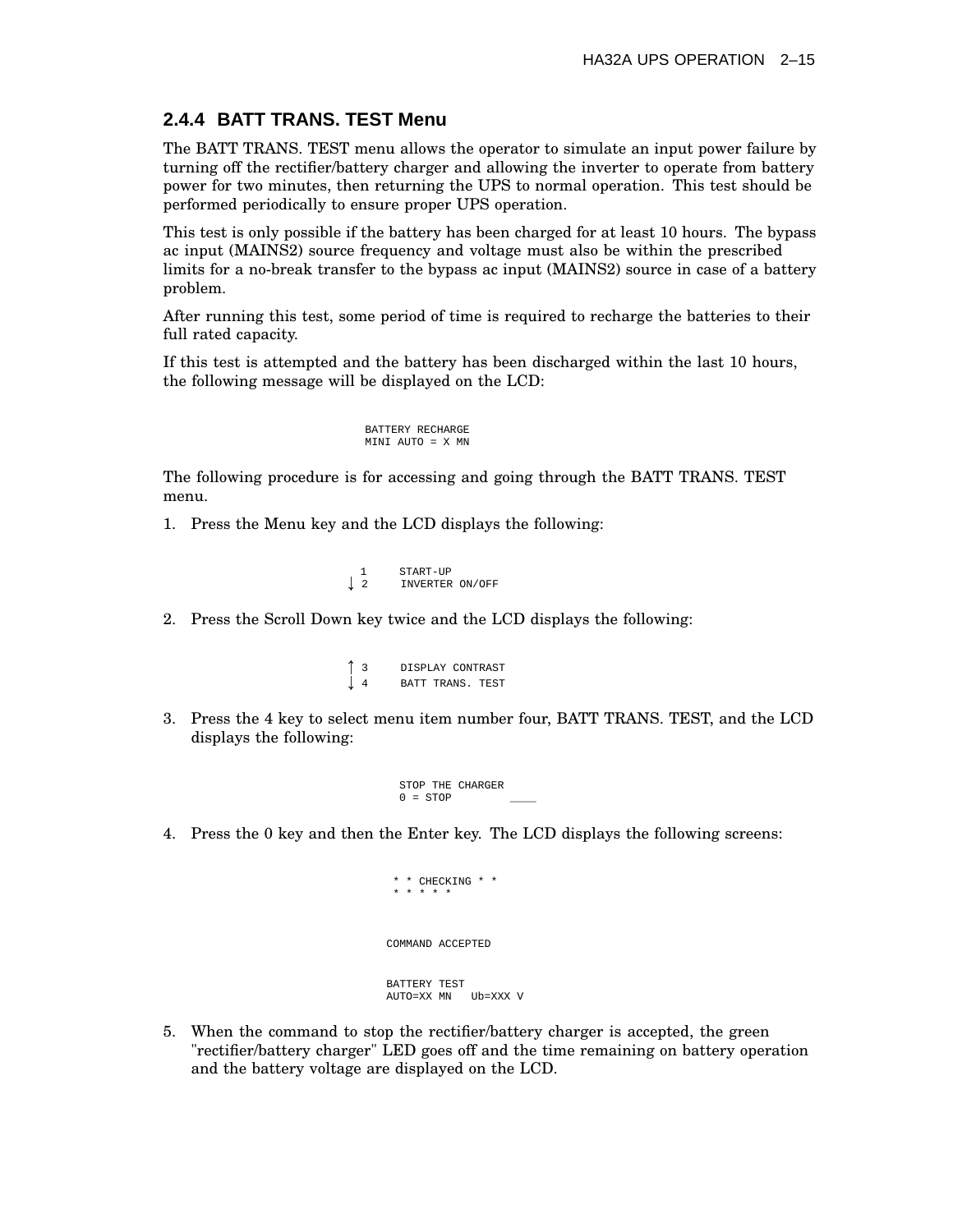### 2.4.4 BATT TRANS. TEST Menu

The BATT TRANS. TEST menu allows the operator to simulate an input power failure by turning off the rectifier/battery charger and allowing the inverter to operate from battery power for two minutes, then returning the UPS to normal operation. This test should be performed periodically to ensure proper UPS operation.

This test is only possible if the battery has been charged for at least 10 hours. The bypass ac input (MAINS2) source frequency and voltage must also be within the prescribed limits for a no-break transfer to the bypass ac input (MAINS2) source in case of a battery problem.

After running this test, some period of time is required to recharge the batteries to their full rated capacity.

If this test is attempted and the battery has been discharged within the last 10 hours, the following message will be displayed on the LCD:

```
BATTERY RECHARGE
MINI AUTO = X MN
```

The following procedure is for accessing and going through the BATT TRANS. TEST menu.

1. Press the Menu key and the LCD displays the following:

```
  1    START-UP
↓ 2    INVERTER ON/OFF
```

2. Press the Scroll Down key twice and the LCD displays the following:

```
↑ 3    DISPLAY CONTRAST
↓ 4    BATT TRANS. TEST
```

3. Press the 4 key to select menu item number four, BATT TRANS. TEST, and the LCD displays the following:

```
STOP THE CHARGER
0 = STOP          ____
```

4. Press the 0 key and then the Enter key. The LCD displays the following screens:

```
 * * CHECKING * *
 * * * * *
```

```
COMMAND ACCEPTED
```

```
BATTERY TEST
AUTO=XX MN   Ub=XXX V
```

5. When the command to stop the rectifier/battery charger is accepted, the green "rectifier/battery charger" LED goes off and the time remaining on battery operation and the battery voltage are displayed on the LCD.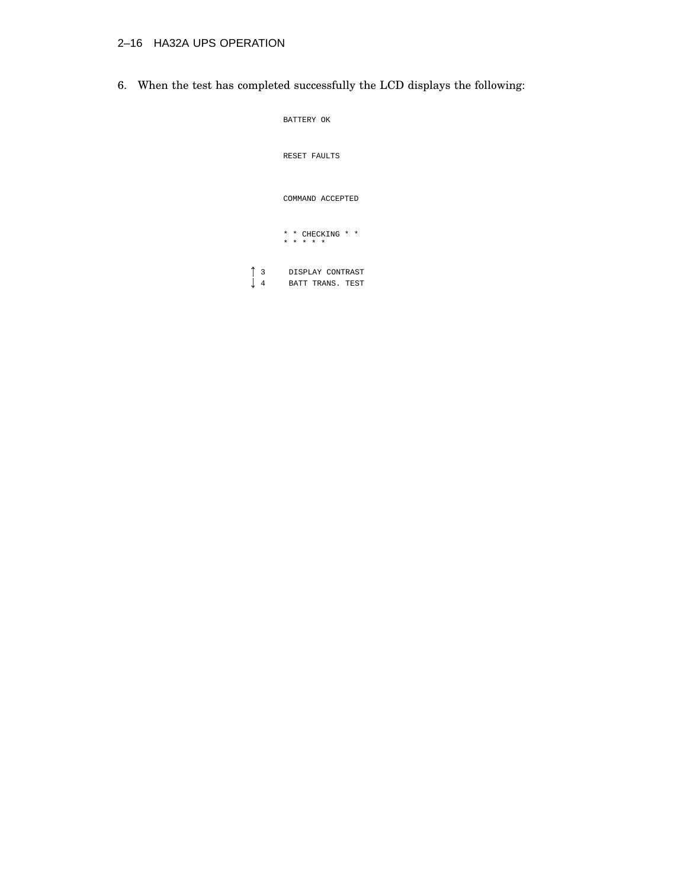6. When the test has completed successfully the LCD displays the following:

```
BATTERY OK


RESET FAULTS


COMMAND ACCEPTED


* * CHECKING * *
* * * * *

↑ 3   DISPLAY CONTRAST
↓ 4   BATT TRANS. TEST
```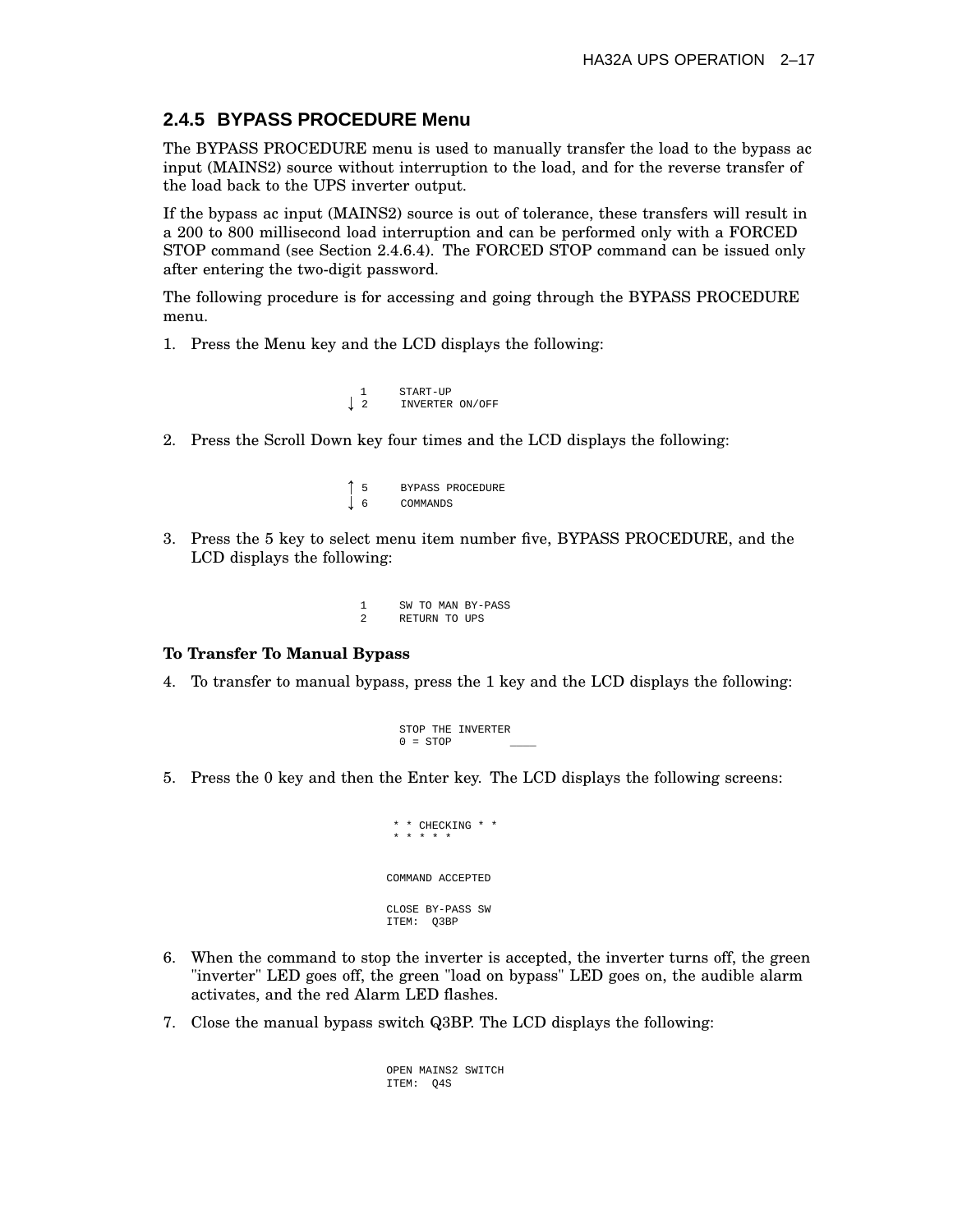## 2.4.5 BYPASS PROCEDURE Menu

The BYPASS PROCEDURE menu is used to manually transfer the load to the bypass ac input (MAINS2) source without interruption to the load, and for the reverse transfer of the load back to the UPS inverter output.

If the bypass ac input (MAINS2) source is out of tolerance, these transfers will result in a 200 to 800 millisecond load interruption and can be performed only with a FORCED STOP command (see Section 2.4.6.4). The FORCED STOP command can be issued only after entering the two-digit password.

The following procedure is for accessing and going through the BYPASS PROCEDURE menu.

1. Press the Menu key and the LCD displays the following:

```
  1    START-UP
↓ 2    INVERTER ON/OFF
```

2. Press the Scroll Down key four times and the LCD displays the following:

```
↑ 5    BYPASS PROCEDURE
↓ 6    COMMANDS
```

3. Press the 5 key to select menu item number five, BYPASS PROCEDURE, and the LCD displays the following:

```
1    SW TO MAN BY-PASS
2    RETURN TO UPS
```

**To Transfer To Manual Bypass**

4. To transfer to manual bypass, press the 1 key and the LCD displays the following:

```
STOP THE INVERTER
0 = STOP          ____
```

5. Press the 0 key and then the Enter key. The LCD displays the following screens:

```
 * * CHECKING * *
 * * * * *
```

```
COMMAND ACCEPTED
```

```
CLOSE BY-PASS SW
ITEM:  Q3BP
```

6. When the command to stop the inverter is accepted, the inverter turns off, the green "inverter" LED goes off, the green "load on bypass" LED goes on, the audible alarm activates, and the red Alarm LED flashes.

7. Close the manual bypass switch Q3BP. The LCD displays the following:

```
OPEN MAINS2 SWITCH
ITEM:  Q4S
```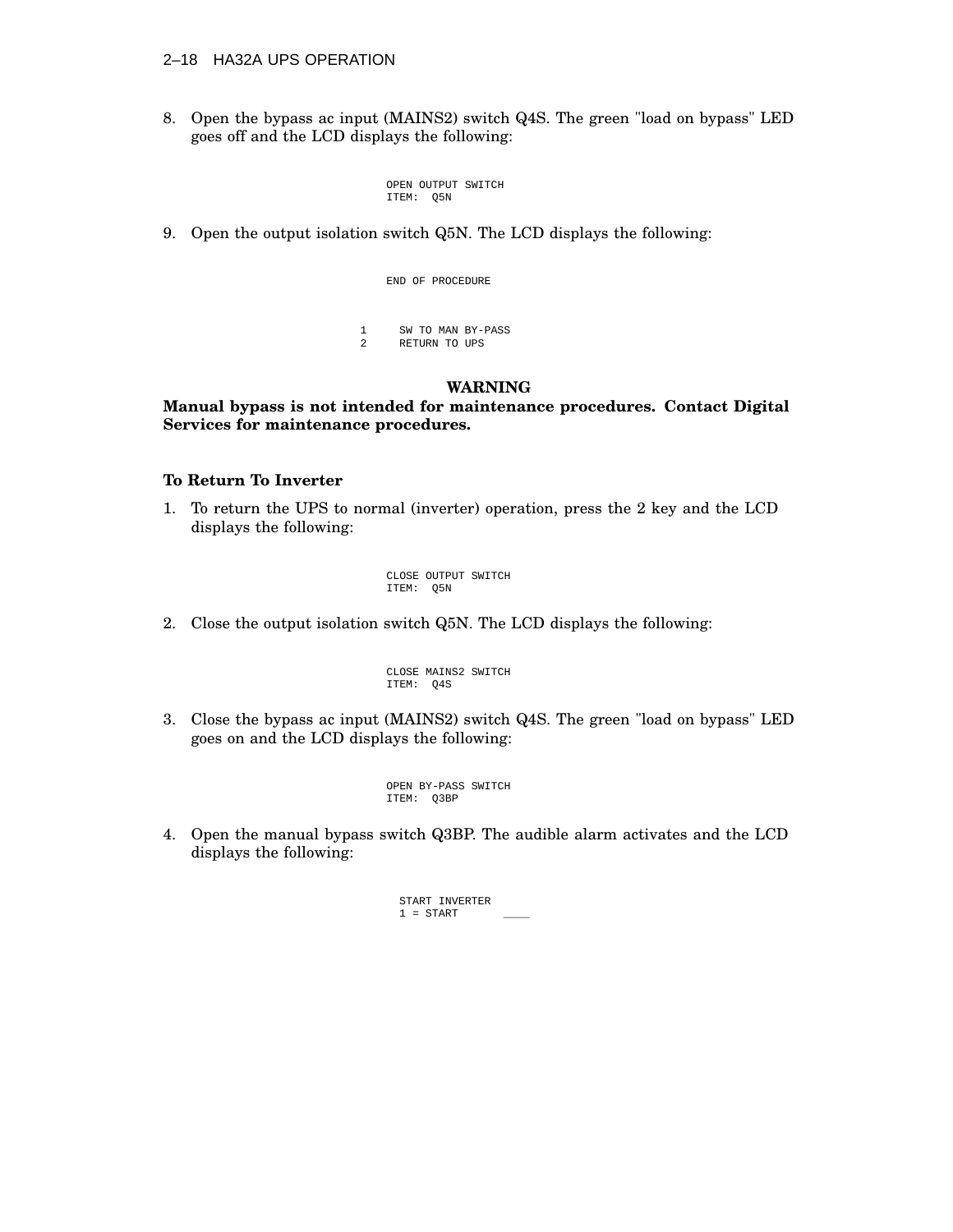8. Open the bypass ac input (MAINS2) switch Q4S. The green "load on bypass" LED goes off and the LCD displays the following:

```
OPEN OUTPUT SWITCH
ITEM:  Q5N
```

9. Open the output isolation switch Q5N. The LCD displays the following:

```
END OF PROCEDURE
```

```
1     SW TO MAN BY-PASS
2     RETURN TO UPS
```

**WARNING**

**Manual bypass is not intended for maintenance procedures. Contact Digital Services for maintenance procedures.**

### To Return To Inverter

1. To return the UPS to normal (inverter) operation, press the 2 key and the LCD displays the following:

```
CLOSE OUTPUT SWITCH
ITEM:  Q5N
```

2. Close the output isolation switch Q5N. The LCD displays the following:

```
CLOSE MAINS2 SWITCH
ITEM:  Q4S
```

3. Close the bypass ac input (MAINS2) switch Q4S. The green "load on bypass" LED goes on and the LCD displays the following:

```
OPEN BY-PASS SWITCH
ITEM:  Q3BP
```

4. Open the manual bypass switch Q3BP. The audible alarm activates and the LCD displays the following:

```
START INVERTER
1 = START       ____
```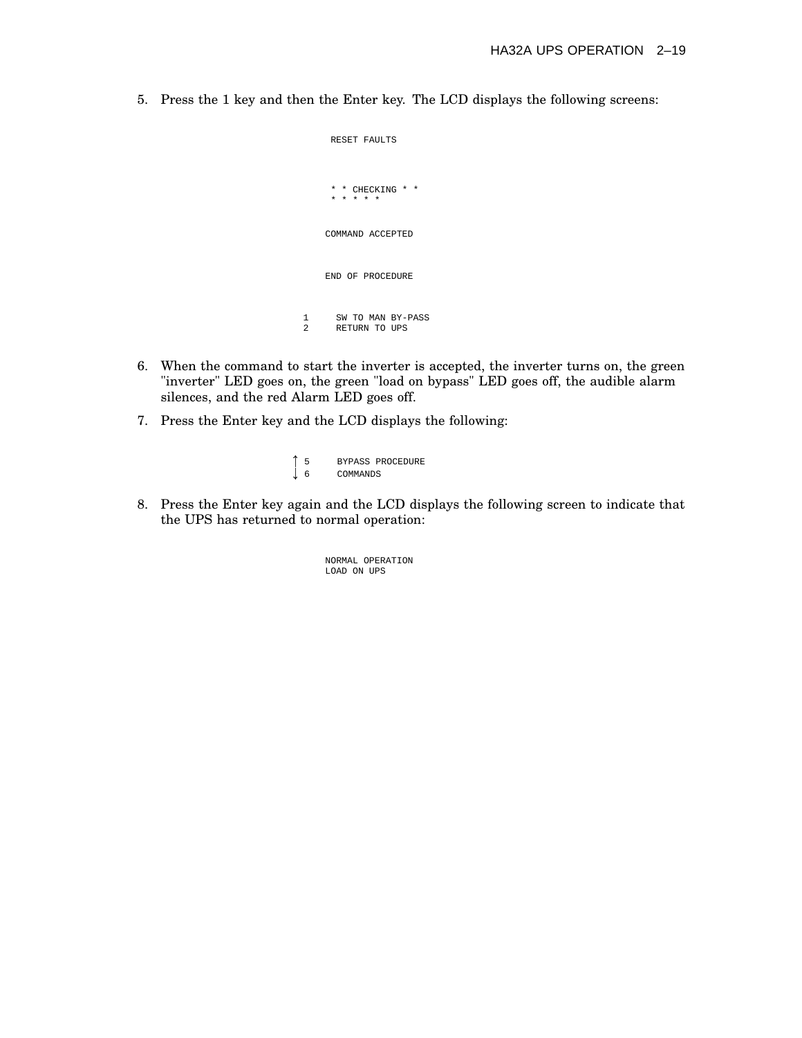5. Press the 1 key and then the Enter key. The LCD displays the following screens:

```
RESET FAULTS
```

```
* * CHECKING * *
* * * * *
```

```
COMMAND ACCEPTED
```

```
END OF PROCEDURE
```

```
1     SW TO MAN BY-PASS
2     RETURN TO UPS
```

6. When the command to start the inverter is accepted, the inverter turns on, the green "inverter" LED goes on, the green "load on bypass" LED goes off, the audible alarm silences, and the red Alarm LED goes off.

7. Press the Enter key and the LCD displays the following:

```
↑ 5     BYPASS PROCEDURE
↓ 6     COMMANDS
```

8. Press the Enter key again and the LCD displays the following screen to indicate that the UPS has returned to normal operation:

```
NORMAL OPERATION
LOAD ON UPS
```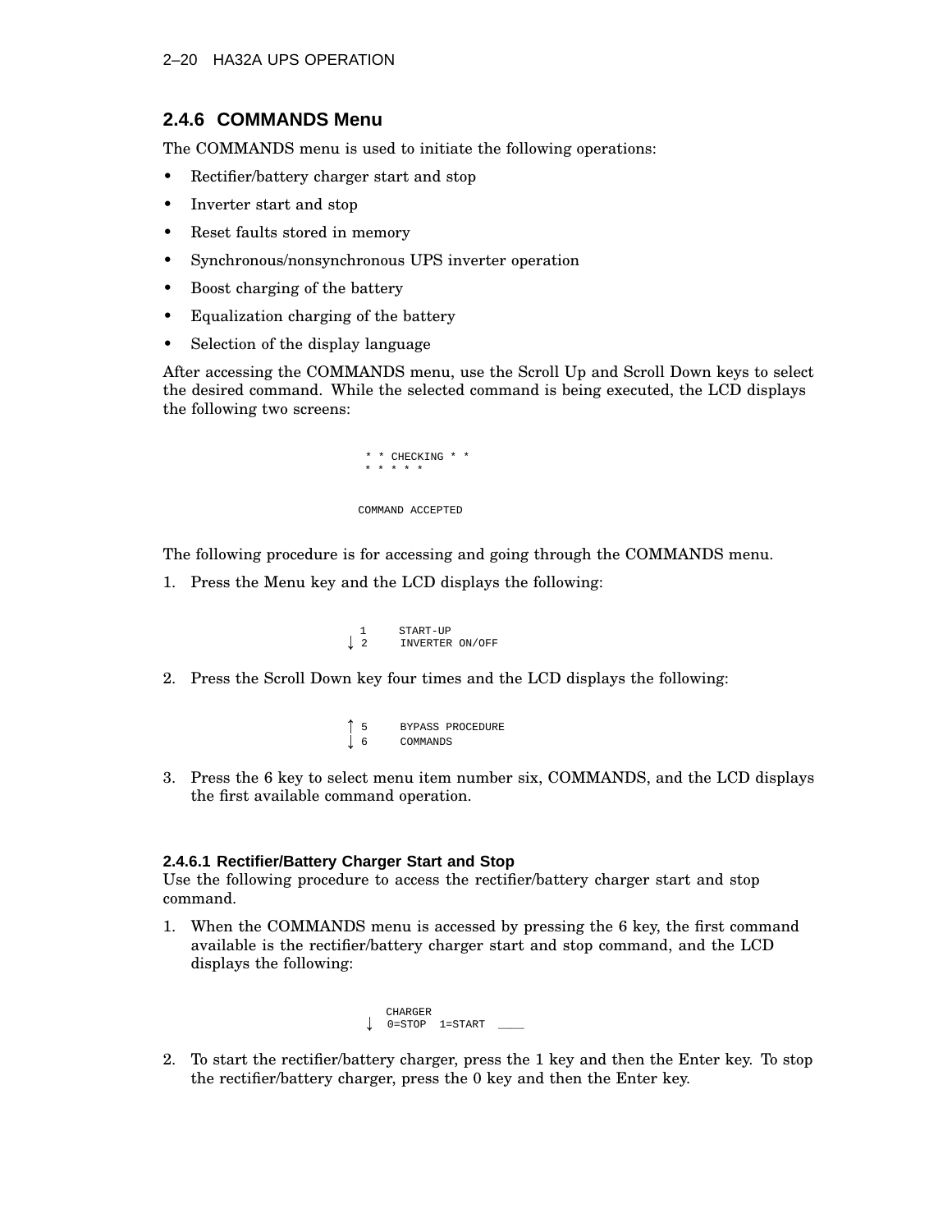## 2.4.6 COMMANDS Menu

The COMMANDS menu is used to initiate the following operations:

- Rectifier/battery charger start and stop
- Inverter start and stop
- Reset faults stored in memory
- Synchronous/nonsynchronous UPS inverter operation
- Boost charging of the battery
- Equalization charging of the battery
- Selection of the display language

After accessing the COMMANDS menu, use the Scroll Up and Scroll Down keys to select the desired command. While the selected command is being executed, the LCD displays the following two screens:

```
 * * CHECKING * *
 * * * * *
```

```
COMMAND ACCEPTED
```

The following procedure is for accessing and going through the COMMANDS menu.

1. Press the Menu key and the LCD displays the following:

```
  1     START-UP
↓ 2     INVERTER ON/OFF
```

2. Press the Scroll Down key four times and the LCD displays the following:

```
↑ 5     BYPASS PROCEDURE
↓ 6     COMMANDS
```

3. Press the 6 key to select menu item number six, COMMANDS, and the LCD displays the first available command operation.

### 2.4.6.1 Rectifier/Battery Charger Start and Stop

Use the following procedure to access the rectifier/battery charger start and stop command.

1. When the COMMANDS menu is accessed by pressing the 6 key, the first command available is the rectifier/battery charger start and stop command, and the LCD displays the following:

```
   CHARGER
↓  0=STOP  1=START  ____
```

2. To start the rectifier/battery charger, press the 1 key and then the Enter key. To stop the rectifier/battery charger, press the 0 key and then the Enter key.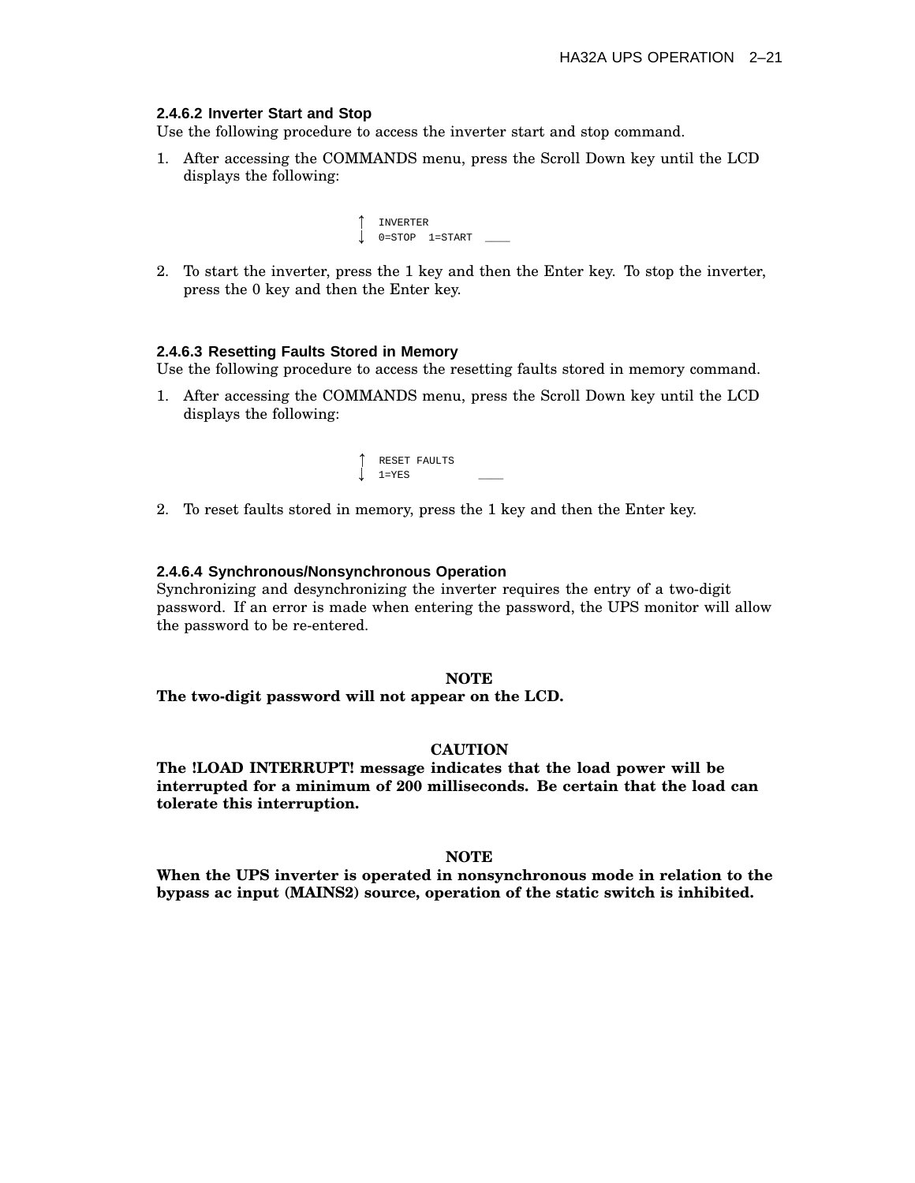#### 2.4.6.2 Inverter Start and Stop

Use the following procedure to access the inverter start and stop command.

1. After accessing the COMMANDS menu, press the Scroll Down key until the LCD displays the following:

```
↑  INVERTER
↓  0=STOP  1=START  ___
```

2. To start the inverter, press the 1 key and then the Enter key. To stop the inverter, press the 0 key and then the Enter key.

#### 2.4.6.3 Resetting Faults Stored in Memory

Use the following procedure to access the resetting faults stored in memory command.

1. After accessing the COMMANDS menu, press the Scroll Down key until the LCD displays the following:

```
↑  RESET FAULTS
↓  1=YES          ___
```

2. To reset faults stored in memory, press the 1 key and then the Enter key.

#### 2.4.6.4 Synchronous/Nonsynchronous Operation

Synchronizing and desynchronizing the inverter requires the entry of a two-digit password. If an error is made when entering the password, the UPS monitor will allow the password to be re-entered.

**NOTE**

**The two-digit password will not appear on the LCD.**

**CAUTION**

**The !LOAD INTERRUPT! message indicates that the load power will be interrupted for a minimum of 200 milliseconds. Be certain that the load can tolerate this interruption.**

**NOTE**

**When the UPS inverter is operated in nonsynchronous mode in relation to the bypass ac input (MAINS2) source, operation of the static switch is inhibited.**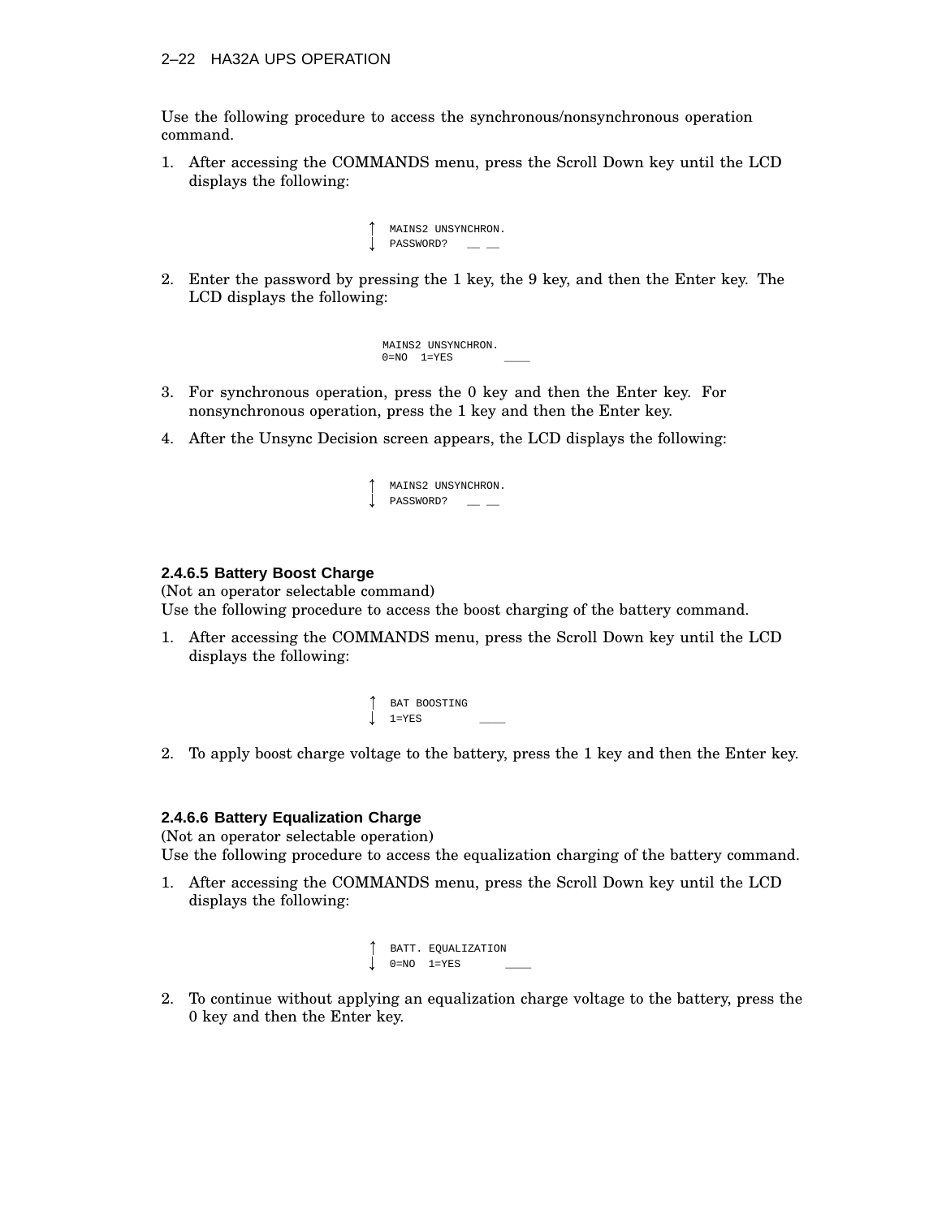Use the following procedure to access the synchronous/nonsynchronous operation command.

1. After accessing the COMMANDS menu, press the Scroll Down key until the LCD displays the following:

```
↑  MAINS2 UNSYNCHRON.
↓  PASSWORD?   __ __
```

2. Enter the password by pressing the 1 key, the 9 key, and then the Enter key. The LCD displays the following:

```
MAINS2 UNSYNCHRON.
0=NO  1=YES        ___
```

3. For synchronous operation, press the 0 key and then the Enter key. For nonsynchronous operation, press the 1 key and then the Enter key.
4. After the Unsync Decision screen appears, the LCD displays the following:

```
↑  MAINS2 UNSYNCHRON.
↓  PASSWORD?   __ __
```

#### 2.4.6.5 Battery Boost Charge

(Not an operator selectable command)

Use the following procedure to access the boost charging of the battery command.

1. After accessing the COMMANDS menu, press the Scroll Down key until the LCD displays the following:

```
↑  BAT BOOSTING
↓  1=YES        ___
```

2. To apply boost charge voltage to the battery, press the 1 key and then the Enter key.

#### 2.4.6.6 Battery Equalization Charge

(Not an operator selectable operation)

Use the following procedure to access the equalization charging of the battery command.

1. After accessing the COMMANDS menu, press the Scroll Down key until the LCD displays the following:

```
↑  BATT. EQUALIZATION
↓  0=NO  1=YES      ___
```

2. To continue without applying an equalization charge voltage to the battery, press the 0 key and then the Enter key.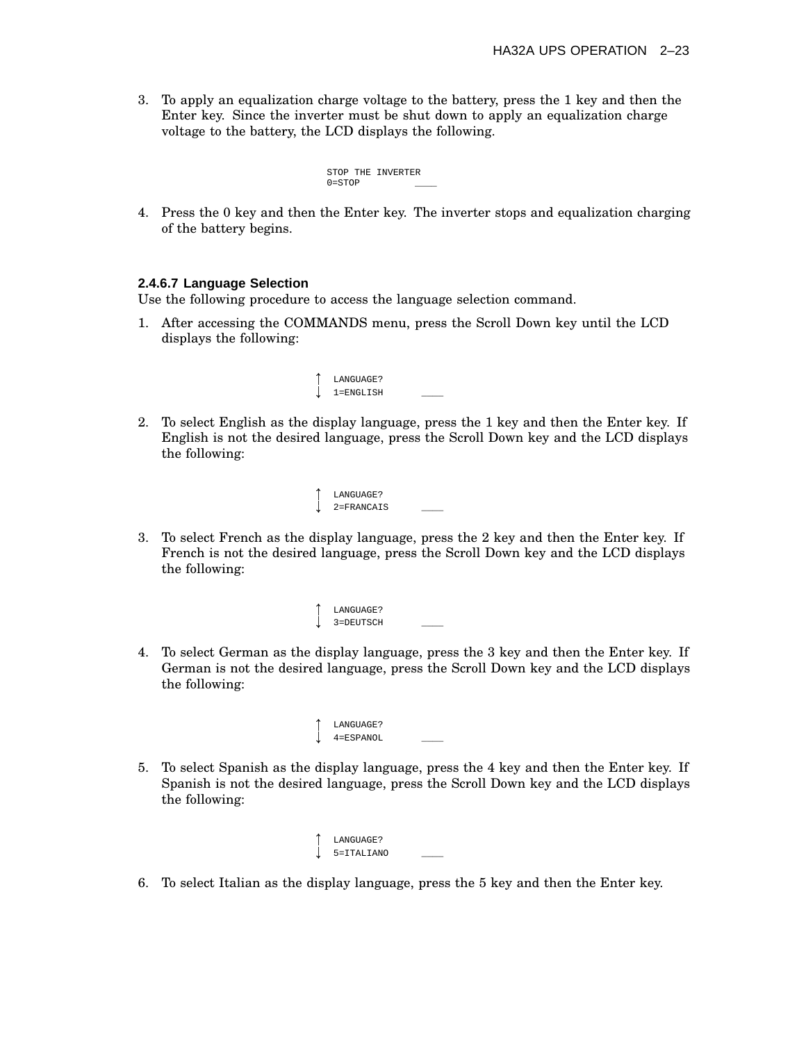3. To apply an equalization charge voltage to the battery, press the 1 key and then the Enter key. Since the inverter must be shut down to apply an equalization charge voltage to the battery, the LCD displays the following.

```
STOP THE INVERTER
0=STOP          ____
```

4. Press the 0 key and then the Enter key. The inverter stops and equalization charging of the battery begins.

#### 2.4.6.7 Language Selection

Use the following procedure to access the language selection command.

1. After accessing the COMMANDS menu, press the Scroll Down key until the LCD displays the following:

```
↑ LANGUAGE?
↓ 1=ENGLISH       ____
```

2. To select English as the display language, press the 1 key and then the Enter key. If English is not the desired language, press the Scroll Down key and the LCD displays the following:

```
↑ LANGUAGE?
↓ 2=FRANCAIS      ____
```

3. To select French as the display language, press the 2 key and then the Enter key. If French is not the desired language, press the Scroll Down key and the LCD displays the following:

```
↑ LANGUAGE?
↓ 3=DEUTSCH       ____
```

4. To select German as the display language, press the 3 key and then the Enter key. If German is not the desired language, press the Scroll Down key and the LCD displays the following:

```
↑ LANGUAGE?
↓ 4=ESPANOL       ____
```

5. To select Spanish as the display language, press the 4 key and then the Enter key. If Spanish is not the desired language, press the Scroll Down key and the LCD displays the following:

```
↑ LANGUAGE?
↓ 5=ITALIANO      ____
```

6. To select Italian as the display language, press the 5 key and then the Enter key.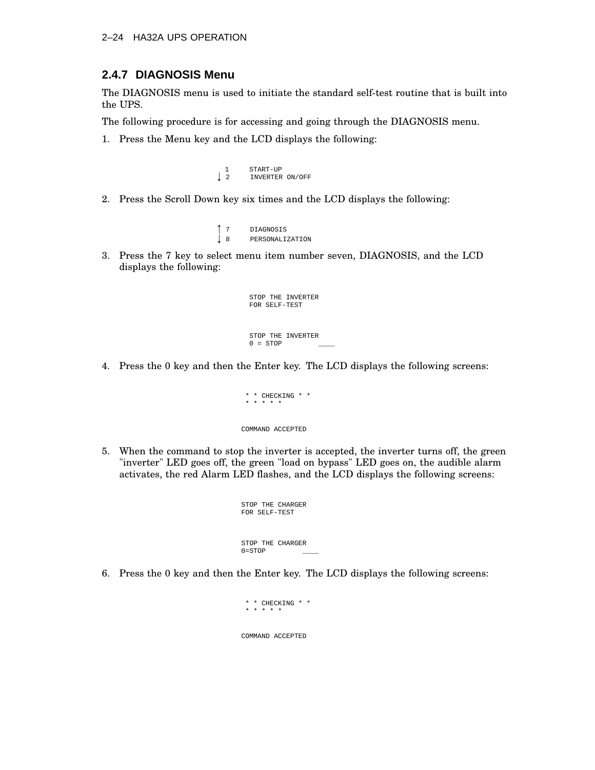## 2.4.7 DIAGNOSIS Menu

The DIAGNOSIS menu is used to initiate the standard self-test routine that is built into the UPS.

The following procedure is for accessing and going through the DIAGNOSIS menu.

1. Press the Menu key and the LCD displays the following:

```
  1     START-UP
↓ 2     INVERTER ON/OFF
```

2. Press the Scroll Down key six times and the LCD displays the following:

```
↑ 7     DIAGNOSIS
↓ 8     PERSONALIZATION
```

3. Press the 7 key to select menu item number seven, DIAGNOSIS, and the LCD displays the following:

```
STOP THE INVERTER
FOR SELF-TEST
```

```
STOP THE INVERTER
0 = STOP        ____
```

4. Press the 0 key and then the Enter key. The LCD displays the following screens:

```
 * * CHECKING * *
 * * * * *
```

```
COMMAND ACCEPTED
```

5. When the command to stop the inverter is accepted, the inverter turns off, the green "inverter" LED goes off, the green "load on bypass" LED goes on, the audible alarm activates, the red Alarm LED flashes, and the LCD displays the following screens:

```
STOP THE CHARGER
FOR SELF-TEST
```

```
STOP THE CHARGER
0=STOP          ____
```

6. Press the 0 key and then the Enter key. The LCD displays the following screens:

```
 * * CHECKING * *
 * * * * *
```

```
COMMAND ACCEPTED
```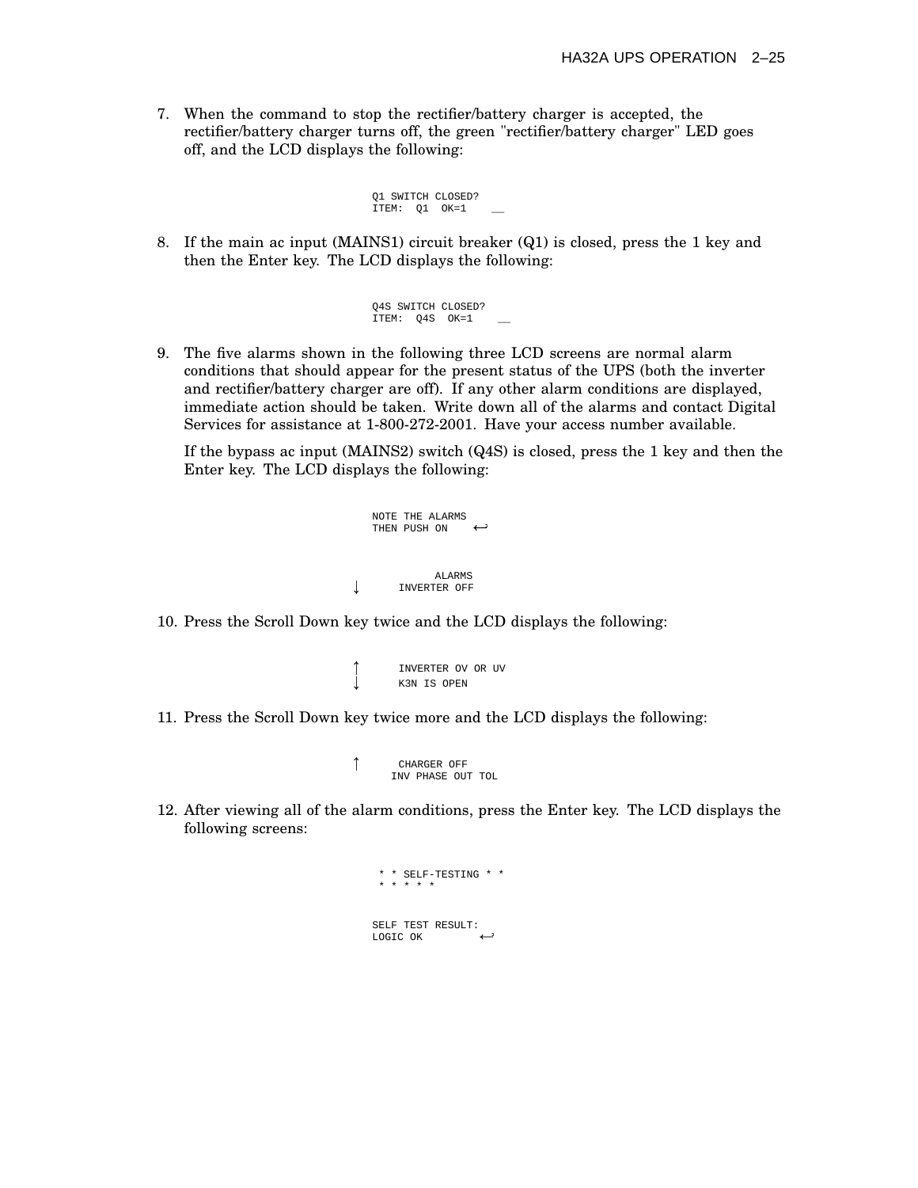7. When the command to stop the rectifier/battery charger is accepted, the rectifier/battery charger turns off, the green "rectifier/battery charger" LED goes off, and the LCD displays the following:

```
Q1 SWITCH CLOSED?
ITEM:  Q1  OK=1    __
```

8. If the main ac input (MAINS1) circuit breaker (Q1) is closed, press the 1 key and then the Enter key. The LCD displays the following:

```
Q4S SWITCH CLOSED?
ITEM:  Q4S  OK=1    __
```

9. The five alarms shown in the following three LCD screens are normal alarm conditions that should appear for the present status of the UPS (both the inverter and rectifier/battery charger are off). If any other alarm conditions are displayed, immediate action should be taken. Write down all of the alarms and contact Digital Services for assistance at 1-800-272-2001. Have your access number available.

   If the bypass ac input (MAINS2) switch (Q4S) is closed, press the 1 key and then the Enter key. The LCD displays the following:

```
NOTE THE ALARMS
THEN PUSH ON    ↵
```

```
          ALARMS
↓     INVERTER OFF
```

10. Press the Scroll Down key twice and the LCD displays the following:

```
↑     INVERTER OV OR UV
↓     K3N IS OPEN
```

11. Press the Scroll Down key twice more and the LCD displays the following:

```
↑     CHARGER OFF
     INV PHASE OUT TOL
```

12. After viewing all of the alarm conditions, press the Enter key. The LCD displays the following screens:

```
 * * SELF-TESTING * *
 * * * * *
```

```
SELF TEST RESULT:
LOGIC OK         ↵
```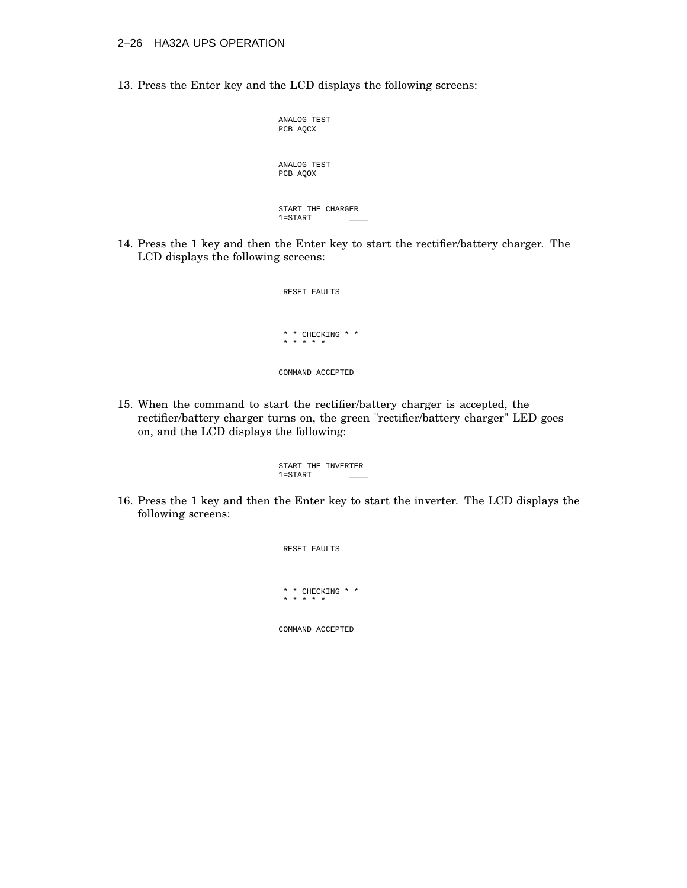13. Press the Enter key and the LCD displays the following screens:

```
ANALOG TEST
PCB AQCX
```

```
ANALOG TEST
PCB AQOX
```

```
START THE CHARGER
1=START        ____
```

14. Press the 1 key and then the Enter key to start the rectifier/battery charger. The LCD displays the following screens:

```
 RESET FAULTS
```

```
 * * CHECKING * *
 * * * * *
```

```
COMMAND ACCEPTED
```

15. When the command to start the rectifier/battery charger is accepted, the rectifier/battery charger turns on, the green "rectifier/battery charger" LED goes on, and the LCD displays the following:

```
START THE INVERTER
1=START        ____
```

16. Press the 1 key and then the Enter key to start the inverter. The LCD displays the following screens:

```
 RESET FAULTS
```

```
 * * CHECKING * *
 * * * * *
```

```
COMMAND ACCEPTED
```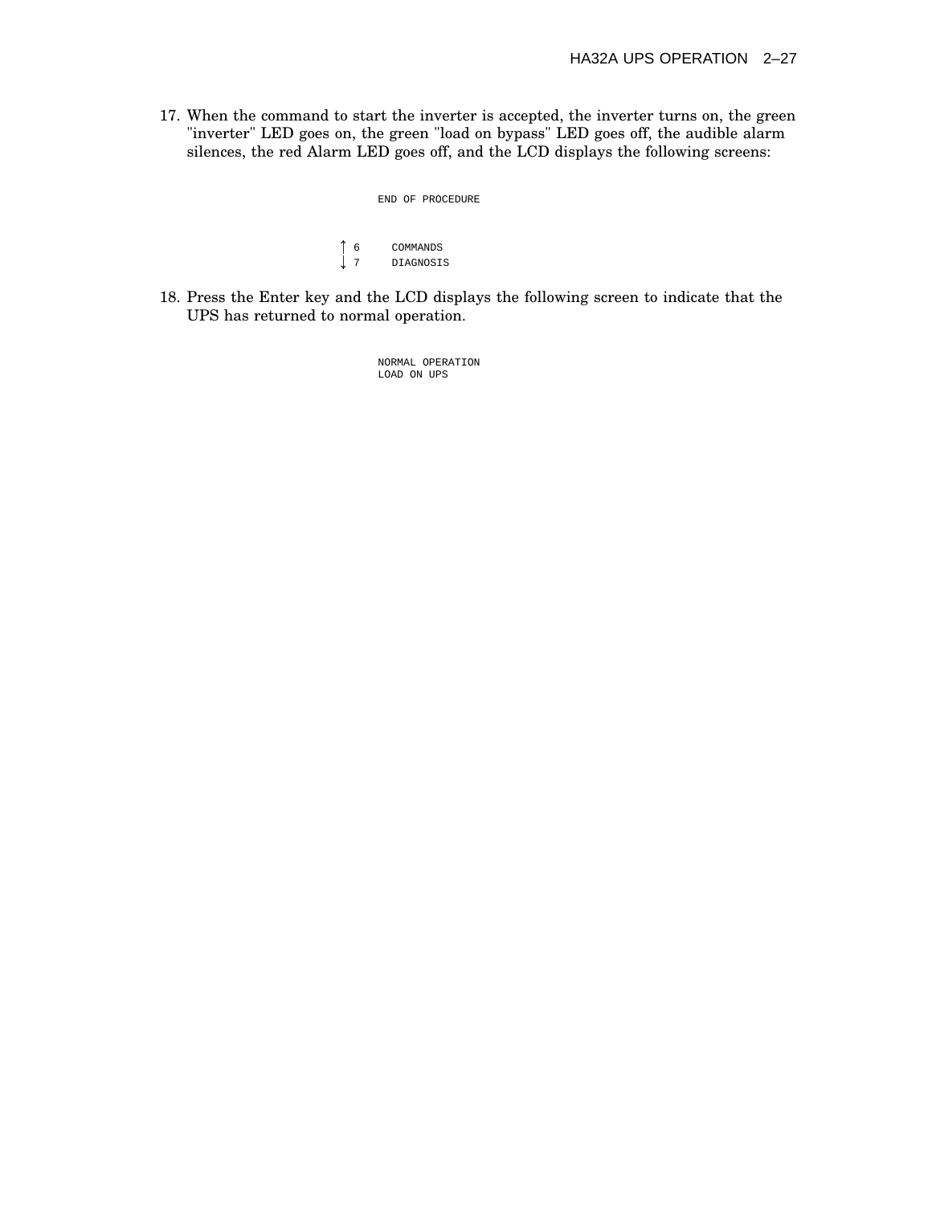17. When the command to start the inverter is accepted, the inverter turns on, the green "inverter" LED goes on, the green "load on bypass" LED goes off, the audible alarm silences, the red Alarm LED goes off, and the LCD displays the following screens:

```
END OF PROCEDURE
```

```
↑ 6     COMMANDS
↓ 7     DIAGNOSIS
```

18. Press the Enter key and the LCD displays the following screen to indicate that the UPS has returned to normal operation.

```
NORMAL OPERATION
LOAD ON UPS
```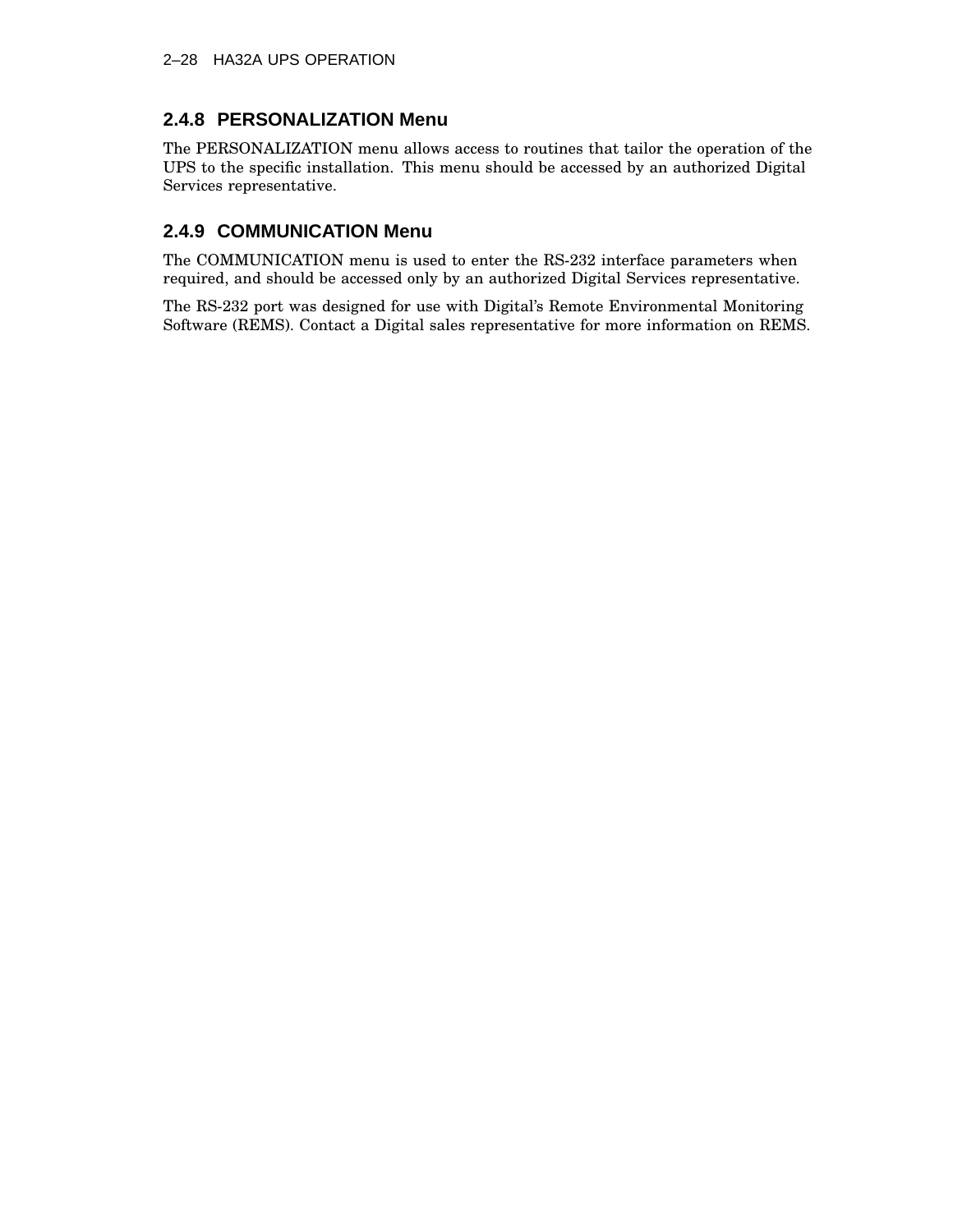### 2.4.8 PERSONALIZATION Menu

The PERSONALIZATION menu allows access to routines that tailor the operation of the UPS to the specific installation. This menu should be accessed by an authorized Digital Services representative.

### 2.4.9 COMMUNICATION Menu

The COMMUNICATION menu is used to enter the RS-232 interface parameters when required, and should be accessed only by an authorized Digital Services representative.

The RS-232 port was designed for use with Digital's Remote Environmental Monitoring Software (REMS). Contact a Digital sales representative for more information on REMS.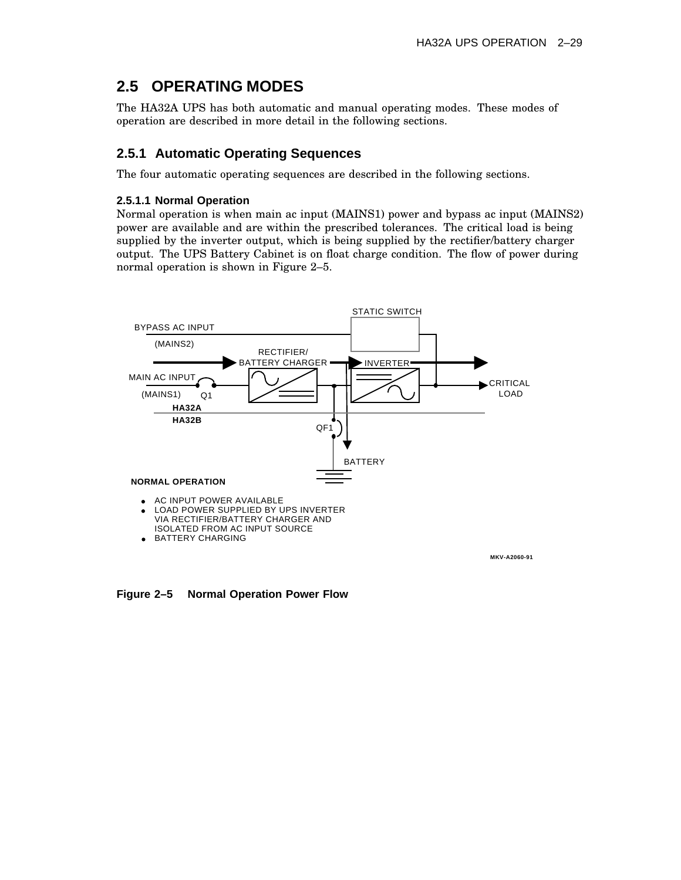## 2.5 OPERATING MODES

The HA32A UPS has both automatic and manual operating modes. These modes of operation are described in more detail in the following sections.

### 2.5.1 Automatic Operating Sequences

The four automatic operating sequences are described in the following sections.

#### 2.5.1.1 Normal Operation

Normal operation is when main ac input (MAINS1) power and bypass ac input (MAINS2) power are available and are within the prescribed tolerances. The critical load is being supplied by the inverter output, which is being supplied by the rectifier/battery charger output. The UPS Battery Cabinet is on float charge condition. The flow of power during normal operation is shown in Figure 2–5.

STATIC SWITCH

BYPASS AC INPUT (MAINS2)

RECTIFIER/ BATTERY CHARGER

INVERTER

MAIN AC INPUT (MAINS1)

Q1

CRITICAL LOAD

HA32A

HA32B

QF1

BATTERY

**NORMAL OPERATION**

- AC INPUT POWER AVAILABLE
- LOAD POWER SUPPLIED BY UPS INVERTER VIA RECTIFIER/BATTERY CHARGER AND ISOLATED FROM AC INPUT SOURCE
- BATTERY CHARGING

MKV-A2060-91

**Figure 2–5 Normal Operation Power Flow**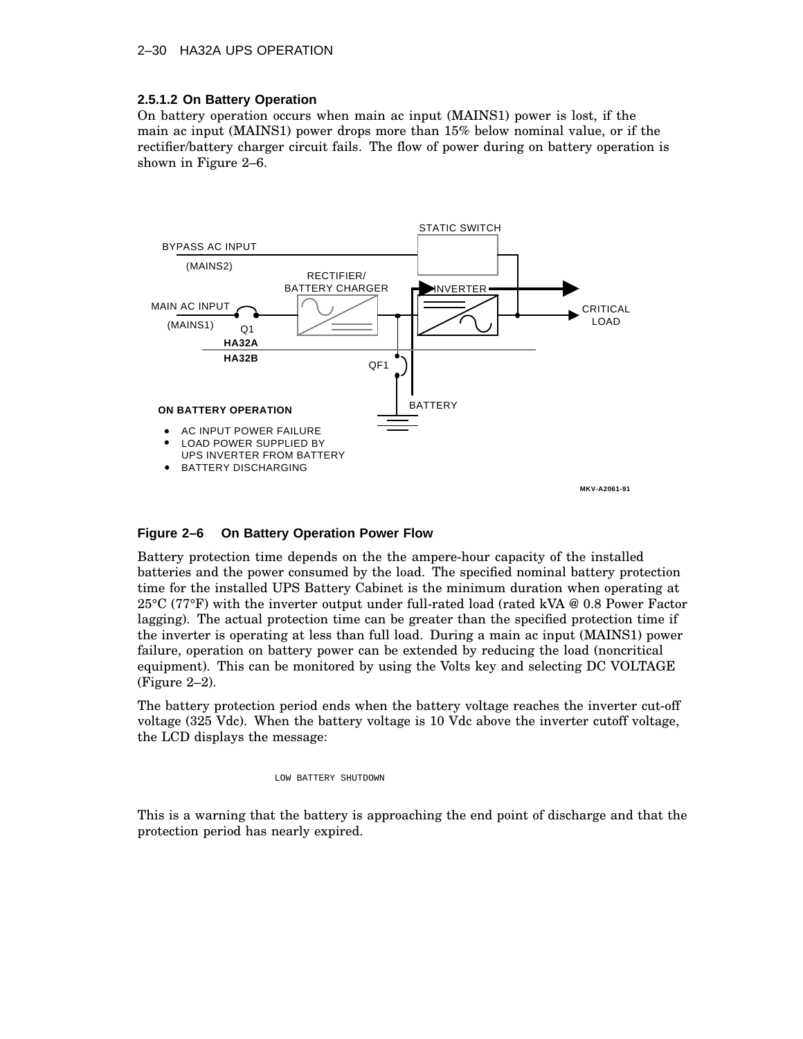### 2.5.1.2 On Battery Operation

On battery operation occurs when main ac input (MAINS1) power is lost, if the main ac input (MAINS1) power drops more than 15% below nominal value, or if the rectifier/battery charger circuit fails. The flow of power during on battery operation is shown in Figure 2–6.

STATIC SWITCH

BYPASS AC INPUT (MAINS2)

RECTIFIER/ BATTERY CHARGER

INVERTER

MAIN AC INPUT (MAINS1)

Q1

HA32A

HA32B

QF1

BATTERY

CRITICAL LOAD

**ON BATTERY OPERATION**

- AC INPUT POWER FAILURE
- LOAD POWER SUPPLIED BY UPS INVERTER FROM BATTERY
- BATTERY DISCHARGING

MKV-A2061-91

**Figure 2–6 On Battery Operation Power Flow**

Battery protection time depends on the the ampere-hour capacity of the installed batteries and the power consumed by the load. The specified nominal battery protection time for the installed UPS Battery Cabinet is the minimum duration when operating at 25°C (77°F) with the inverter output under full-rated load (rated kVA @ 0.8 Power Factor lagging). The actual protection time can be greater than the specified protection time if the inverter is operating at less than full load. During a main ac input (MAINS1) power failure, operation on battery power can be extended by reducing the load (noncritical equipment). This can be monitored by using the Volts key and selecting DC VOLTAGE (Figure 2–2).

The battery protection period ends when the battery voltage reaches the inverter cut-off voltage (325 Vdc). When the battery voltage is 10 Vdc above the inverter cutoff voltage, the LCD displays the message:

```
LOW BATTERY SHUTDOWN
```

This is a warning that the battery is approaching the end point of discharge and that the protection period has nearly expired.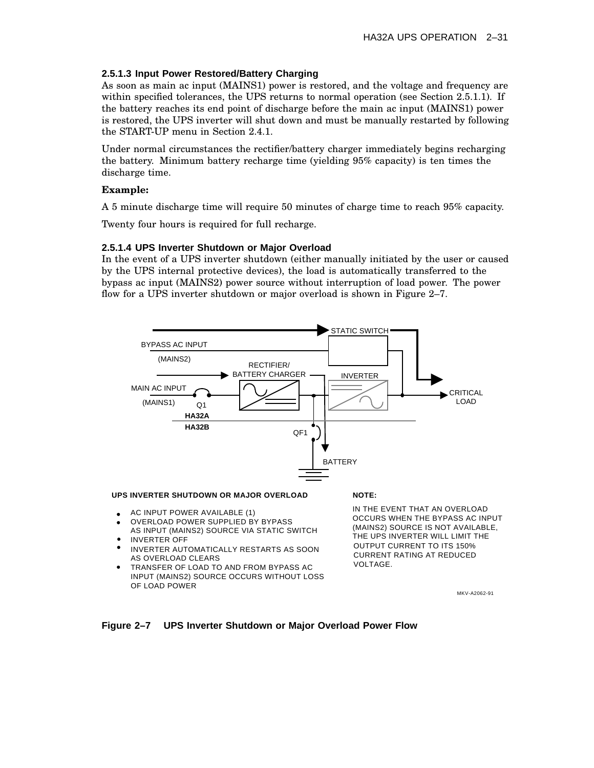### 2.5.1.3 Input Power Restored/Battery Charging

As soon as main ac input (MAINS1) power is restored, and the voltage and frequency are within specified tolerances, the UPS returns to normal operation (see Section 2.5.1.1). If the battery reaches its end point of discharge before the main ac input (MAINS1) power is restored, the UPS inverter will shut down and must be manually restarted by following the START-UP menu in Section 2.4.1.

Under normal circumstances the rectifier/battery charger immediately begins recharging the battery. Minimum battery recharge time (yielding 95% capacity) is ten times the discharge time.

**Example:**

A 5 minute discharge time will require 50 minutes of charge time to reach 95% capacity.

Twenty four hours is required for full recharge.

### 2.5.1.4 UPS Inverter Shutdown or Major Overload

In the event of a UPS inverter shutdown (either manually initiated by the user or caused by the UPS internal protective devices), the load is automatically transferred to the bypass ac input (MAINS2) power source without interruption of load power. The power flow for a UPS inverter shutdown or major overload is shown in Figure 2–7.

**UPS INVERTER SHUTDOWN OR MAJOR OVERLOAD**

- AC INPUT POWER AVAILABLE (1)
- OVERLOAD POWER SUPPLIED BY BYPASS AS INPUT (MAINS2) SOURCE VIA STATIC SWITCH
- INVERTER OFF
- INVERTER AUTOMATICALLY RESTARTS AS SOON AS OVERLOAD CLEARS
- TRANSFER OF LOAD TO AND FROM BYPASS AC INPUT (MAINS2) SOURCE OCCURS WITHOUT LOSS OF LOAD POWER

**NOTE:**

IN THE EVENT THAT AN OVERLOAD OCCURS WHEN THE BYPASS AC INPUT (MAINS2) SOURCE IS NOT AVAILABLE, THE UPS INVERTER WILL LIMIT THE OUTPUT CURRENT TO ITS 150% CURRENT RATING AT REDUCED VOLTAGE.

MKV-A2062-91

**Figure 2–7 UPS Inverter Shutdown or Major Overload Power Flow**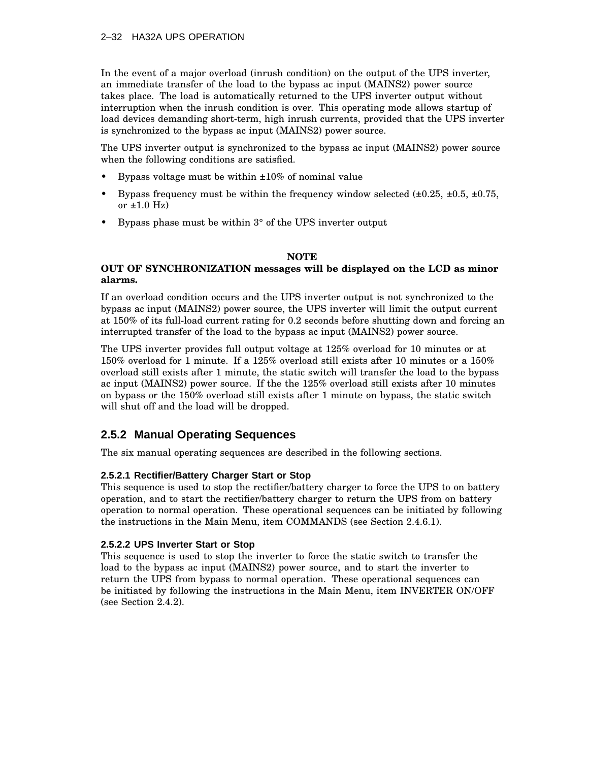In the event of a major overload (inrush condition) on the output of the UPS inverter, an immediate transfer of the load to the bypass ac input (MAINS2) power source takes place. The load is automatically returned to the UPS inverter output without interruption when the inrush condition is over. This operating mode allows startup of load devices demanding short-term, high inrush currents, provided that the UPS inverter is synchronized to the bypass ac input (MAINS2) power source.

The UPS inverter output is synchronized to the bypass ac input (MAINS2) power source when the following conditions are satisfied.

- Bypass voltage must be within ±10% of nominal value
- Bypass frequency must be within the frequency window selected (±0.25, ±0.5, ±0.75, or ±1.0 Hz)
- Bypass phase must be within 3° of the UPS inverter output

**NOTE**

**OUT OF SYNCHRONIZATION messages will be displayed on the LCD as minor alarms.**

If an overload condition occurs and the UPS inverter output is not synchronized to the bypass ac input (MAINS2) power source, the UPS inverter will limit the output current at 150% of its full-load current rating for 0.2 seconds before shutting down and forcing an interrupted transfer of the load to the bypass ac input (MAINS2) power source.

The UPS inverter provides full output voltage at 125% overload for 10 minutes or at 150% overload for 1 minute. If a 125% overload still exists after 10 minutes or a 150% overload still exists after 1 minute, the static switch will transfer the load to the bypass ac input (MAINS2) power source. If the the 125% overload still exists after 10 minutes on bypass or the 150% overload still exists after 1 minute on bypass, the static switch will shut off and the load will be dropped.

## 2.5.2 Manual Operating Sequences

The six manual operating sequences are described in the following sections.

### 2.5.2.1 Rectifier/Battery Charger Start or Stop

This sequence is used to stop the rectifier/battery charger to force the UPS to on battery operation, and to start the rectifier/battery charger to return the UPS from on battery operation to normal operation. These operational sequences can be initiated by following the instructions in the Main Menu, item COMMANDS (see Section 2.4.6.1).

### 2.5.2.2 UPS Inverter Start or Stop

This sequence is used to stop the inverter to force the static switch to transfer the load to the bypass ac input (MAINS2) power source, and to start the inverter to return the UPS from bypass to normal operation. These operational sequences can be initiated by following the instructions in the Main Menu, item INVERTER ON/OFF (see Section 2.4.2).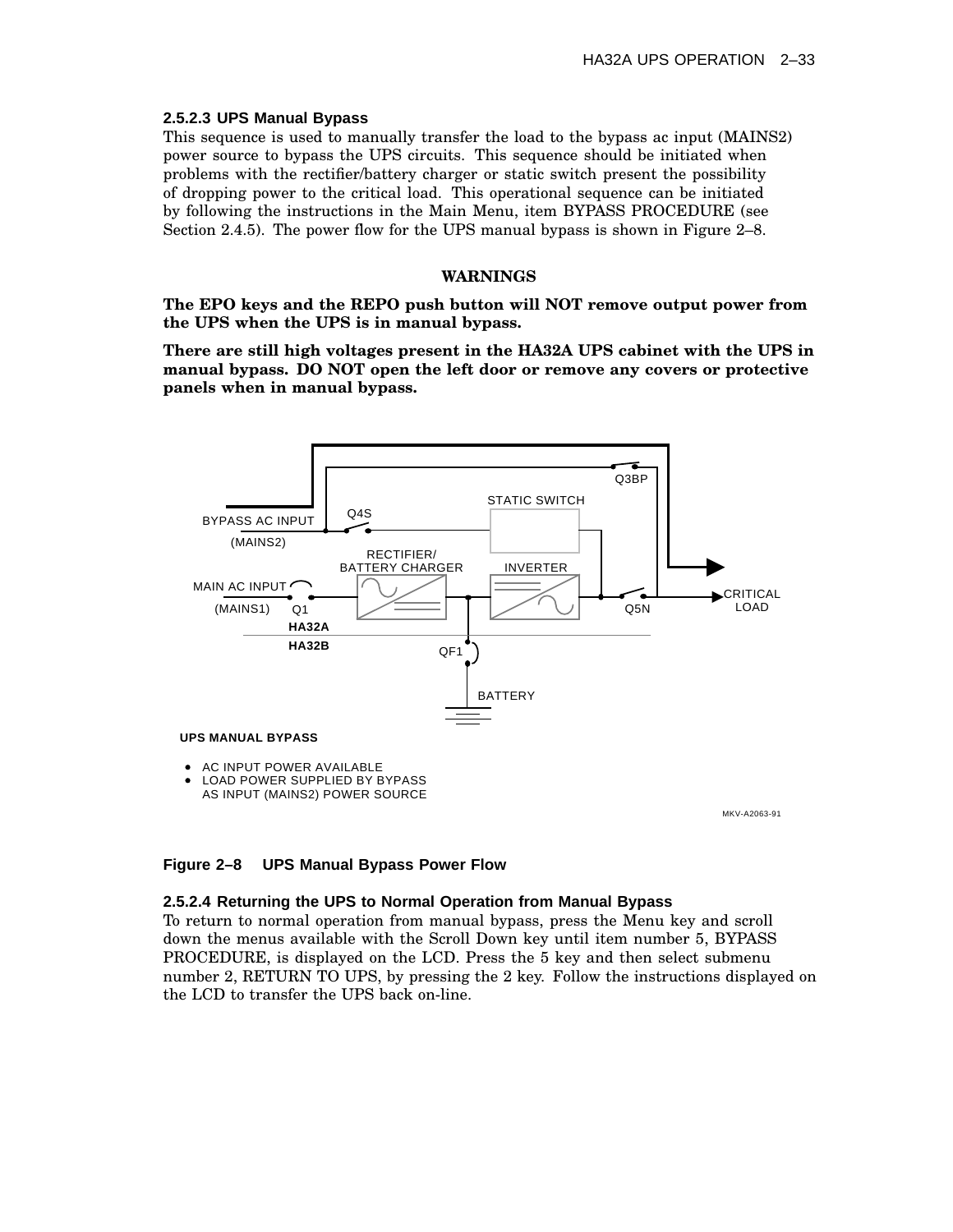### 2.5.2.3 UPS Manual Bypass

This sequence is used to manually transfer the load to the bypass ac input (MAINS2) power source to bypass the UPS circuits. This sequence should be initiated when problems with the rectifier/battery charger or static switch present the possibility of dropping power to the critical load. This operational sequence can be initiated by following the instructions in the Main Menu, item BYPASS PROCEDURE (see Section 2.4.5). The power flow for the UPS manual bypass is shown in Figure 2–8.

**WARNINGS**

**The EPO keys and the REPO push button will NOT remove output power from the UPS when the UPS is in manual bypass.**

**There are still high voltages present in the HA32A UPS cabinet with the UPS in manual bypass. DO NOT open the left door or remove any covers or protective panels when in manual bypass.**

BYPASS AC INPUT (MAINS2) Q4S STATIC SWITCH Q3BP
MAIN AC INPUT (MAINS1) Q1 RECTIFIER/ BATTERY CHARGER INVERTER Q5N CRITICAL LOAD
HA32A
HA32B QF1 BATTERY

**UPS MANUAL BYPASS**

- AC INPUT POWER AVAILABLE
- LOAD POWER SUPPLIED BY BYPASS AS INPUT (MAINS2) POWER SOURCE

MKV-A2063-91

**Figure 2–8 UPS Manual Bypass Power Flow**

### 2.5.2.4 Returning the UPS to Normal Operation from Manual Bypass

To return to normal operation from manual bypass, press the Menu key and scroll down the menus available with the Scroll Down key until item number 5, BYPASS PROCEDURE, is displayed on the LCD. Press the 5 key and then select submenu number 2, RETURN TO UPS, by pressing the 2 key. Follow the instructions displayed on the LCD to transfer the UPS back on-line.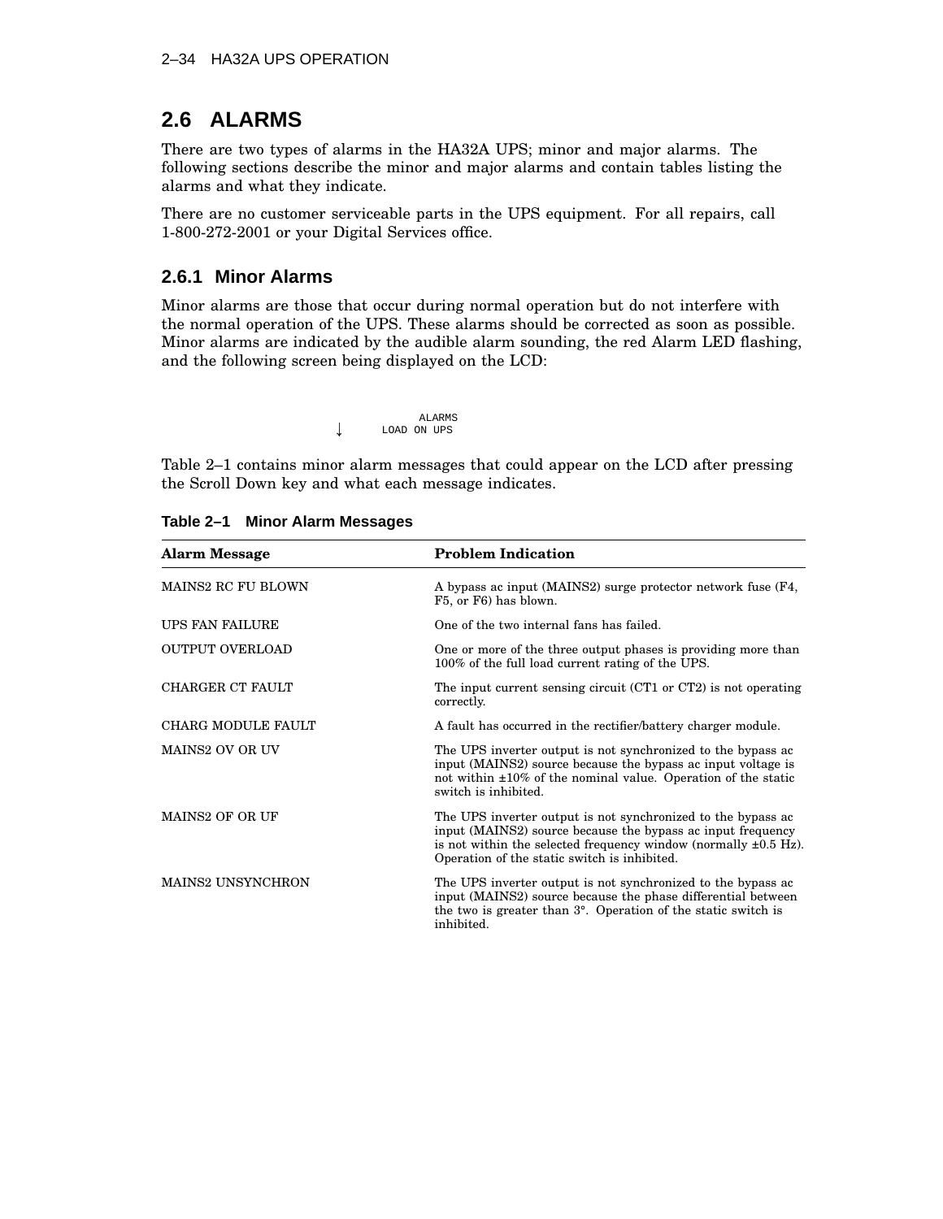## 2.6 ALARMS

There are two types of alarms in the HA32A UPS; minor and major alarms. The following sections describe the minor and major alarms and contain tables listing the alarms and what they indicate.

There are no customer serviceable parts in the UPS equipment. For all repairs, call 1-800-272-2001 or your Digital Services office.

### 2.6.1 Minor Alarms

Minor alarms are those that occur during normal operation but do not interfere with the normal operation of the UPS. These alarms should be corrected as soon as possible. Minor alarms are indicated by the audible alarm sounding, the red Alarm LED flashing, and the following screen being displayed on the LCD:

```
            ALARMS
↓       LOAD ON UPS
```

Table 2–1 contains minor alarm messages that could appear on the LCD after pressing the Scroll Down key and what each message indicates.

**Table 2–1 Minor Alarm Messages**

| Alarm Message | Problem Indication |
|---|---|
| MAINS2 RC FU BLOWN | A bypass ac input (MAINS2) surge protector network fuse (F4, F5, or F6) has blown. |
| UPS FAN FAILURE | One of the two internal fans has failed. |
| OUTPUT OVERLOAD | One or more of the three output phases is providing more than 100% of the full load current rating of the UPS. |
| CHARGER CT FAULT | The input current sensing circuit (CT1 or CT2) is not operating correctly. |
| CHARG MODULE FAULT | A fault has occurred in the rectifier/battery charger module. |
| MAINS2 OV OR UV | The UPS inverter output is not synchronized to the bypass ac input (MAINS2) source because the bypass ac input voltage is not within ±10% of the nominal value. Operation of the static switch is inhibited. |
| MAINS2 OF OR UF | The UPS inverter output is not synchronized to the bypass ac input (MAINS2) source because the bypass ac input frequency is not within the selected frequency window (normally ±0.5 Hz). Operation of the static switch is inhibited. |
| MAINS2 UNSYNCHRON | The UPS inverter output is not synchronized to the bypass ac input (MAINS2) source because the phase differential between the two is greater than 3°. Operation of the static switch is inhibited. |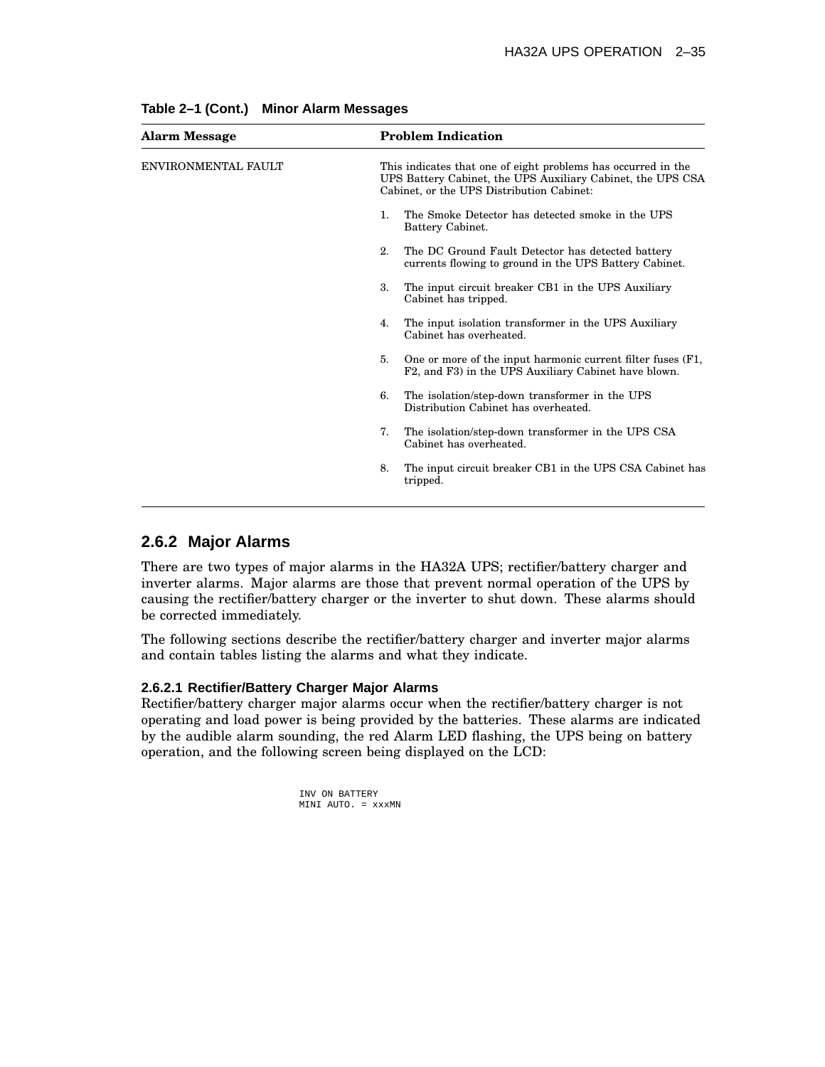**Table 2–1 (Cont.) Minor Alarm Messages**

| Alarm Message | Problem Indication |
|---|---|
| ENVIRONMENTAL FAULT | This indicates that one of eight problems has occurred in the UPS Battery Cabinet, the UPS Auxiliary Cabinet, the UPS CSA Cabinet, or the UPS Distribution Cabinet:<br>1. The Smoke Detector has detected smoke in the UPS Battery Cabinet.<br>2. The DC Ground Fault Detector has detected battery currents flowing to ground in the UPS Battery Cabinet.<br>3. The input circuit breaker CB1 in the UPS Auxiliary Cabinet has tripped.<br>4. The input isolation transformer in the UPS Auxiliary Cabinet has overheated.<br>5. One or more of the input harmonic current filter fuses (F1, F2, and F3) in the UPS Auxiliary Cabinet have blown.<br>6. The isolation/step-down transformer in the UPS Distribution Cabinet has overheated.<br>7. The isolation/step-down transformer in the UPS CSA Cabinet has overheated.<br>8. The input circuit breaker CB1 in the UPS CSA Cabinet has tripped. |

## 2.6.2 Major Alarms

There are two types of major alarms in the HA32A UPS; rectifier/battery charger and inverter alarms. Major alarms are those that prevent normal operation of the UPS by causing the rectifier/battery charger or the inverter to shut down. These alarms should be corrected immediately.

The following sections describe the rectifier/battery charger and inverter major alarms and contain tables listing the alarms and what they indicate.

### 2.6.2.1 Rectifier/Battery Charger Major Alarms

Rectifier/battery charger major alarms occur when the rectifier/battery charger is not operating and load power is being provided by the batteries. These alarms are indicated by the audible alarm sounding, the red Alarm LED flashing, the UPS being on battery operation, and the following screen being displayed on the LCD:

```
INV ON BATTERY
MINI AUTO. = xxxMN
```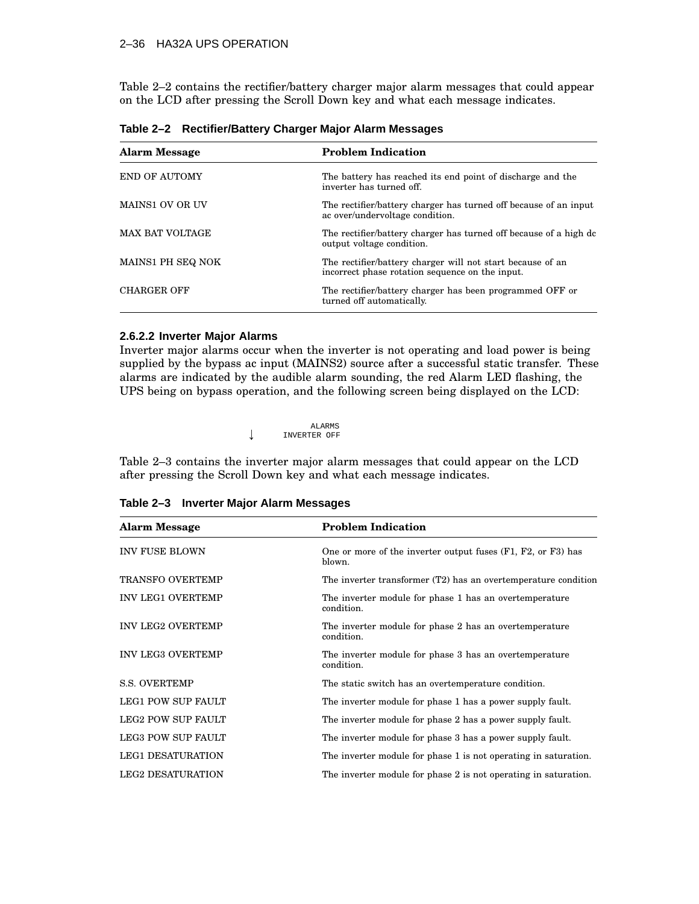Table 2–2 contains the rectifier/battery charger major alarm messages that could appear on the LCD after pressing the Scroll Down key and what each message indicates.

**Table 2–2 Rectifier/Battery Charger Major Alarm Messages**

| Alarm Message | Problem Indication |
|---|---|
| END OF AUTOMY | The battery has reached its end point of discharge and the inverter has turned off. |
| MAINS1 OV OR UV | The rectifier/battery charger has turned off because of an input ac over/undervoltage condition. |
| MAX BAT VOLTAGE | The rectifier/battery charger has turned off because of a high dc output voltage condition. |
| MAINS1 PH SEQ NOK | The rectifier/battery charger will not start because of an incorrect phase rotation sequence on the input. |
| CHARGER OFF | The rectifier/battery charger has been programmed OFF or turned off automatically. |

### 2.6.2.2 Inverter Major Alarms

Inverter major alarms occur when the inverter is not operating and load power is being supplied by the bypass ac input (MAINS2) source after a successful static transfer. These alarms are indicated by the audible alarm sounding, the red Alarm LED flashing, the UPS being on bypass operation, and the following screen being displayed on the LCD:

```
        ALARMS
↓    INVERTER OFF
```

Table 2–3 contains the inverter major alarm messages that could appear on the LCD after pressing the Scroll Down key and what each message indicates.

**Table 2–3 Inverter Major Alarm Messages**

| Alarm Message | Problem Indication |
|---|---|
| INV FUSE BLOWN | One or more of the inverter output fuses (F1, F2, or F3) has blown. |
| TRANSFO OVERTEMP | The inverter transformer (T2) has an overtemperature condition |
| INV LEG1 OVERTEMP | The inverter module for phase 1 has an overtemperature condition. |
| INV LEG2 OVERTEMP | The inverter module for phase 2 has an overtemperature condition. |
| INV LEG3 OVERTEMP | The inverter module for phase 3 has an overtemperature condition. |
| S.S. OVERTEMP | The static switch has an overtemperature condition. |
| LEG1 POW SUP FAULT | The inverter module for phase 1 has a power supply fault. |
| LEG2 POW SUP FAULT | The inverter module for phase 2 has a power supply fault. |
| LEG3 POW SUP FAULT | The inverter module for phase 3 has a power supply fault. |
| LEG1 DESATURATION | The inverter module for phase 1 is not operating in saturation. |
| LEG2 DESATURATION | The inverter module for phase 2 is not operating in saturation. |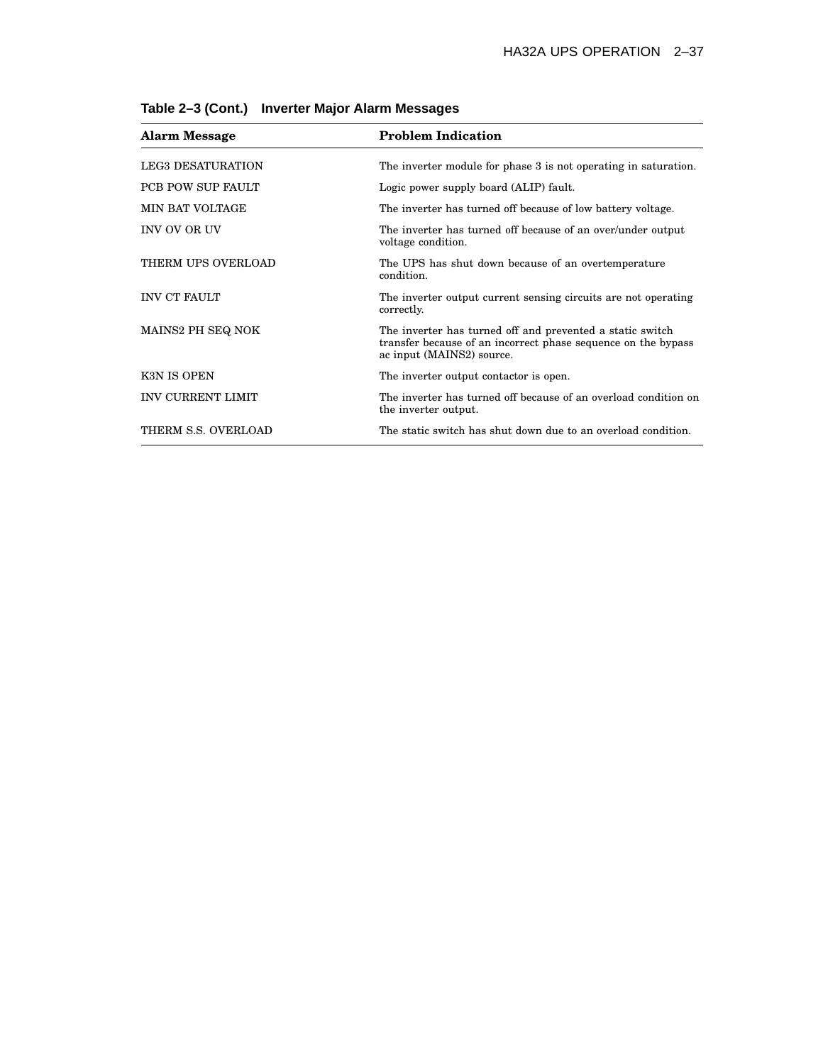**Table 2–3 (Cont.) Inverter Major Alarm Messages**

| Alarm Message | Problem Indication |
|---|---|
| LEG3 DESATURATION | The inverter module for phase 3 is not operating in saturation. |
| PCB POW SUP FAULT | Logic power supply board (ALIP) fault. |
| MIN BAT VOLTAGE | The inverter has turned off because of low battery voltage. |
| INV OV OR UV | The inverter has turned off because of an over/under output voltage condition. |
| THERM UPS OVERLOAD | The UPS has shut down because of an overtemperature condition. |
| INV CT FAULT | The inverter output current sensing circuits are not operating correctly. |
| MAINS2 PH SEQ NOK | The inverter has turned off and prevented a static switch transfer because of an incorrect phase sequence on the bypass ac input (MAINS2) source. |
| K3N IS OPEN | The inverter output contactor is open. |
| INV CURRENT LIMIT | The inverter has turned off because of an overload condition on the inverter output. |
| THERM S.S. OVERLOAD | The static switch has shut down due to an overload condition. |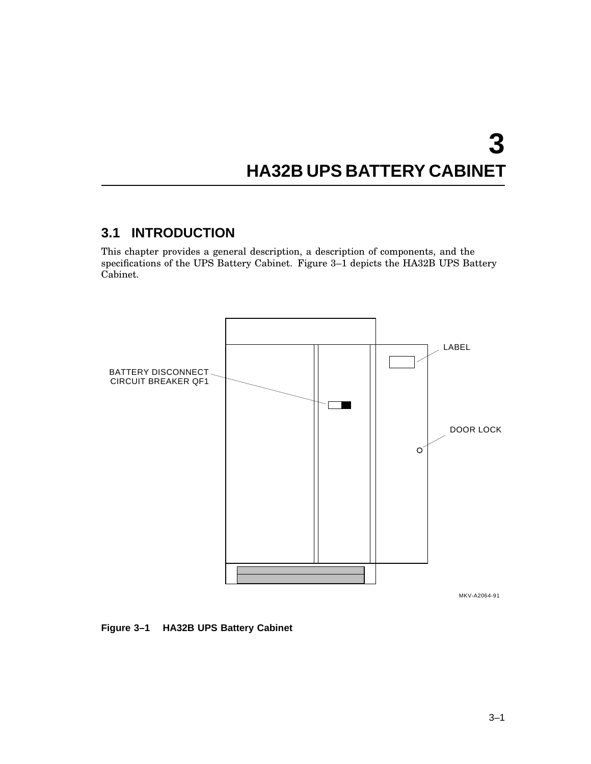# 3 HA32B UPS BATTERY CABINET

## 3.1 INTRODUCTION

This chapter provides a general description, a description of components, and the specifications of the UPS Battery Cabinet. Figure 3–1 depicts the HA32B UPS Battery Cabinet.

Figure 3–1 HA32B UPS Battery Cabinet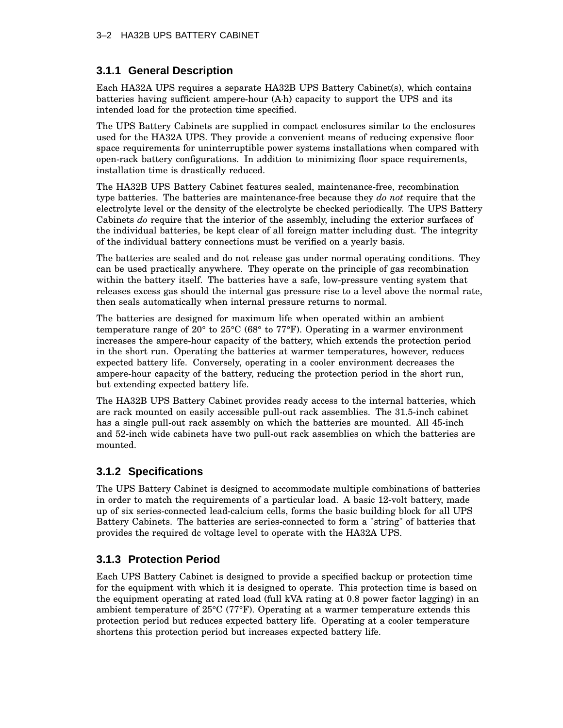### 3.1.1 General Description

Each HA32A UPS requires a separate HA32B UPS Battery Cabinet(s), which contains batteries having sufficient ampere-hour (A·h) capacity to support the UPS and its intended load for the protection time specified.

The UPS Battery Cabinets are supplied in compact enclosures similar to the enclosures used for the HA32A UPS. They provide a convenient means of reducing expensive floor space requirements for uninterruptible power systems installations when compared with open-rack battery configurations. In addition to minimizing floor space requirements, installation time is drastically reduced.

The HA32B UPS Battery Cabinet features sealed, maintenance-free, recombination type batteries. The batteries are maintenance-free because they *do not* require that the electrolyte level or the density of the electrolyte be checked periodically. The UPS Battery Cabinets *do* require that the interior of the assembly, including the exterior surfaces of the individual batteries, be kept clear of all foreign matter including dust. The integrity of the individual battery connections must be verified on a yearly basis.

The batteries are sealed and do not release gas under normal operating conditions. They can be used practically anywhere. They operate on the principle of gas recombination within the battery itself. The batteries have a safe, low-pressure venting system that releases excess gas should the internal gas pressure rise to a level above the normal rate, then seals automatically when internal pressure returns to normal.

The batteries are designed for maximum life when operated within an ambient temperature range of 20° to 25°C (68° to 77°F). Operating in a warmer environment increases the ampere-hour capacity of the battery, which extends the protection period in the short run. Operating the batteries at warmer temperatures, however, reduces expected battery life. Conversely, operating in a cooler environment decreases the ampere-hour capacity of the battery, reducing the protection period in the short run, but extending expected battery life.

The HA32B UPS Battery Cabinet provides ready access to the internal batteries, which are rack mounted on easily accessible pull-out rack assemblies. The 31.5-inch cabinet has a single pull-out rack assembly on which the batteries are mounted. All 45-inch and 52-inch wide cabinets have two pull-out rack assemblies on which the batteries are mounted.

### 3.1.2 Specifications

The UPS Battery Cabinet is designed to accommodate multiple combinations of batteries in order to match the requirements of a particular load. A basic 12-volt battery, made up of six series-connected lead-calcium cells, forms the basic building block for all UPS Battery Cabinets. The batteries are series-connected to form a "string" of batteries that provides the required dc voltage level to operate with the HA32A UPS.

### 3.1.3 Protection Period

Each UPS Battery Cabinet is designed to provide a specified backup or protection time for the equipment with which it is designed to operate. This protection time is based on the equipment operating at rated load (full kVA rating at 0.8 power factor lagging) in an ambient temperature of 25°C (77°F). Operating at a warmer temperature extends this protection period but reduces expected battery life. Operating at a cooler temperature shortens this protection period but increases expected battery life.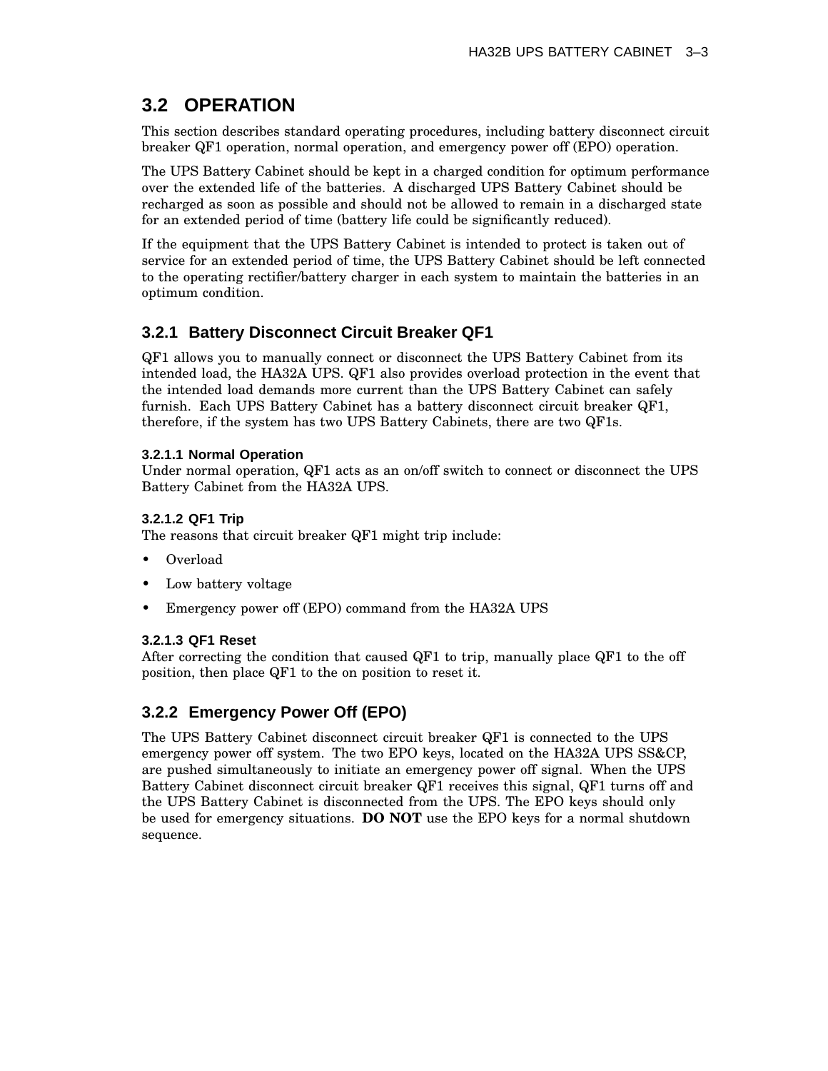## 3.2 OPERATION

This section describes standard operating procedures, including battery disconnect circuit breaker QF1 operation, normal operation, and emergency power off (EPO) operation.

The UPS Battery Cabinet should be kept in a charged condition for optimum performance over the extended life of the batteries. A discharged UPS Battery Cabinet should be recharged as soon as possible and should not be allowed to remain in a discharged state for an extended period of time (battery life could be significantly reduced).

If the equipment that the UPS Battery Cabinet is intended to protect is taken out of service for an extended period of time, the UPS Battery Cabinet should be left connected to the operating rectifier/battery charger in each system to maintain the batteries in an optimum condition.

### 3.2.1 Battery Disconnect Circuit Breaker QF1

QF1 allows you to manually connect or disconnect the UPS Battery Cabinet from its intended load, the HA32A UPS. QF1 also provides overload protection in the event that the intended load demands more current than the UPS Battery Cabinet can safely furnish. Each UPS Battery Cabinet has a battery disconnect circuit breaker QF1, therefore, if the system has two UPS Battery Cabinets, there are two QF1s.

#### 3.2.1.1 Normal Operation

Under normal operation, QF1 acts as an on/off switch to connect or disconnect the UPS Battery Cabinet from the HA32A UPS.

#### 3.2.1.2 QF1 Trip

The reasons that circuit breaker QF1 might trip include:

- Overload
- Low battery voltage
- Emergency power off (EPO) command from the HA32A UPS

#### 3.2.1.3 QF1 Reset

After correcting the condition that caused QF1 to trip, manually place QF1 to the off position, then place QF1 to the on position to reset it.

### 3.2.2 Emergency Power Off (EPO)

The UPS Battery Cabinet disconnect circuit breaker QF1 is connected to the UPS emergency power off system. The two EPO keys, located on the HA32A UPS SS&CP, are pushed simultaneously to initiate an emergency power off signal. When the UPS Battery Cabinet disconnect circuit breaker QF1 receives this signal, QF1 turns off and the UPS Battery Cabinet is disconnected from the UPS. The EPO keys should only be used for emergency situations. **DO NOT** use the EPO keys for a normal shutdown sequence.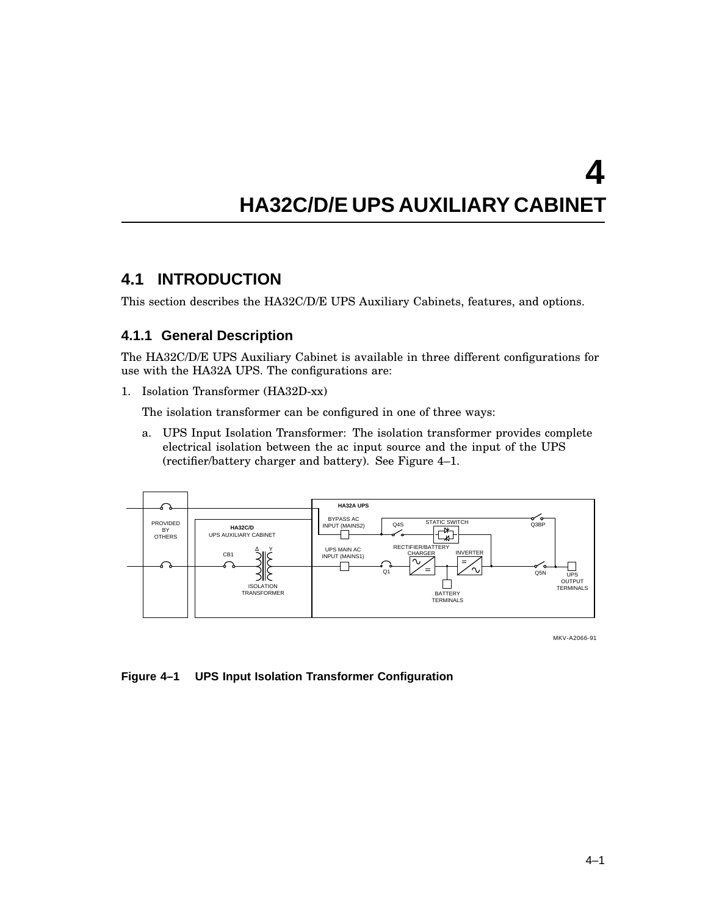# 4
# HA32C/D/E UPS AUXILIARY CABINET

## 4.1 INTRODUCTION

This section describes the HA32C/D/E UPS Auxiliary Cabinets, features, and options.

### 4.1.1 General Description

The HA32C/D/E UPS Auxiliary Cabinet is available in three different configurations for use with the HA32A UPS. The configurations are:

1. Isolation Transformer (HA32D-xx)

   The isolation transformer can be configured in one of three ways:

   a. UPS Input Isolation Transformer: The isolation transformer provides complete electrical isolation between the ac input source and the input of the UPS (rectifier/battery charger and battery). See Figure 4–1.

**Figure 4–1 UPS Input Isolation Transformer Configuration**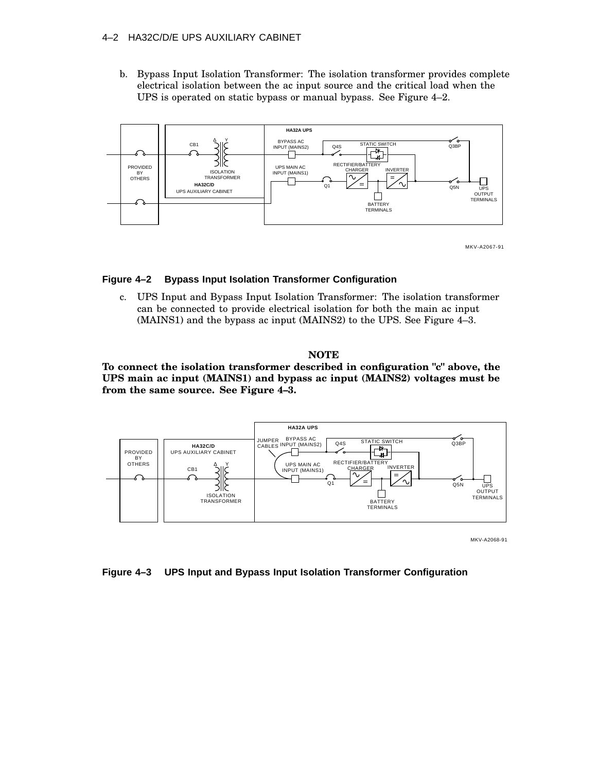b. Bypass Input Isolation Transformer: The isolation transformer provides complete electrical isolation between the ac input source and the critical load when the UPS is operated on static bypass or manual bypass. See Figure 4–2.

**Figure 4–2 Bypass Input Isolation Transformer Configuration**

c. UPS Input and Bypass Input Isolation Transformer: The isolation transformer can be connected to provide electrical isolation for both the main ac input (MAINS1) and the bypass ac input (MAINS2) to the UPS. See Figure 4–3.

**NOTE**

**To connect the isolation transformer described in configuration "c" above, the UPS main ac input (MAINS1) and bypass ac input (MAINS2) voltages must be from the same source. See Figure 4–3.**

**Figure 4–3 UPS Input and Bypass Input Isolation Transformer Configuration**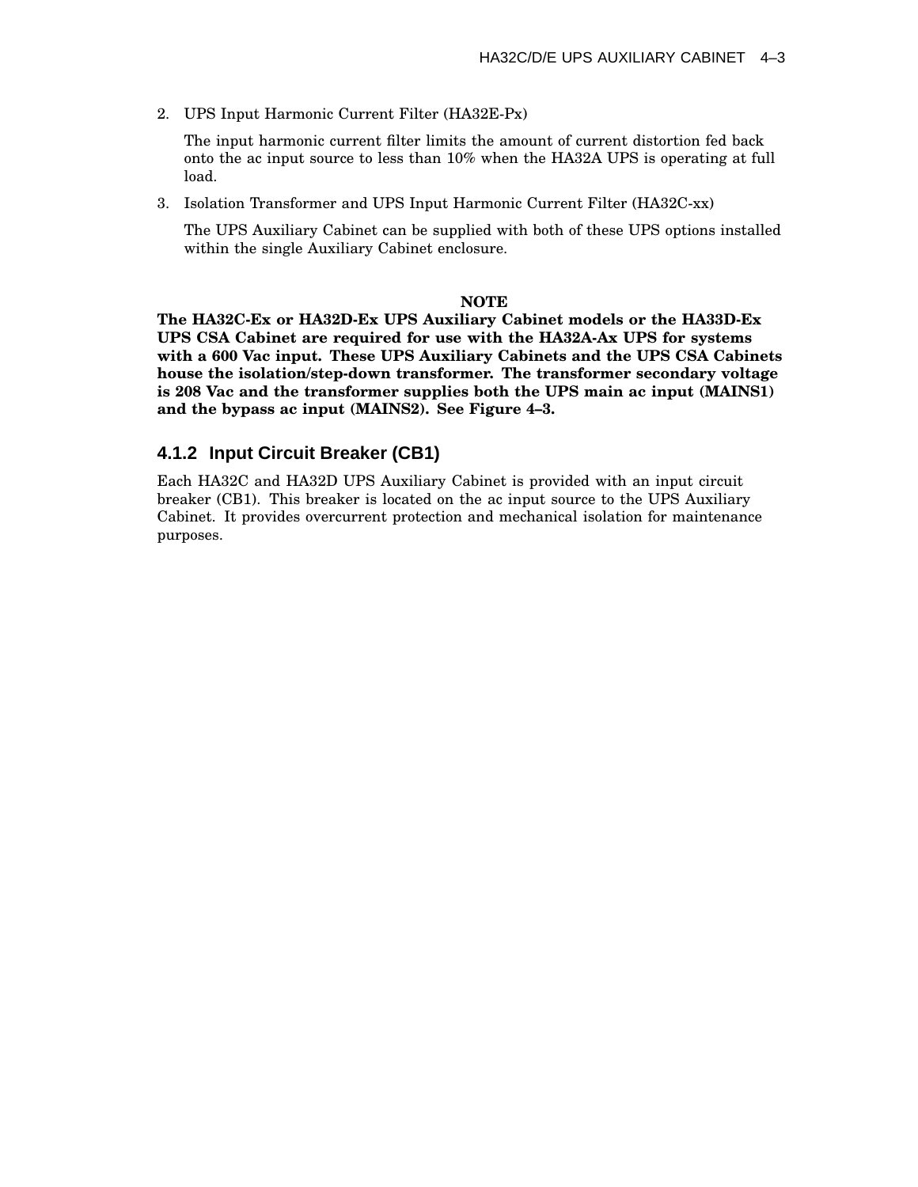2. UPS Input Harmonic Current Filter (HA32E-Px)

   The input harmonic current filter limits the amount of current distortion fed back onto the ac input source to less than 10% when the HA32A UPS is operating at full load.

3. Isolation Transformer and UPS Input Harmonic Current Filter (HA32C-xx)

   The UPS Auxiliary Cabinet can be supplied with both of these UPS options installed within the single Auxiliary Cabinet enclosure.

**NOTE**

**The HA32C-Ex or HA32D-Ex UPS Auxiliary Cabinet models or the HA33D-Ex UPS CSA Cabinet are required for use with the HA32A-Ax UPS for systems with a 600 Vac input. These UPS Auxiliary Cabinets and the UPS CSA Cabinets house the isolation/step-down transformer. The transformer secondary voltage is 208 Vac and the transformer supplies both the UPS main ac input (MAINS1) and the bypass ac input (MAINS2). See Figure 4–3.**

### 4.1.2 Input Circuit Breaker (CB1)

Each HA32C and HA32D UPS Auxiliary Cabinet is provided with an input circuit breaker (CB1). This breaker is located on the ac input source to the UPS Auxiliary Cabinet. It provides overcurrent protection and mechanical isolation for maintenance purposes.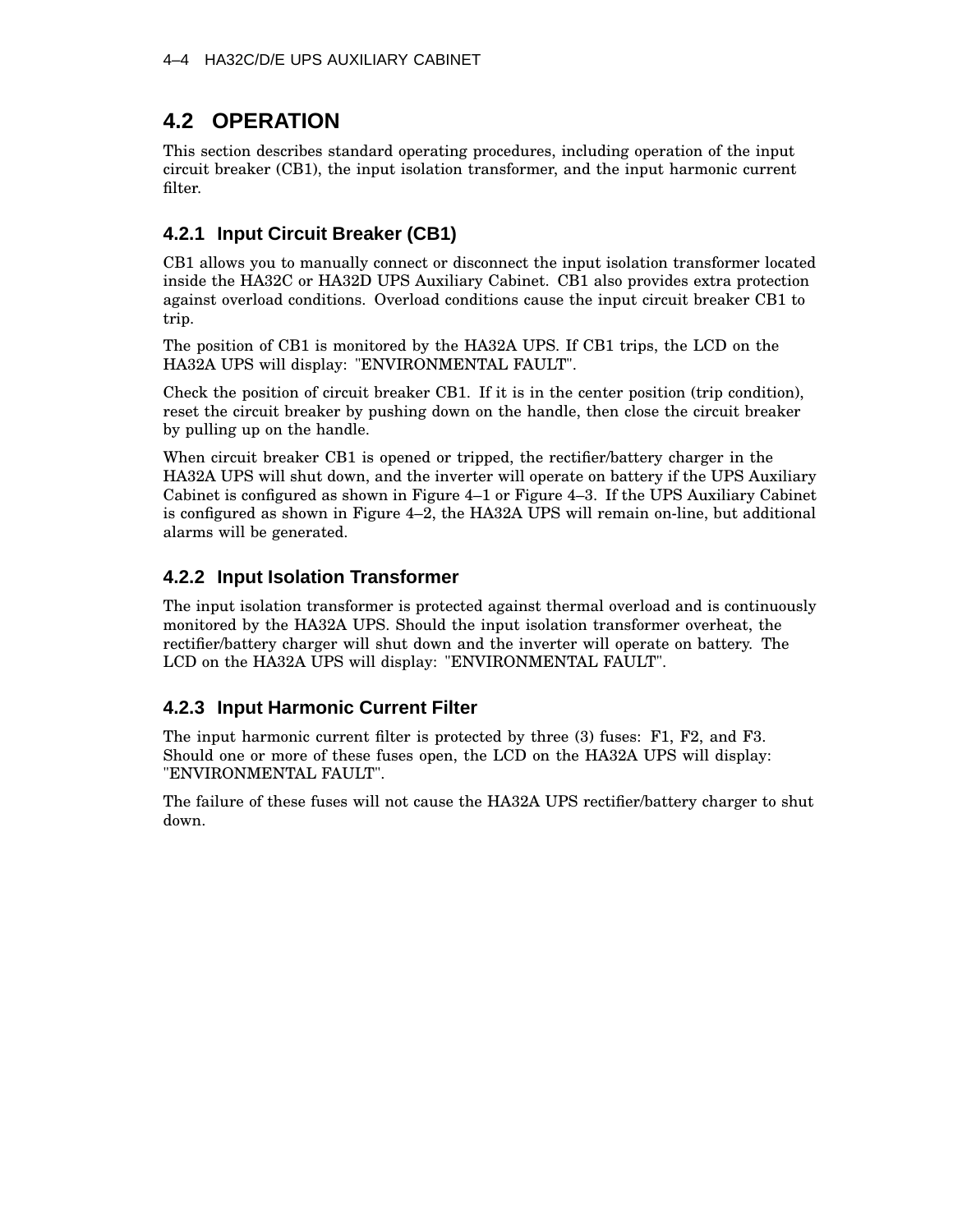## 4.2 OPERATION

This section describes standard operating procedures, including operation of the input circuit breaker (CB1), the input isolation transformer, and the input harmonic current filter.

### 4.2.1 Input Circuit Breaker (CB1)

CB1 allows you to manually connect or disconnect the input isolation transformer located inside the HA32C or HA32D UPS Auxiliary Cabinet. CB1 also provides extra protection against overload conditions. Overload conditions cause the input circuit breaker CB1 to trip.

The position of CB1 is monitored by the HA32A UPS. If CB1 trips, the LCD on the HA32A UPS will display: "ENVIRONMENTAL FAULT".

Check the position of circuit breaker CB1. If it is in the center position (trip condition), reset the circuit breaker by pushing down on the handle, then close the circuit breaker by pulling up on the handle.

When circuit breaker CB1 is opened or tripped, the rectifier/battery charger in the HA32A UPS will shut down, and the inverter will operate on battery if the UPS Auxiliary Cabinet is configured as shown in Figure 4–1 or Figure 4–3. If the UPS Auxiliary Cabinet is configured as shown in Figure 4–2, the HA32A UPS will remain on-line, but additional alarms will be generated.

### 4.2.2 Input Isolation Transformer

The input isolation transformer is protected against thermal overload and is continuously monitored by the HA32A UPS. Should the input isolation transformer overheat, the rectifier/battery charger will shut down and the inverter will operate on battery. The LCD on the HA32A UPS will display: "ENVIRONMENTAL FAULT".

### 4.2.3 Input Harmonic Current Filter

The input harmonic current filter is protected by three (3) fuses: F1, F2, and F3. Should one or more of these fuses open, the LCD on the HA32A UPS will display: "ENVIRONMENTAL FAULT".

The failure of these fuses will not cause the HA32A UPS rectifier/battery charger to shut down.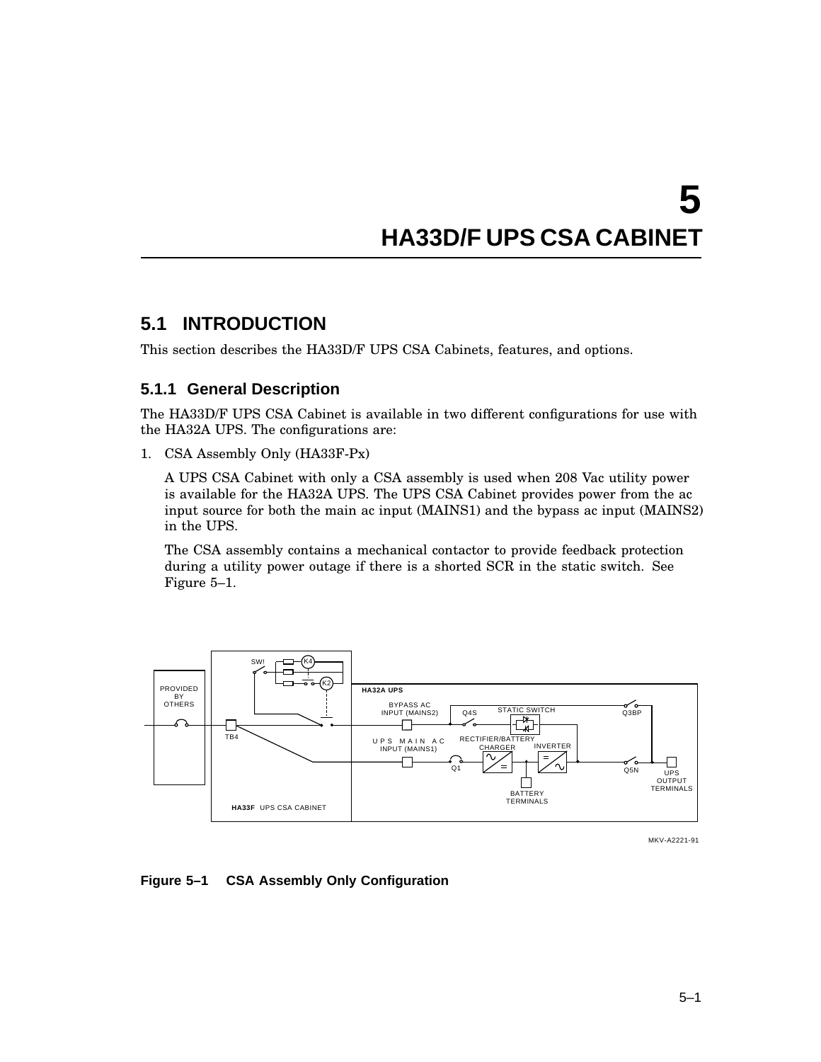# 5 HA33D/F UPS CSA CABINET

## 5.1 INTRODUCTION

This section describes the HA33D/F UPS CSA Cabinets, features, and options.

### 5.1.1 General Description

The HA33D/F UPS CSA Cabinet is available in two different configurations for use with the HA32A UPS. The configurations are:

1. CSA Assembly Only (HA33F-Px)

   A UPS CSA Cabinet with only a CSA assembly is used when 208 Vac utility power is available for the HA32A UPS. The UPS CSA Cabinet provides power from the ac input source for both the main ac input (MAINS1) and the bypass ac input (MAINS2) in the UPS.

   The CSA assembly contains a mechanical contactor to provide feedback protection during a utility power outage if there is a shorted SCR in the static switch. See Figure 5–1.

**Figure 5–1 CSA Assembly Only Configuration**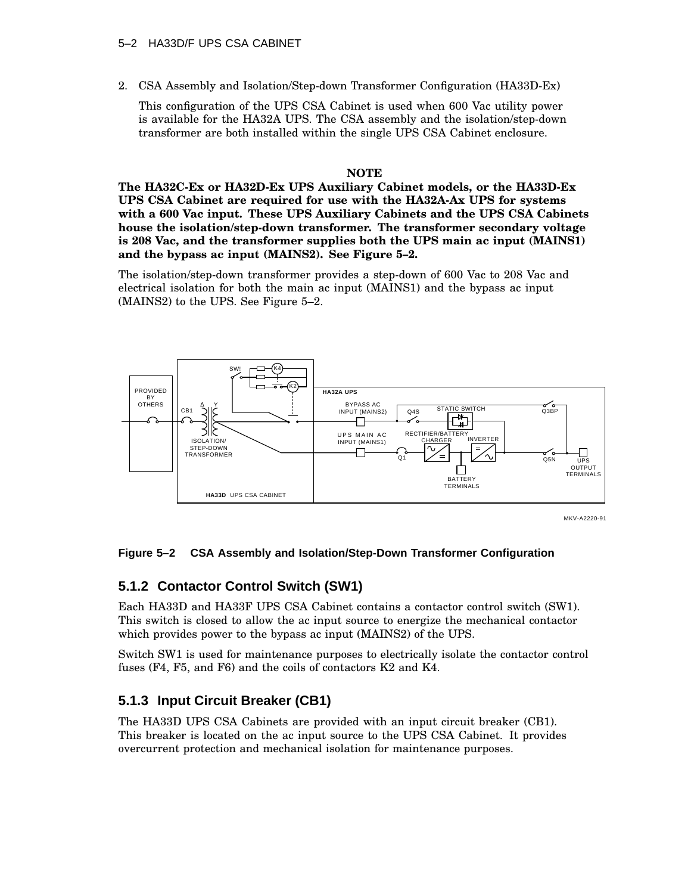2. CSA Assembly and Isolation/Step-down Transformer Configuration (HA33D-Ex)

   This configuration of the UPS CSA Cabinet is used when 600 Vac utility power is available for the HA32A UPS. The CSA assembly and the isolation/step-down transformer are both installed within the single UPS CSA Cabinet enclosure.

**NOTE**

**The HA32C-Ex or HA32D-Ex UPS Auxiliary Cabinet models, or the HA33D-Ex UPS CSA Cabinet are required for use with the HA32A-Ax UPS for systems with a 600 Vac input. These UPS Auxiliary Cabinets and the UPS CSA Cabinets house the isolation/step-down transformer. The transformer secondary voltage is 208 Vac, and the transformer supplies both the UPS main ac input (MAINS1) and the bypass ac input (MAINS2). See Figure 5–2.**

The isolation/step-down transformer provides a step-down of 600 Vac to 208 Vac and electrical isolation for both the main ac input (MAINS1) and the bypass ac input (MAINS2) to the UPS. See Figure 5–2.

**Figure 5–2 CSA Assembly and Isolation/Step-Down Transformer Configuration**

## 5.1.2 Contactor Control Switch (SW1)

Each HA33D and HA33F UPS CSA Cabinet contains a contactor control switch (SW1). This switch is closed to allow the ac input source to energize the mechanical contactor which provides power to the bypass ac input (MAINS2) of the UPS.

Switch SW1 is used for maintenance purposes to electrically isolate the contactor control fuses (F4, F5, and F6) and the coils of contactors K2 and K4.

## 5.1.3 Input Circuit Breaker (CB1)

The HA33D UPS CSA Cabinets are provided with an input circuit breaker (CB1). This breaker is located on the ac input source to the UPS CSA Cabinet. It provides overcurrent protection and mechanical isolation for maintenance purposes.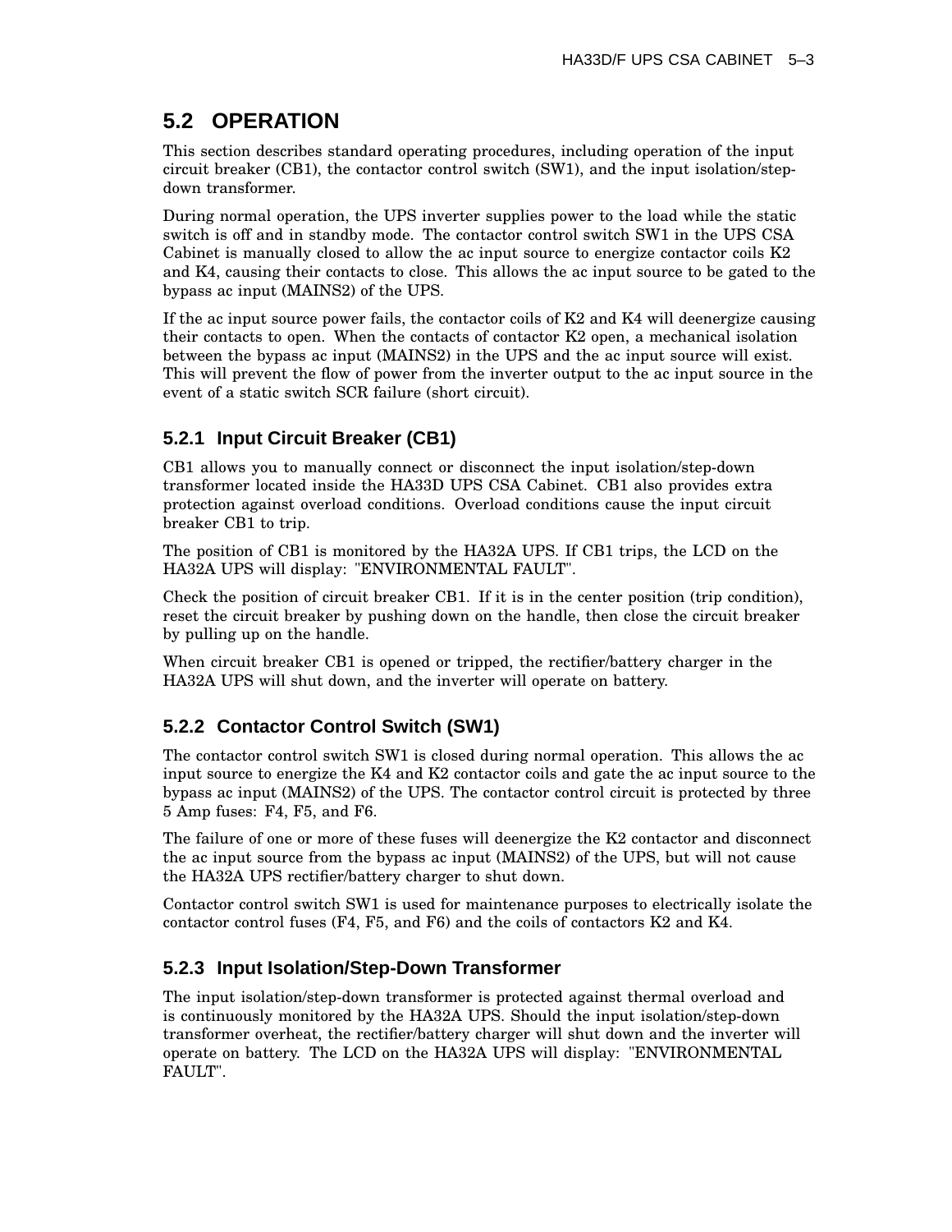## 5.2 OPERATION

This section describes standard operating procedures, including operation of the input circuit breaker (CB1), the contactor control switch (SW1), and the input isolation/step-down transformer.

During normal operation, the UPS inverter supplies power to the load while the static switch is off and in standby mode. The contactor control switch SW1 in the UPS CSA Cabinet is manually closed to allow the ac input source to energize contactor coils K2 and K4, causing their contacts to close. This allows the ac input source to be gated to the bypass ac input (MAINS2) of the UPS.

If the ac input source power fails, the contactor coils of K2 and K4 will deenergize causing their contacts to open. When the contacts of contactor K2 open, a mechanical isolation between the bypass ac input (MAINS2) in the UPS and the ac input source will exist. This will prevent the flow of power from the inverter output to the ac input source in the event of a static switch SCR failure (short circuit).

### 5.2.1 Input Circuit Breaker (CB1)

CB1 allows you to manually connect or disconnect the input isolation/step-down transformer located inside the HA33D UPS CSA Cabinet. CB1 also provides extra protection against overload conditions. Overload conditions cause the input circuit breaker CB1 to trip.

The position of CB1 is monitored by the HA32A UPS. If CB1 trips, the LCD on the HA32A UPS will display: "ENVIRONMENTAL FAULT".

Check the position of circuit breaker CB1. If it is in the center position (trip condition), reset the circuit breaker by pushing down on the handle, then close the circuit breaker by pulling up on the handle.

When circuit breaker CB1 is opened or tripped, the rectifier/battery charger in the HA32A UPS will shut down, and the inverter will operate on battery.

### 5.2.2 Contactor Control Switch (SW1)

The contactor control switch SW1 is closed during normal operation. This allows the ac input source to energize the K4 and K2 contactor coils and gate the ac input source to the bypass ac input (MAINS2) of the UPS. The contactor control circuit is protected by three 5 Amp fuses: F4, F5, and F6.

The failure of one or more of these fuses will deenergize the K2 contactor and disconnect the ac input source from the bypass ac input (MAINS2) of the UPS, but will not cause the HA32A UPS rectifier/battery charger to shut down.

Contactor control switch SW1 is used for maintenance purposes to electrically isolate the contactor control fuses (F4, F5, and F6) and the coils of contactors K2 and K4.

### 5.2.3 Input Isolation/Step-Down Transformer

The input isolation/step-down transformer is protected against thermal overload and is continuously monitored by the HA32A UPS. Should the input isolation/step-down transformer overheat, the rectifier/battery charger will shut down and the inverter will operate on battery. The LCD on the HA32A UPS will display: "ENVIRONMENTAL FAULT".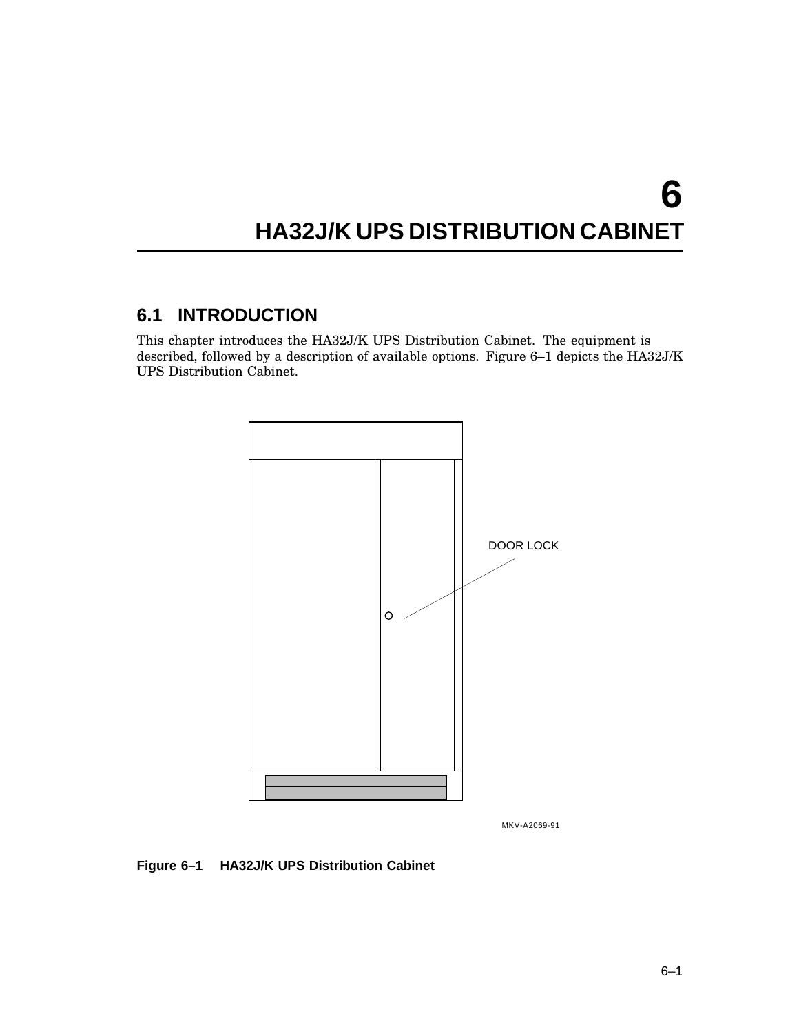# 6 HA32J/K UPS DISTRIBUTION CABINET

## 6.1 INTRODUCTION

This chapter introduces the HA32J/K UPS Distribution Cabinet. The equipment is described, followed by a description of available options. Figure 6–1 depicts the HA32J/K UPS Distribution Cabinet.

DOOR LOCK

MKV-A2069-91

**Figure 6–1 HA32J/K UPS Distribution Cabinet**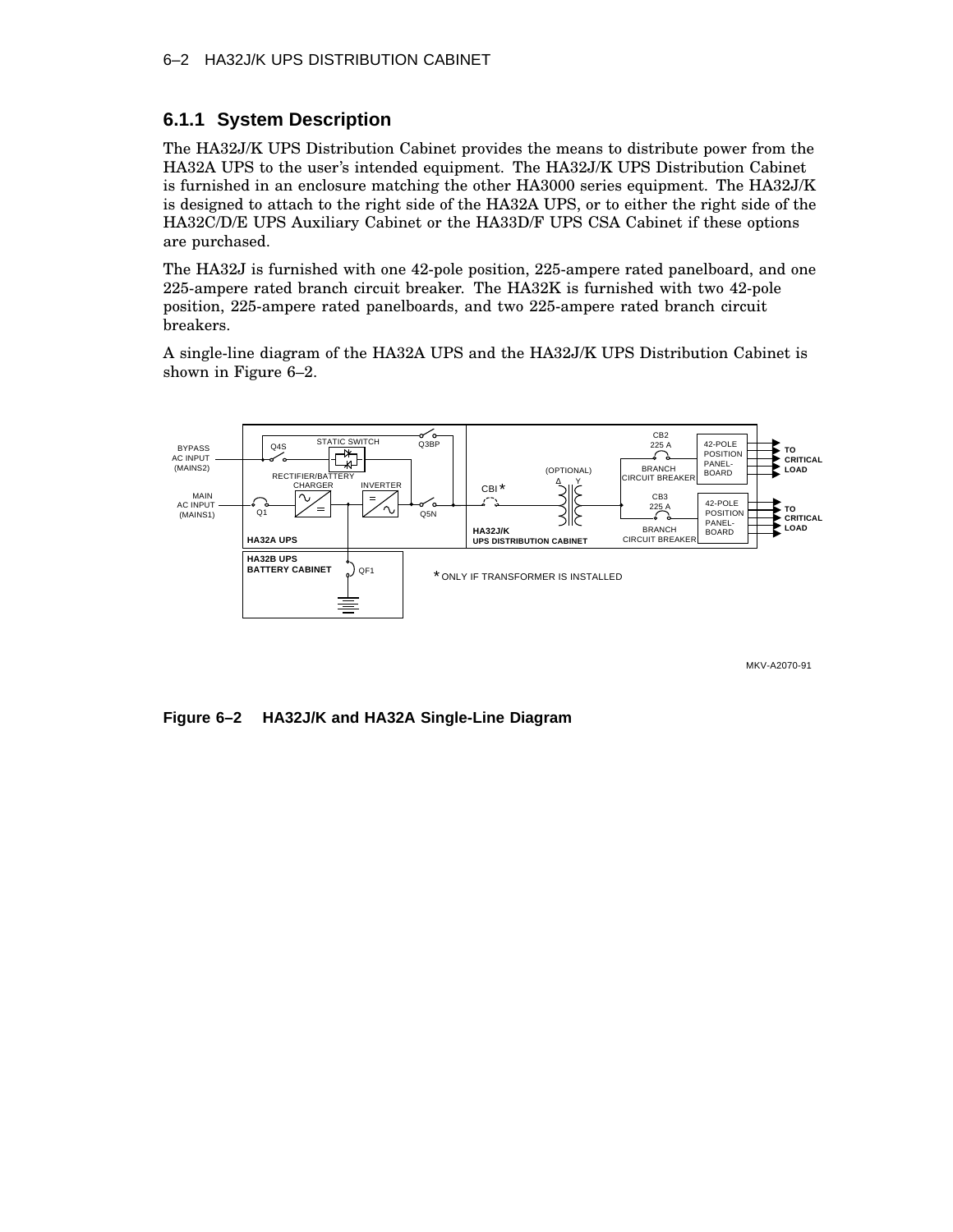### 6.1.1 System Description

The HA32J/K UPS Distribution Cabinet provides the means to distribute power from the HA32A UPS to the user's intended equipment. The HA32J/K UPS Distribution Cabinet is furnished in an enclosure matching the other HA3000 series equipment. The HA32J/K is designed to attach to the right side of the HA32A UPS, or to either the right side of the HA32C/D/E UPS Auxiliary Cabinet or the HA33D/F UPS CSA Cabinet if these options are purchased.

The HA32J is furnished with one 42-pole position, 225-ampere rated panelboard, and one 225-ampere rated branch circuit breaker. The HA32K is furnished with two 42-pole position, 225-ampere rated panelboards, and two 225-ampere rated branch circuit breakers.

A single-line diagram of the HA32A UPS and the HA32J/K UPS Distribution Cabinet is shown in Figure 6–2.

**Figure 6–2 HA32J/K and HA32A Single-Line Diagram**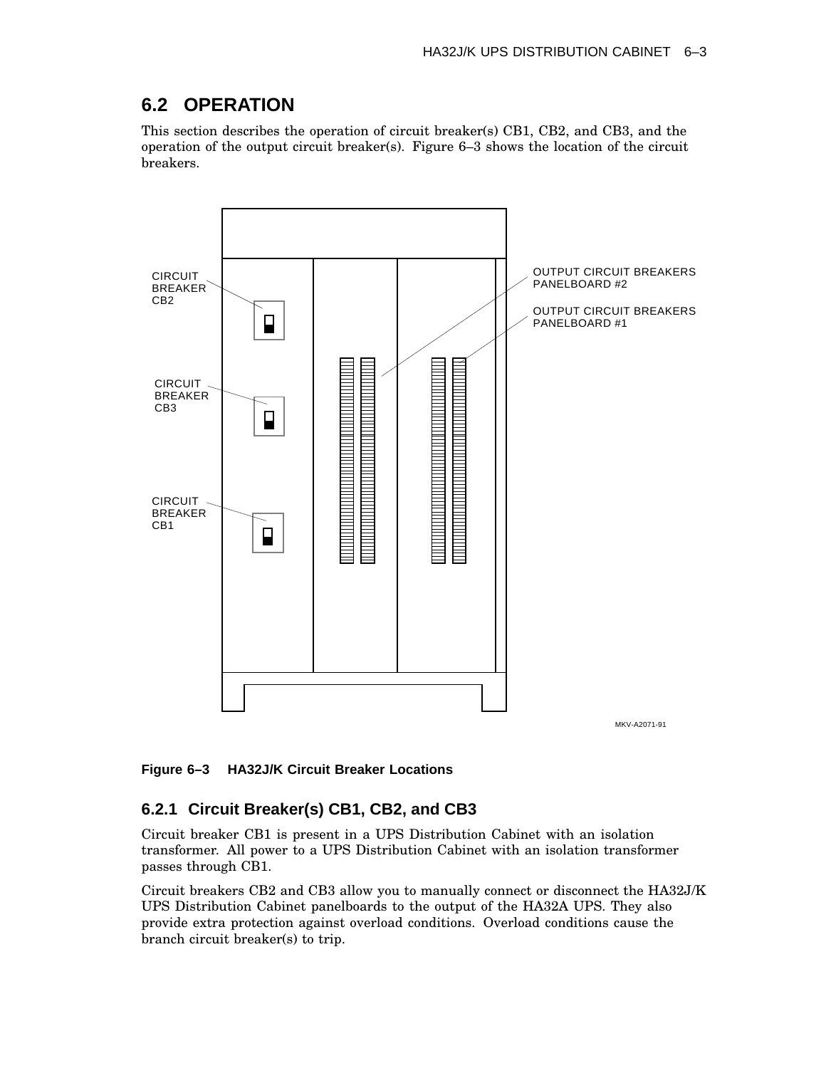## 6.2 OPERATION

This section describes the operation of circuit breaker(s) CB1, CB2, and CB3, and the operation of the output circuit breaker(s). Figure 6–3 shows the location of the circuit breakers.

CIRCUIT BREAKER CB2

CIRCUIT BREAKER CB3

CIRCUIT BREAKER CB1

OUTPUT CIRCUIT BREAKERS PANELBOARD #2

OUTPUT CIRCUIT BREAKERS PANELBOARD #1

MKV-A2071-91

**Figure 6–3 HA32J/K Circuit Breaker Locations**

### 6.2.1 Circuit Breaker(s) CB1, CB2, and CB3

Circuit breaker CB1 is present in a UPS Distribution Cabinet with an isolation transformer. All power to a UPS Distribution Cabinet with an isolation transformer passes through CB1.

Circuit breakers CB2 and CB3 allow you to manually connect or disconnect the HA32J/K UPS Distribution Cabinet panelboards to the output of the HA32A UPS. They also provide extra protection against overload conditions. Overload conditions cause the branch circuit breaker(s) to trip.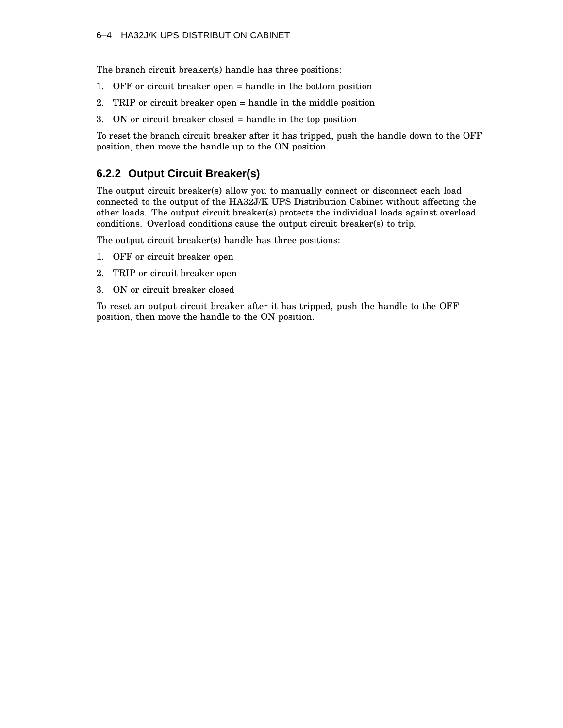The branch circuit breaker(s) handle has three positions:

1. OFF or circuit breaker open = handle in the bottom position
2. TRIP or circuit breaker open = handle in the middle position
3. ON or circuit breaker closed = handle in the top position

To reset the branch circuit breaker after it has tripped, push the handle down to the OFF position, then move the handle up to the ON position.

### 6.2.2 Output Circuit Breaker(s)

The output circuit breaker(s) allow you to manually connect or disconnect each load connected to the output of the HA32J/K UPS Distribution Cabinet without affecting the other loads. The output circuit breaker(s) protects the individual loads against overload conditions. Overload conditions cause the output circuit breaker(s) to trip.

The output circuit breaker(s) handle has three positions:

1. OFF or circuit breaker open
2. TRIP or circuit breaker open
3. ON or circuit breaker closed

To reset an output circuit breaker after it has tripped, push the handle to the OFF position, then move the handle to the ON position.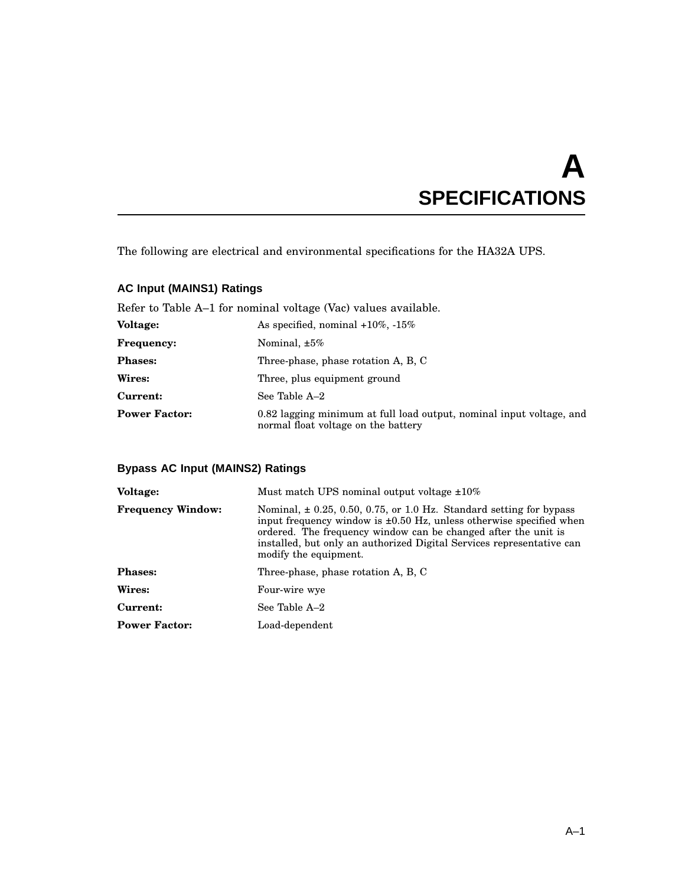# A SPECIFICATIONS

The following are electrical and environmental specifications for the HA32A UPS.

### AC Input (MAINS1) Ratings

Refer to Table A–1 for nominal voltage (Vac) values available.

| | |
|---|---|
| **Voltage:** | As specified, nominal +10%, -15% |
| **Frequency:** | Nominal, ±5% |
| **Phases:** | Three-phase, phase rotation A, B, C |
| **Wires:** | Three, plus equipment ground |
| **Current:** | See Table A–2 |
| **Power Factor:** | 0.82 lagging minimum at full load output, nominal input voltage, and normal float voltage on the battery |

### Bypass AC Input (MAINS2) Ratings

| | |
|---|---|
| **Voltage:** | Must match UPS nominal output voltage ±10% |
| **Frequency Window:** | Nominal, ± 0.25, 0.50, 0.75, or 1.0 Hz. Standard setting for bypass input frequency window is ±0.50 Hz, unless otherwise specified when ordered. The frequency window can be changed after the unit is installed, but only an authorized Digital Services representative can modify the equipment. |
| **Phases:** | Three-phase, phase rotation A, B, C |
| **Wires:** | Four-wire wye |
| **Current:** | See Table A–2 |
| **Power Factor:** | Load-dependent |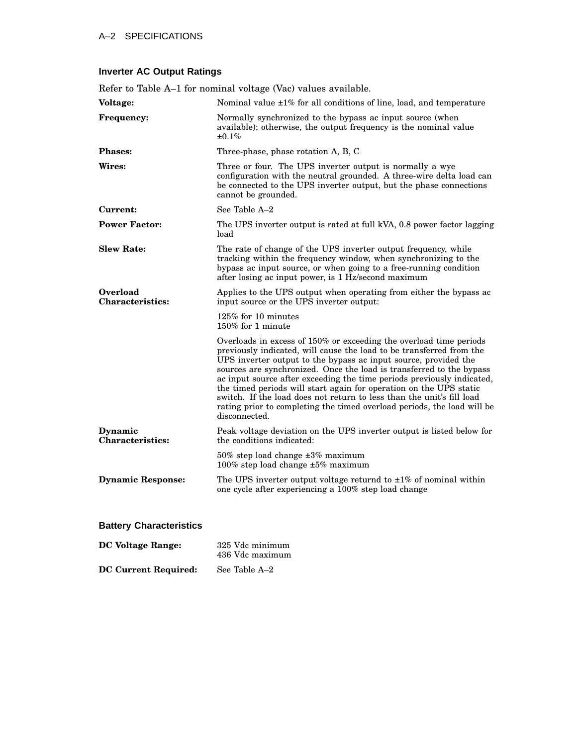## Inverter AC Output Ratings

Refer to Table A–1 for nominal voltage (Vac) values available.

**Voltage:** Nominal value ±1% for all conditions of line, load, and temperature

**Frequency:** Normally synchronized to the bypass ac input source (when available); otherwise, the output frequency is the nominal value ±0.1%

**Phases:** Three-phase, phase rotation A, B, C

**Wires:** Three or four. The UPS inverter output is normally a wye configuration with the neutral grounded. A three-wire delta load can be connected to the UPS inverter output, but the phase connections cannot be grounded.

**Current:** See Table A–2

**Power Factor:** The UPS inverter output is rated at full kVA, 0.8 power factor lagging load

**Slew Rate:** The rate of change of the UPS inverter output frequency, while tracking within the frequency window, when synchronizing to the bypass ac input source, or when going to a free-running condition after losing ac input power, is 1 Hz/second maximum

**Overload Characteristics:** Applies to the UPS output when operating from either the bypass ac input source or the UPS inverter output:

125% for 10 minutes
150% for 1 minute

Overloads in excess of 150% or exceeding the overload time periods previously indicated, will cause the load to be transferred from the UPS inverter output to the bypass ac input source, provided the sources are synchronized. Once the load is transferred to the bypass ac input source after exceeding the time periods previously indicated, the timed periods will start again for operation on the UPS static switch. If the load does not return to less than the unit's fill load rating prior to completing the timed overload periods, the load will be disconnected.

**Dynamic Characteristics:** Peak voltage deviation on the UPS inverter output is listed below for the conditions indicated:

50% step load change ±3% maximum
100% step load change ±5% maximum

**Dynamic Response:** The UPS inverter output voltage returnd to ±1% of nominal within one cycle after experiencing a 100% step load change

## Battery Characteristics

**DC Voltage Range:** 325 Vdc minimum
436 Vdc maximum

**DC Current Required:** See Table A–2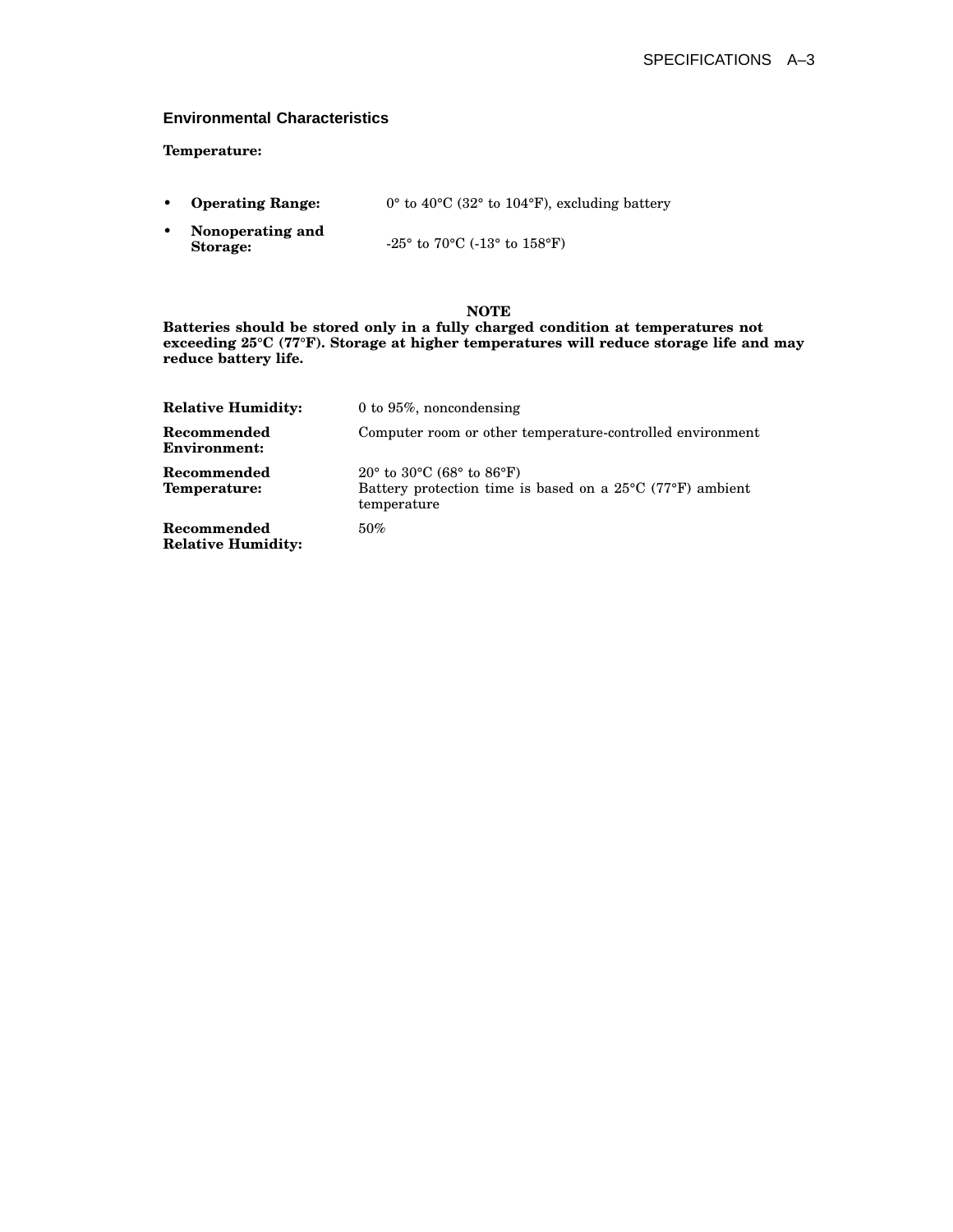## Environmental Characteristics

**Temperature:**

- **Operating Range:** 0° to 40°C (32° to 104°F), excluding battery
- **Nonoperating and Storage:** -25° to 70°C (-13° to 158°F)

**NOTE**

**Batteries should be stored only in a fully charged condition at temperatures not exceeding 25°C (77°F). Storage at higher temperatures will reduce storage life and may reduce battery life.**

**Relative Humidity:** 0 to 95%, noncondensing

**Recommended Environment:** Computer room or other temperature-controlled environment

**Recommended Temperature:** 20° to 30°C (68° to 86°F)
Battery protection time is based on a 25°C (77°F) ambient temperature

**Recommended Relative Humidity:** 50%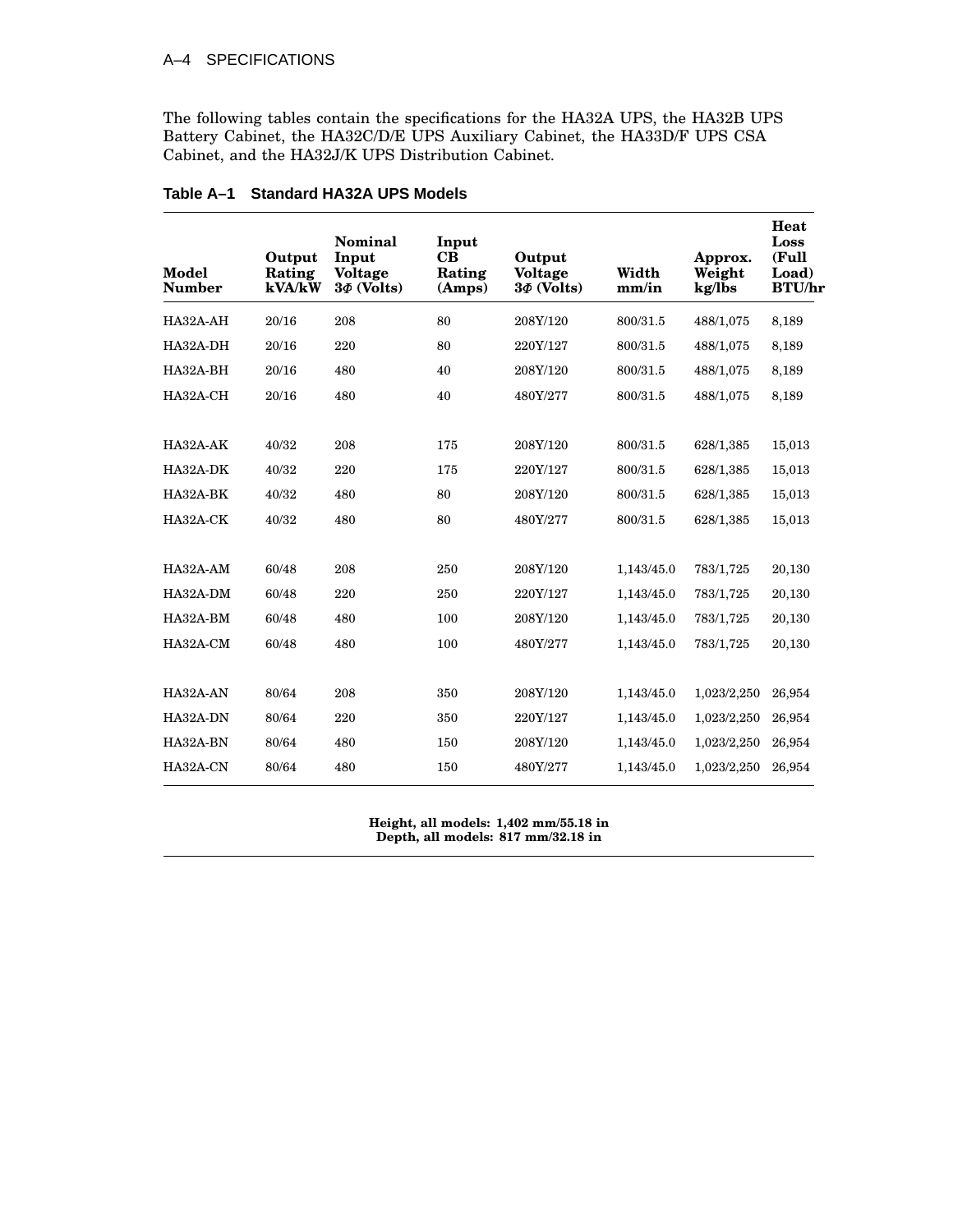The following tables contain the specifications for the HA32A UPS, the HA32B UPS Battery Cabinet, the HA32C/D/E UPS Auxiliary Cabinet, the HA33D/F UPS CSA Cabinet, and the HA32J/K UPS Distribution Cabinet.

**Table A–1 Standard HA32A UPS Models**

| Model Number | Output Rating kVA/kW | Nominal Input Voltage 3Φ (Volts) | Input CB Rating (Amps) | Output Voltage 3Φ (Volts) | Width mm/in | Approx. Weight kg/lbs | Heat Loss (Full Load) BTU/hr |
|---|---|---|---|---|---|---|---|
| HA32A-AH | 20/16 | 208 | 80 | 208Y/120 | 800/31.5 | 488/1,075 | 8,189 |
| HA32A-DH | 20/16 | 220 | 80 | 220Y/127 | 800/31.5 | 488/1,075 | 8,189 |
| HA32A-BH | 20/16 | 480 | 40 | 208Y/120 | 800/31.5 | 488/1,075 | 8,189 |
| HA32A-CH | 20/16 | 480 | 40 | 480Y/277 | 800/31.5 | 488/1,075 | 8,189 |
| HA32A-AK | 40/32 | 208 | 175 | 208Y/120 | 800/31.5 | 628/1,385 | 15,013 |
| HA32A-DK | 40/32 | 220 | 175 | 220Y/127 | 800/31.5 | 628/1,385 | 15,013 |
| HA32A-BK | 40/32 | 480 | 80 | 208Y/120 | 800/31.5 | 628/1,385 | 15,013 |
| HA32A-CK | 40/32 | 480 | 80 | 480Y/277 | 800/31.5 | 628/1,385 | 15,013 |
| HA32A-AM | 60/48 | 208 | 250 | 208Y/120 | 1,143/45.0 | 783/1,725 | 20,130 |
| HA32A-DM | 60/48 | 220 | 250 | 220Y/127 | 1,143/45.0 | 783/1,725 | 20,130 |
| HA32A-BM | 60/48 | 480 | 100 | 208Y/120 | 1,143/45.0 | 783/1,725 | 20,130 |
| HA32A-CM | 60/48 | 480 | 100 | 480Y/277 | 1,143/45.0 | 783/1,725 | 20,130 |
| HA32A-AN | 80/64 | 208 | 350 | 208Y/120 | 1,143/45.0 | 1,023/2,250 | 26,954 |
| HA32A-DN | 80/64 | 220 | 350 | 220Y/127 | 1,143/45.0 | 1,023/2,250 | 26,954 |
| HA32A-BN | 80/64 | 480 | 150 | 208Y/120 | 1,143/45.0 | 1,023/2,250 | 26,954 |
| HA32A-CN | 80/64 | 480 | 150 | 480Y/277 | 1,143/45.0 | 1,023/2,250 | 26,954 |

**Height, all models: 1,402 mm/55.18 in**
**Depth, all models: 817 mm/32.18 in**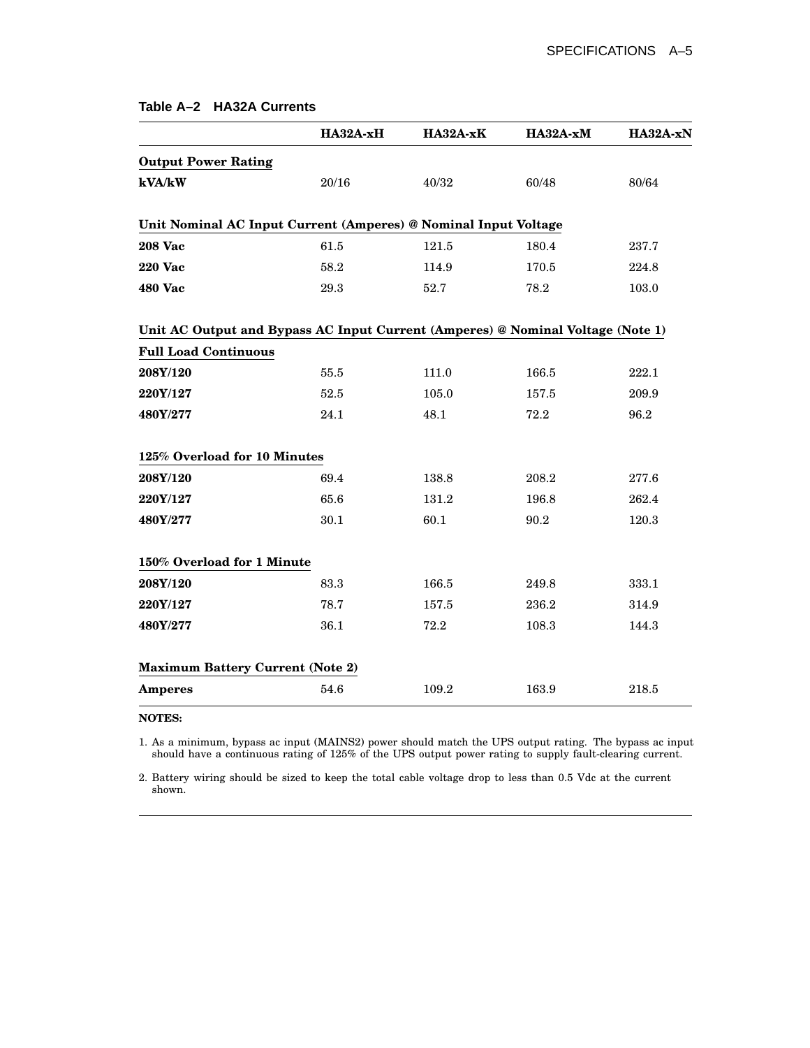**Table A–2 HA32A Currents**

| | HA32A-xH | HA32A-xK | HA32A-xM | HA32A-xN |
|---|---|---|---|---|
| **Output Power Rating** | | | | |
| **kVA/kW** | 20/16 | 40/32 | 60/48 | 80/64 |
| **Unit Nominal AC Input Current (Amperes) @ Nominal Input Voltage** | | | | |
| **208 Vac** | 61.5 | 121.5 | 180.4 | 237.7 |
| **220 Vac** | 58.2 | 114.9 | 170.5 | 224.8 |
| **480 Vac** | 29.3 | 52.7 | 78.2 | 103.0 |
| **Unit AC Output and Bypass AC Input Current (Amperes) @ Nominal Voltage (Note 1)** | | | | |
| **Full Load Continuous** | | | | |
| **208Y/120** | 55.5 | 111.0 | 166.5 | 222.1 |
| **220Y/127** | 52.5 | 105.0 | 157.5 | 209.9 |
| **480Y/277** | 24.1 | 48.1 | 72.2 | 96.2 |
| **125% Overload for 10 Minutes** | | | | |
| **208Y/120** | 69.4 | 138.8 | 208.2 | 277.6 |
| **220Y/127** | 65.6 | 131.2 | 196.8 | 262.4 |
| **480Y/277** | 30.1 | 60.1 | 90.2 | 120.3 |
| **150% Overload for 1 Minute** | | | | |
| **208Y/120** | 83.3 | 166.5 | 249.8 | 333.1 |
| **220Y/127** | 78.7 | 157.5 | 236.2 | 314.9 |
| **480Y/277** | 36.1 | 72.2 | 108.3 | 144.3 |
| **Maximum Battery Current (Note 2)** | | | | |
| **Amperes** | 54.6 | 109.2 | 163.9 | 218.5 |

**NOTES:**

1. As a minimum, bypass ac input (MAINS2) power should match the UPS output rating. The bypass ac input should have a continuous rating of 125% of the UPS output power rating to supply fault-clearing current.

2. Battery wiring should be sized to keep the total cable voltage drop to less than 0.5 Vdc at the current shown.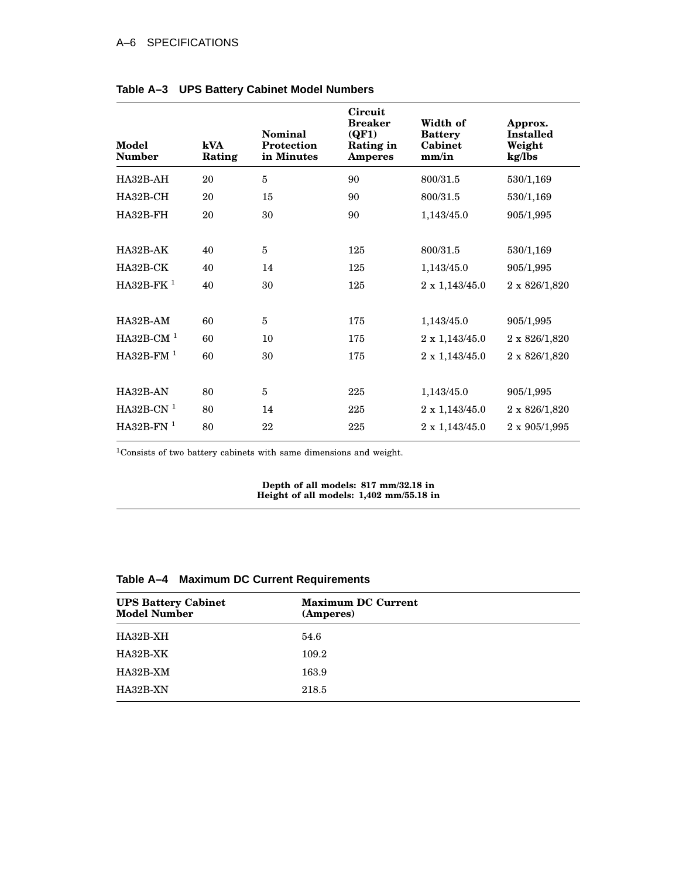**Table A–3 UPS Battery Cabinet Model Numbers**

| Model Number | kVA Rating | Nominal Protection in Minutes | Circuit Breaker (QF1) Rating in Amperes | Width of Battery Cabinet mm/in | Approx. Installed Weight kg/lbs |
|---|---|---|---|---|---|
| HA32B-AH | 20 | 5 | 90 | 800/31.5 | 530/1,169 |
| HA32B-CH | 20 | 15 | 90 | 800/31.5 | 530/1,169 |
| HA32B-FH | 20 | 30 | 90 | 1,143/45.0 | 905/1,995 |
| HA32B-AK | 40 | 5 | 125 | 800/31.5 | 530/1,169 |
| HA32B-CK | 40 | 14 | 125 | 1,143/45.0 | 905/1,995 |
| HA32B-FK [1] | 40 | 30 | 125 | 2 x 1,143/45.0 | 2 x 826/1,820 |
| HA32B-AM | 60 | 5 | 175 | 1,143/45.0 | 905/1,995 |
| HA32B-CM [1] | 60 | 10 | 175 | 2 x 1,143/45.0 | 2 x 826/1,820 |
| HA32B-FM [1] | 60 | 30 | 175 | 2 x 1,143/45.0 | 2 x 826/1,820 |
| HA32B-AN | 80 | 5 | 225 | 1,143/45.0 | 905/1,995 |
| HA32B-CN [1] | 80 | 14 | 225 | 2 x 1,143/45.0 | 2 x 826/1,820 |
| HA32B-FN [1] | 80 | 22 | 225 | 2 x 1,143/45.0 | 2 x 905/1,995 |

[1]Consists of two battery cabinets with same dimensions and weight.

**Depth of all models: 817 mm/32.18 in**
**Height of all models: 1,402 mm/55.18 in**

**Table A–4 Maximum DC Current Requirements**

| UPS Battery Cabinet Model Number | Maximum DC Current (Amperes) |
|---|---|
| HA32B-XH | 54.6 |
| HA32B-XK | 109.2 |
| HA32B-XM | 163.9 |
| HA32B-XN | 218.5 |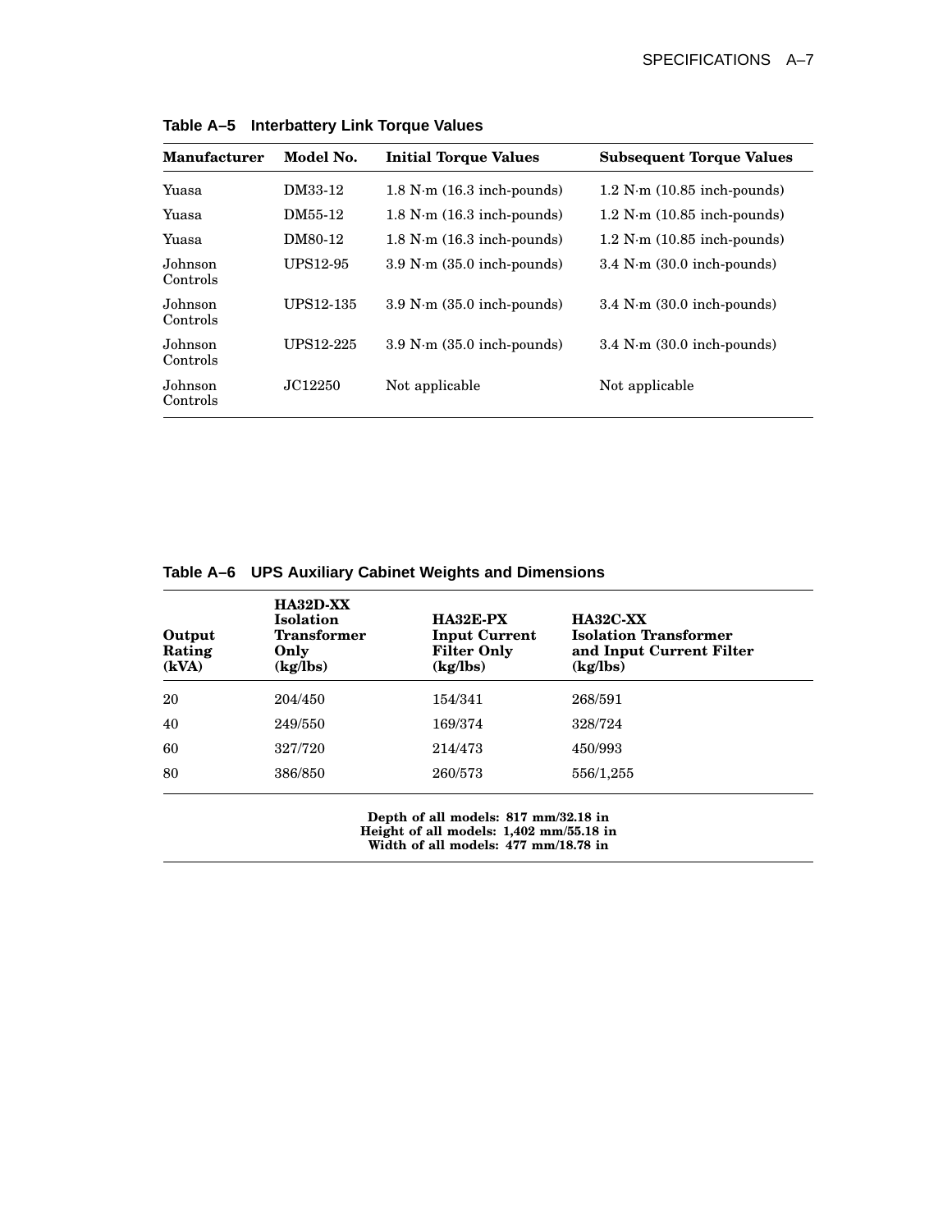**Table A–5 Interbattery Link Torque Values**

| Manufacturer | Model No. | Initial Torque Values | Subsequent Torque Values |
|---|---|---|---|
| Yuasa | DM33-12 | 1.8 N·m (16.3 inch-pounds) | 1.2 N·m (10.85 inch-pounds) |
| Yuasa | DM55-12 | 1.8 N·m (16.3 inch-pounds) | 1.2 N·m (10.85 inch-pounds) |
| Yuasa | DM80-12 | 1.8 N·m (16.3 inch-pounds) | 1.2 N·m (10.85 inch-pounds) |
| Johnson Controls | UPS12-95 | 3.9 N·m (35.0 inch-pounds) | 3.4 N·m (30.0 inch-pounds) |
| Johnson Controls | UPS12-135 | 3.9 N·m (35.0 inch-pounds) | 3.4 N·m (30.0 inch-pounds) |
| Johnson Controls | UPS12-225 | 3.9 N·m (35.0 inch-pounds) | 3.4 N·m (30.0 inch-pounds) |
| Johnson Controls | JC12250 | Not applicable | Not applicable |

**Table A–6 UPS Auxiliary Cabinet Weights and Dimensions**

| Output Rating (kVA) | HA32D-XX Isolation Transformer Only (kg/lbs) | HA32E-PX Input Current Filter Only (kg/lbs) | HA32C-XX Isolation Transformer and Input Current Filter (kg/lbs) |
|---|---|---|---|
| 20 | 204/450 | 154/341 | 268/591 |
| 40 | 249/550 | 169/374 | 328/724 |
| 60 | 327/720 | 214/473 | 450/993 |
| 80 | 386/850 | 260/573 | 556/1,255 |

**Depth of all models: 817 mm/32.18 in**
**Height of all models: 1,402 mm/55.18 in**
**Width of all models: 477 mm/18.78 in**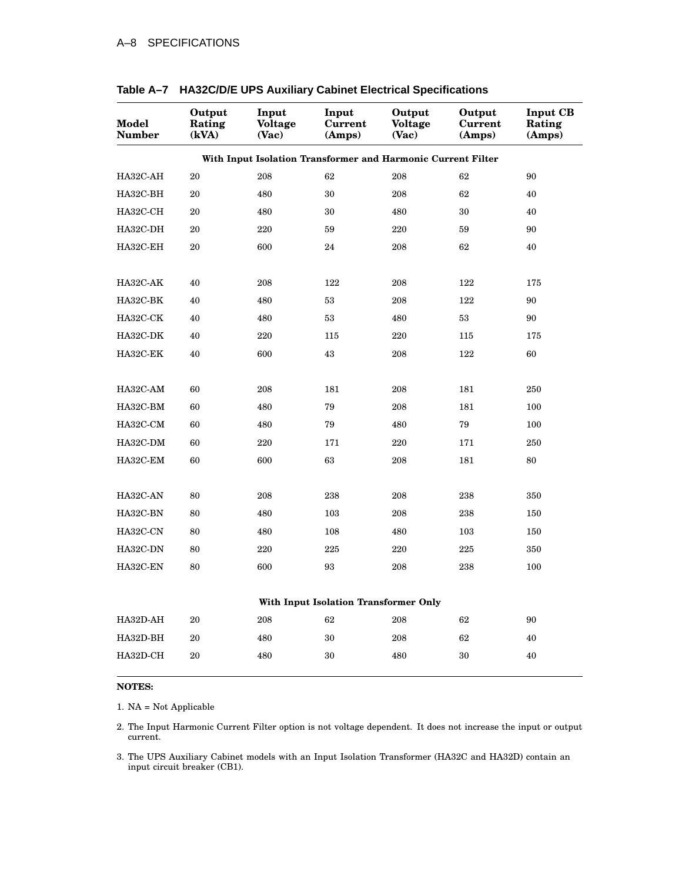**Table A–7 HA32C/D/E UPS Auxiliary Cabinet Electrical Specifications**

| Model Number | Output Rating (kVA) | Input Voltage (Vac) | Input Current (Amps) | Output Voltage (Vac) | Output Current (Amps) | Input CB Rating (Amps) |
|---|---|---|---|---|---|---|
| **With Input Isolation Transformer and Harmonic Current Filter** | | | | | | |
| HA32C-AH | 20 | 208 | 62 | 208 | 62 | 90 |
| HA32C-BH | 20 | 480 | 30 | 208 | 62 | 40 |
| HA32C-CH | 20 | 480 | 30 | 480 | 30 | 40 |
| HA32C-DH | 20 | 220 | 59 | 220 | 59 | 90 |
| HA32C-EH | 20 | 600 | 24 | 208 | 62 | 40 |
| | | | | | | |
| HA32C-AK | 40 | 208 | 122 | 208 | 122 | 175 |
| HA32C-BK | 40 | 480 | 53 | 208 | 122 | 90 |
| HA32C-CK | 40 | 480 | 53 | 480 | 53 | 90 |
| HA32C-DK | 40 | 220 | 115 | 220 | 115 | 175 |
| HA32C-EK | 40 | 600 | 43 | 208 | 122 | 60 |
| | | | | | | |
| HA32C-AM | 60 | 208 | 181 | 208 | 181 | 250 |
| HA32C-BM | 60 | 480 | 79 | 208 | 181 | 100 |
| HA32C-CM | 60 | 480 | 79 | 480 | 79 | 100 |
| HA32C-DM | 60 | 220 | 171 | 220 | 171 | 250 |
| HA32C-EM | 60 | 600 | 63 | 208 | 181 | 80 |
| | | | | | | |
| HA32C-AN | 80 | 208 | 238 | 208 | 238 | 350 |
| HA32C-BN | 80 | 480 | 103 | 208 | 238 | 150 |
| HA32C-CN | 80 | 480 | 108 | 480 | 103 | 150 |
| HA32C-DN | 80 | 220 | 225 | 220 | 225 | 350 |
| HA32C-EN | 80 | 600 | 93 | 208 | 238 | 100 |
| **With Input Isolation Transformer Only** | | | | | | |
| HA32D-AH | 20 | 208 | 62 | 208 | 62 | 90 |
| HA32D-BH | 20 | 480 | 30 | 208 | 62 | 40 |
| HA32D-CH | 20 | 480 | 30 | 480 | 30 | 40 |

**NOTES:**

1. NA = Not Applicable
2. The Input Harmonic Current Filter option is not voltage dependent. It does not increase the input or output current.
3. The UPS Auxiliary Cabinet models with an Input Isolation Transformer (HA32C and HA32D) contain an input circuit breaker (CB1).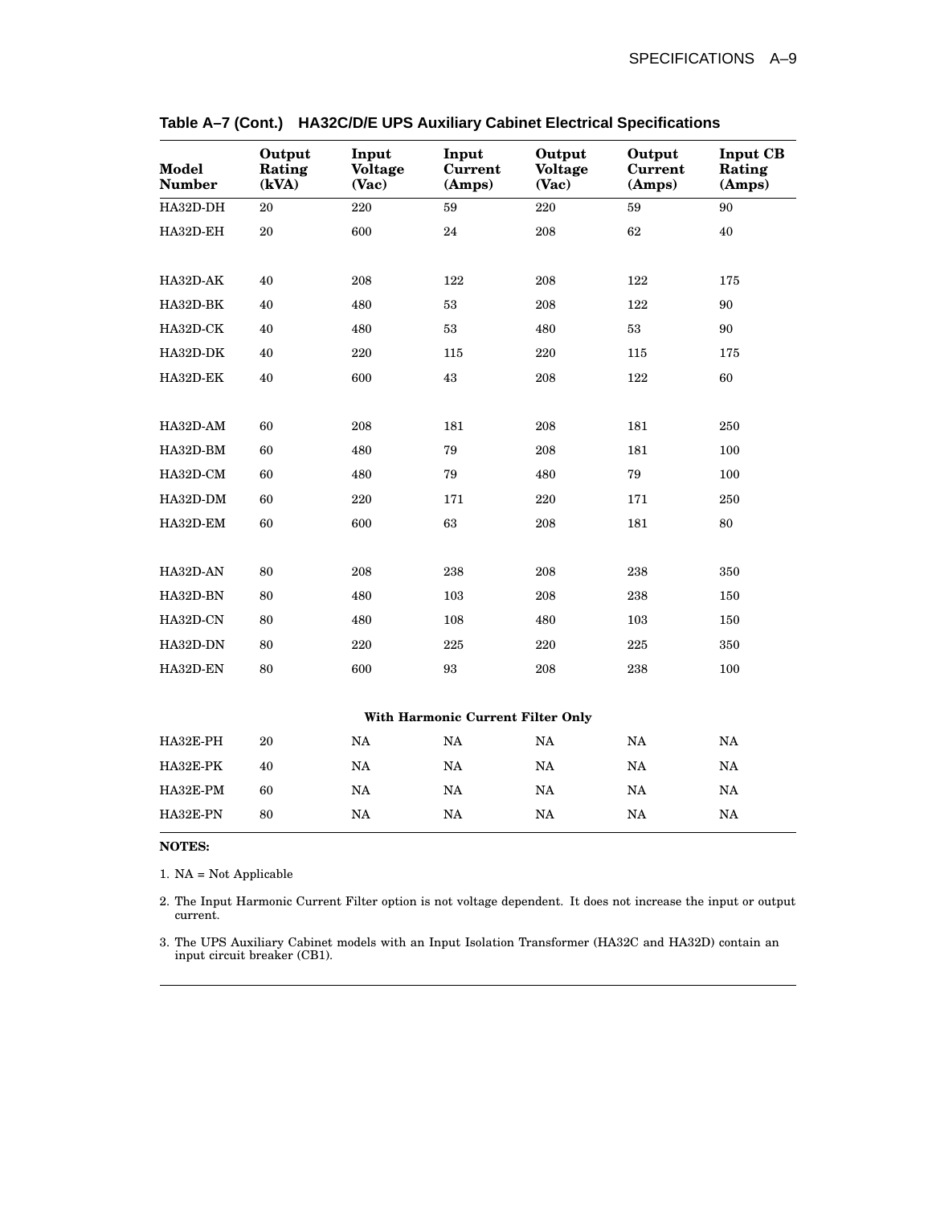**Table A–7 (Cont.) HA32C/D/E UPS Auxiliary Cabinet Electrical Specifications**

| Model Number | Output Rating (kVA) | Input Voltage (Vac) | Input Current (Amps) | Output Voltage (Vac) | Output Current (Amps) | Input CB Rating (Amps) |
|---|---|---|---|---|---|---|
| HA32D-DH | 20 | 220 | 59 | 220 | 59 | 90 |
| HA32D-EH | 20 | 600 | 24 | 208 | 62 | 40 |
| | | | | | | |
| HA32D-AK | 40 | 208 | 122 | 208 | 122 | 175 |
| HA32D-BK | 40 | 480 | 53 | 208 | 122 | 90 |
| HA32D-CK | 40 | 480 | 53 | 480 | 53 | 90 |
| HA32D-DK | 40 | 220 | 115 | 220 | 115 | 175 |
| HA32D-EK | 40 | 600 | 43 | 208 | 122 | 60 |
| | | | | | | |
| HA32D-AM | 60 | 208 | 181 | 208 | 181 | 250 |
| HA32D-BM | 60 | 480 | 79 | 208 | 181 | 100 |
| HA32D-CM | 60 | 480 | 79 | 480 | 79 | 100 |
| HA32D-DM | 60 | 220 | 171 | 220 | 171 | 250 |
| HA32D-EM | 60 | 600 | 63 | 208 | 181 | 80 |
| | | | | | | |
| HA32D-AN | 80 | 208 | 238 | 208 | 238 | 350 |
| HA32D-BN | 80 | 480 | 103 | 208 | 238 | 150 |
| HA32D-CN | 80 | 480 | 108 | 480 | 103 | 150 |
| HA32D-DN | 80 | 220 | 225 | 220 | 225 | 350 |
| HA32D-EN | 80 | 600 | 93 | 208 | 238 | 100 |
| | | | **With Harmonic Current Filter Only** | | | |
| HA32E-PH | 20 | NA | NA | NA | NA | NA |
| HA32E-PK | 40 | NA | NA | NA | NA | NA |
| HA32E-PM | 60 | NA | NA | NA | NA | NA |
| HA32E-PN | 80 | NA | NA | NA | NA | NA |

**NOTES:**

1. NA = Not Applicable

2. The Input Harmonic Current Filter option is not voltage dependent. It does not increase the input or output current.

3. The UPS Auxiliary Cabinet models with an Input Isolation Transformer (HA32C and HA32D) contain an input circuit breaker (CB1).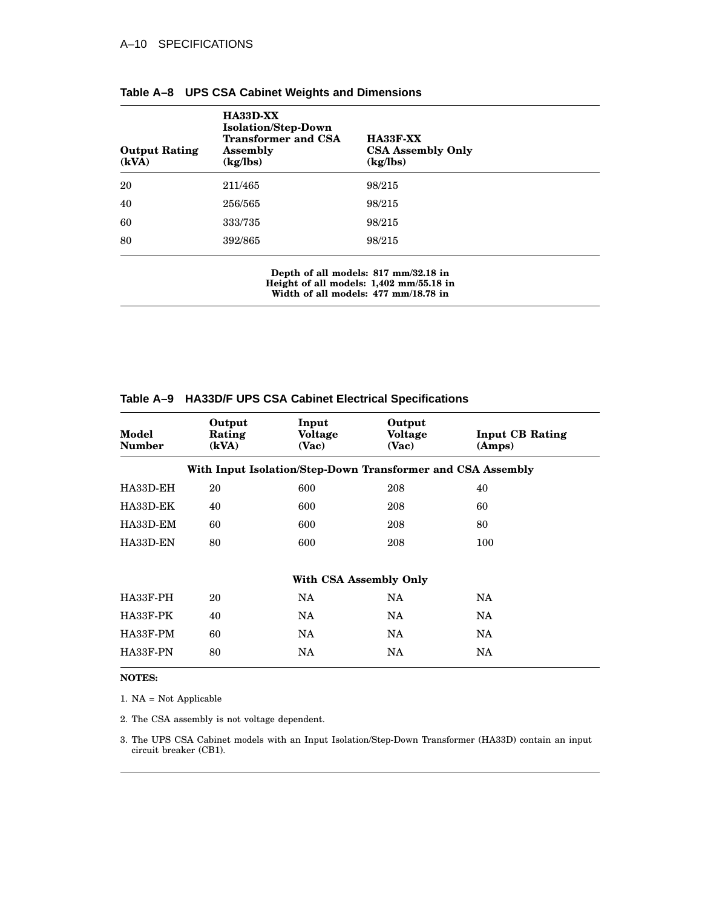**Table A–8 UPS CSA Cabinet Weights and Dimensions**

| Output Rating (kVA) | HA33D-XX Isolation/Step-Down Transformer and CSA Assembly (kg/lbs) | HA33F-XX CSA Assembly Only (kg/lbs) |
|---|---|---|
| 20 | 211/465 | 98/215 |
| 40 | 256/565 | 98/215 |
| 60 | 333/735 | 98/215 |
| 80 | 392/865 | 98/215 |

**Depth of all models: 817 mm/32.18 in**
**Height of all models: 1,402 mm/55.18 in**
**Width of all models: 477 mm/18.78 in**

**Table A–9 HA33D/F UPS CSA Cabinet Electrical Specifications**

| Model Number | Output Rating (kVA) | Input Voltage (Vac) | Output Voltage (Vac) | Input CB Rating (Amps) |
|---|---|---|---|---|
| **With Input Isolation/Step-Down Transformer and CSA Assembly** | | | | |
| HA33D-EH | 20 | 600 | 208 | 40 |
| HA33D-EK | 40 | 600 | 208 | 60 |
| HA33D-EM | 60 | 600 | 208 | 80 |
| HA33D-EN | 80 | 600 | 208 | 100 |
| **With CSA Assembly Only** | | | | |
| HA33F-PH | 20 | NA | NA | NA |
| HA33F-PK | 40 | NA | NA | NA |
| HA33F-PM | 60 | NA | NA | NA |
| HA33F-PN | 80 | NA | NA | NA |

**NOTES:**

1. NA = Not Applicable
2. The CSA assembly is not voltage dependent.
3. The UPS CSA Cabinet models with an Input Isolation/Step-Down Transformer (HA33D) contain an input circuit breaker (CB1).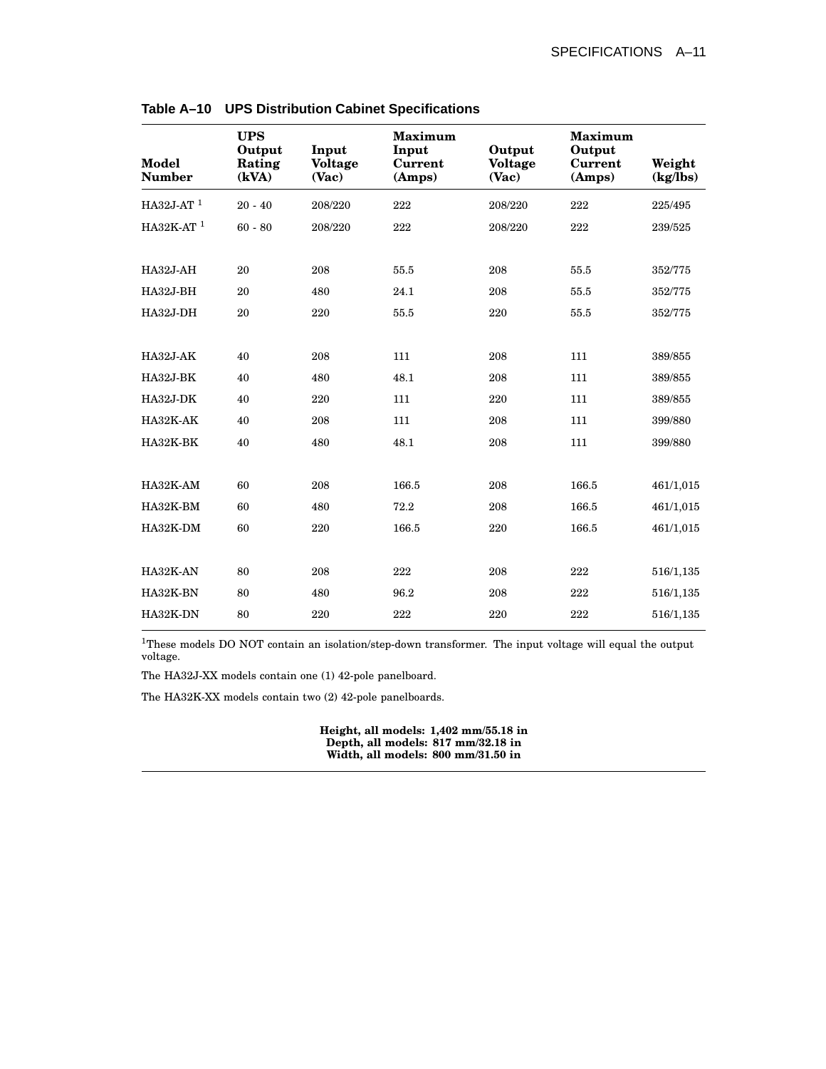**Table A–10 UPS Distribution Cabinet Specifications**

| Model Number | UPS Output Rating (kVA) | Input Voltage (Vac) | Maximum Input Current (Amps) | Output Voltage (Vac) | Maximum Output Current (Amps) | Weight (kg/lbs) |
|---|---|---|---|---|---|---|
| HA32J-AT [1] | 20 - 40 | 208/220 | 222 | 208/220 | 222 | 225/495 |
| HA32K-AT [1] | 60 - 80 | 208/220 | 222 | 208/220 | 222 | 239/525 |
| HA32J-AH | 20 | 208 | 55.5 | 208 | 55.5 | 352/775 |
| HA32J-BH | 20 | 480 | 24.1 | 208 | 55.5 | 352/775 |
| HA32J-DH | 20 | 220 | 55.5 | 220 | 55.5 | 352/775 |
| HA32J-AK | 40 | 208 | 111 | 208 | 111 | 389/855 |
| HA32J-BK | 40 | 480 | 48.1 | 208 | 111 | 389/855 |
| HA32J-DK | 40 | 220 | 111 | 220 | 111 | 389/855 |
| HA32K-AK | 40 | 208 | 111 | 208 | 111 | 399/880 |
| HA32K-BK | 40 | 480 | 48.1 | 208 | 111 | 399/880 |
| HA32K-AM | 60 | 208 | 166.5 | 208 | 166.5 | 461/1,015 |
| HA32K-BM | 60 | 480 | 72.2 | 208 | 166.5 | 461/1,015 |
| HA32K-DM | 60 | 220 | 166.5 | 220 | 166.5 | 461/1,015 |
| HA32K-AN | 80 | 208 | 222 | 208 | 222 | 516/1,135 |
| HA32K-BN | 80 | 480 | 96.2 | 208 | 222 | 516/1,135 |
| HA32K-DN | 80 | 220 | 222 | 220 | 222 | 516/1,135 |

[1]These models DO NOT contain an isolation/step-down transformer. The input voltage will equal the output voltage.

The HA32J-XX models contain one (1) 42-pole panelboard.

The HA32K-XX models contain two (2) 42-pole panelboards.

**Height, all models: 1,402 mm/55.18 in**
**Depth, all models: 817 mm/32.18 in**
**Width, all models: 800 mm/31.50 in**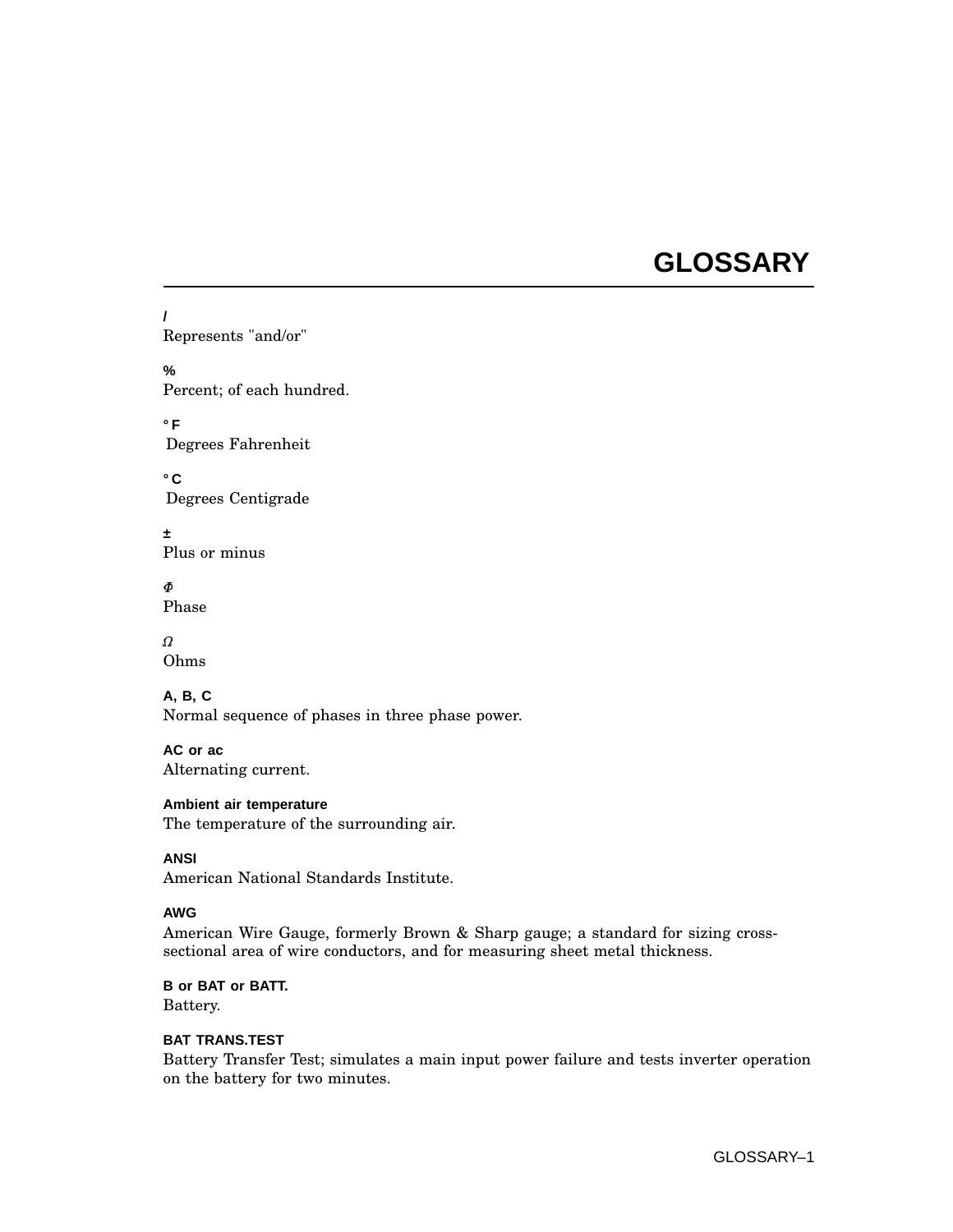# GLOSSARY

**/**
Represents "and/or"

**%**
Percent; of each hundred.

**° F**
Degrees Fahrenheit

**° C**
Degrees Centigrade

**±**
Plus or minus

***Φ***
Phase

***Ω***
Ohms

**A, B, C**
Normal sequence of phases in three phase power.

**AC or ac**
Alternating current.

**Ambient air temperature**
The temperature of the surrounding air.

**ANSI**
American National Standards Institute.

**AWG**
American Wire Gauge, formerly Brown & Sharp gauge; a standard for sizing cross-sectional area of wire conductors, and for measuring sheet metal thickness.

**B or BAT or BATT.**
Battery.

**BAT TRANS.TEST**
Battery Transfer Test; simulates a main input power failure and tests inverter operation on the battery for two minutes.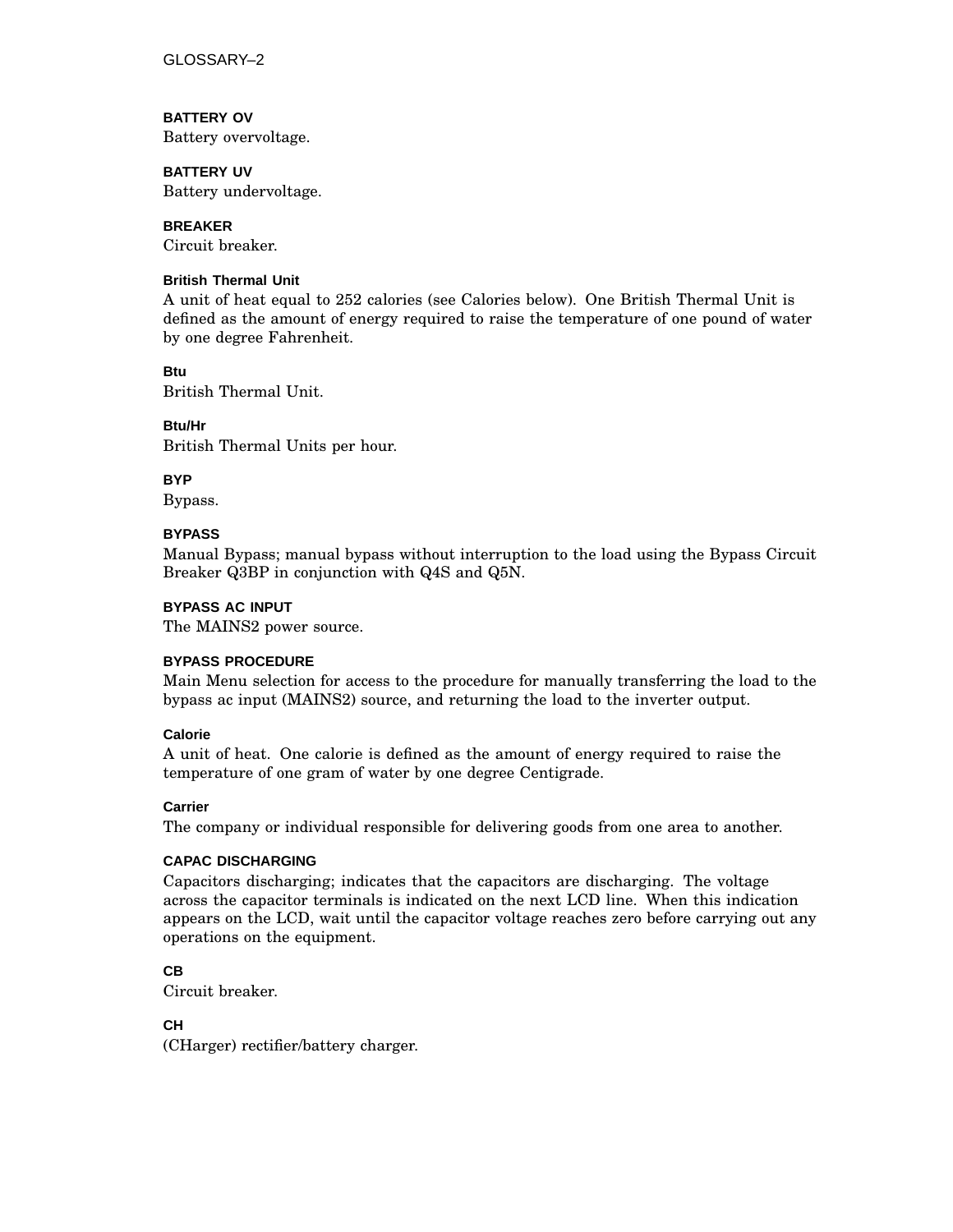**BATTERY OV**
Battery overvoltage.

**BATTERY UV**
Battery undervoltage.

**BREAKER**
Circuit breaker.

**British Thermal Unit**
A unit of heat equal to 252 calories (see Calories below). One British Thermal Unit is defined as the amount of energy required to raise the temperature of one pound of water by one degree Fahrenheit.

**Btu**
British Thermal Unit.

**Btu/Hr**
British Thermal Units per hour.

**BYP**
Bypass.

**BYPASS**
Manual Bypass; manual bypass without interruption to the load using the Bypass Circuit Breaker Q3BP in conjunction with Q4S and Q5N.

**BYPASS AC INPUT**
The MAINS2 power source.

**BYPASS PROCEDURE**
Main Menu selection for access to the procedure for manually transferring the load to the bypass ac input (MAINS2) source, and returning the load to the inverter output.

**Calorie**
A unit of heat. One calorie is defined as the amount of energy required to raise the temperature of one gram of water by one degree Centigrade.

**Carrier**
The company or individual responsible for delivering goods from one area to another.

**CAPAC DISCHARGING**
Capacitors discharging; indicates that the capacitors are discharging. The voltage across the capacitor terminals is indicated on the next LCD line. When this indication appears on the LCD, wait until the capacitor voltage reaches zero before carrying out any operations on the equipment.

**CB**
Circuit breaker.

**CH**
(CHarger) rectifier/battery charger.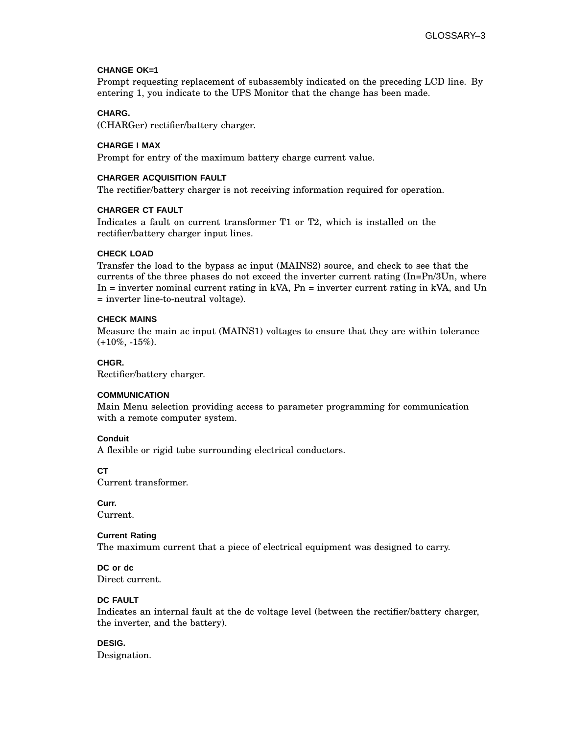**CHANGE OK=1**

Prompt requesting replacement of subassembly indicated on the preceding LCD line. By entering 1, you indicate to the UPS Monitor that the change has been made.

**CHARG.**

(CHARGer) rectifier/battery charger.

**CHARGE I MAX**

Prompt for entry of the maximum battery charge current value.

**CHARGER ACQUISITION FAULT**

The rectifier/battery charger is not receiving information required for operation.

**CHARGER CT FAULT**

Indicates a fault on current transformer T1 or T2, which is installed on the rectifier/battery charger input lines.

**CHECK LOAD**

Transfer the load to the bypass ac input (MAINS2) source, and check to see that the currents of the three phases do not exceed the inverter current rating (In=Pn/3Un, where In = inverter nominal current rating in kVA, Pn = inverter current rating in kVA, and Un = inverter line-to-neutral voltage).

**CHECK MAINS**

Measure the main ac input (MAINS1) voltages to ensure that they are within tolerance (+10%, -15%).

**CHGR.**

Rectifier/battery charger.

**COMMUNICATION**

Main Menu selection providing access to parameter programming for communication with a remote computer system.

**Conduit**

A flexible or rigid tube surrounding electrical conductors.

**CT**

Current transformer.

**Curr.**

Current.

**Current Rating**

The maximum current that a piece of electrical equipment was designed to carry.

**DC or dc**

Direct current.

**DC FAULT**

Indicates an internal fault at the dc voltage level (between the rectifier/battery charger, the inverter, and the battery).

**DESIG.**

Designation.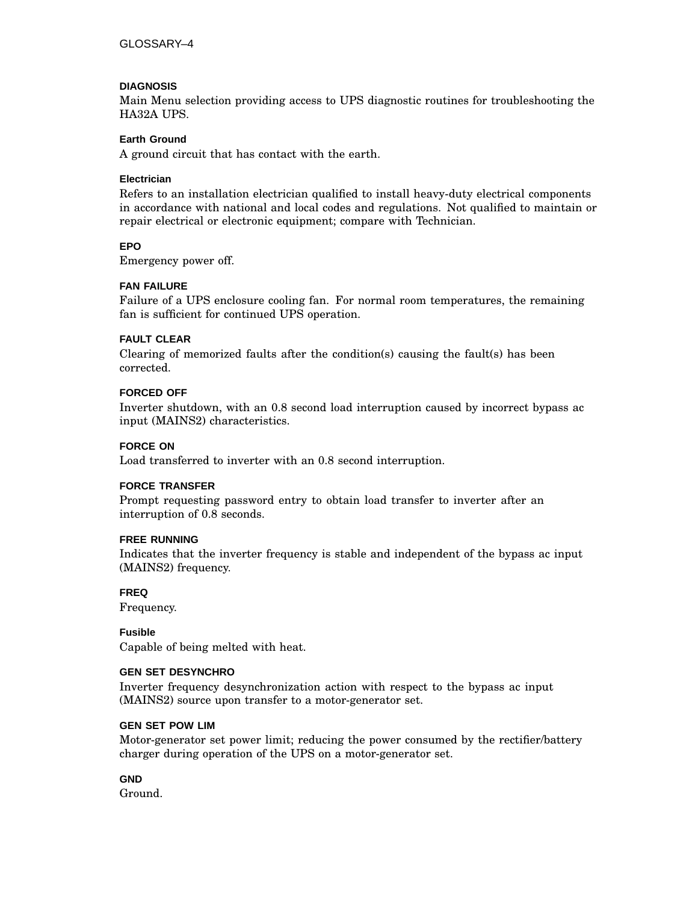**DIAGNOSIS**

Main Menu selection providing access to UPS diagnostic routines for troubleshooting the HA32A UPS.

**Earth Ground**

A ground circuit that has contact with the earth.

**Electrician**

Refers to an installation electrician qualified to install heavy-duty electrical components in accordance with national and local codes and regulations. Not qualified to maintain or repair electrical or electronic equipment; compare with Technician.

**EPO**

Emergency power off.

**FAN FAILURE**

Failure of a UPS enclosure cooling fan. For normal room temperatures, the remaining fan is sufficient for continued UPS operation.

**FAULT CLEAR**

Clearing of memorized faults after the condition(s) causing the fault(s) has been corrected.

**FORCED OFF**

Inverter shutdown, with an 0.8 second load interruption caused by incorrect bypass ac input (MAINS2) characteristics.

**FORCE ON**

Load transferred to inverter with an 0.8 second interruption.

**FORCE TRANSFER**

Prompt requesting password entry to obtain load transfer to inverter after an interruption of 0.8 seconds.

**FREE RUNNING**

Indicates that the inverter frequency is stable and independent of the bypass ac input (MAINS2) frequency.

**FREQ**

Frequency.

**Fusible**

Capable of being melted with heat.

**GEN SET DESYNCHRO**

Inverter frequency desynchronization action with respect to the bypass ac input (MAINS2) source upon transfer to a motor-generator set.

**GEN SET POW LIM**

Motor-generator set power limit; reducing the power consumed by the rectifier/battery charger during operation of the UPS on a motor-generator set.

**GND**

Ground.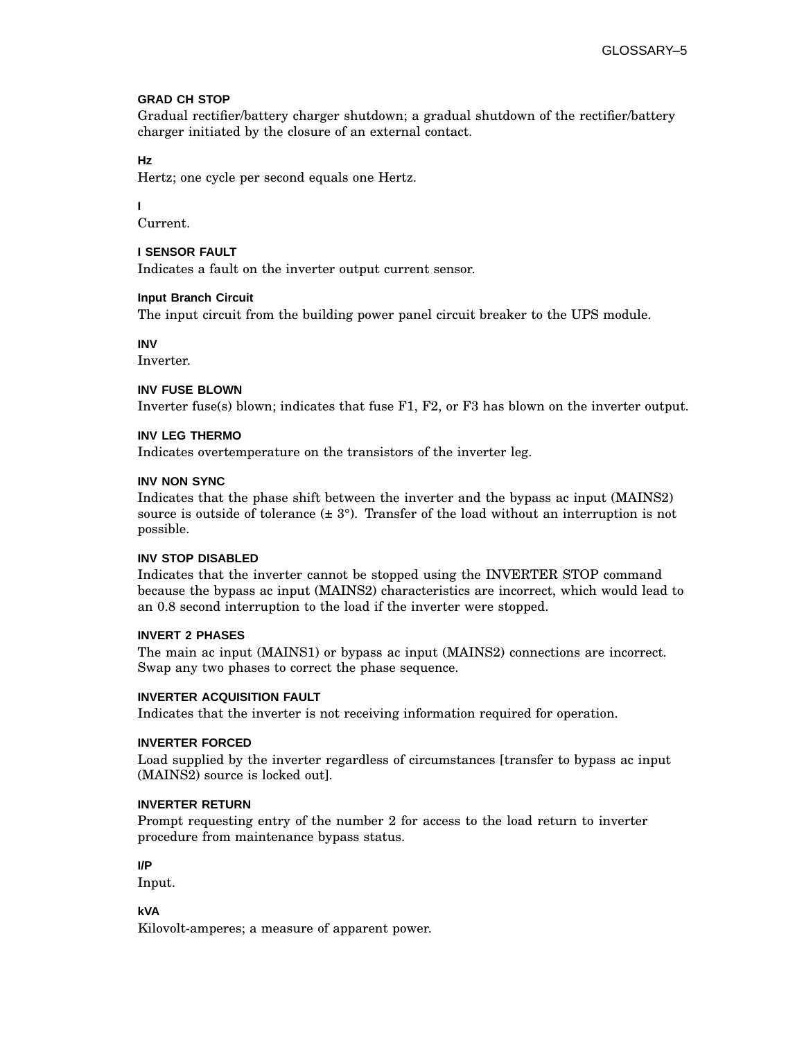**GRAD CH STOP**
Gradual rectifier/battery charger shutdown; a gradual shutdown of the rectifier/battery charger initiated by the closure of an external contact.

**Hz**
Hertz; one cycle per second equals one Hertz.

**I**
Current.

**I SENSOR FAULT**
Indicates a fault on the inverter output current sensor.

**Input Branch Circuit**
The input circuit from the building power panel circuit breaker to the UPS module.

**INV**
Inverter.

**INV FUSE BLOWN**
Inverter fuse(s) blown; indicates that fuse F1, F2, or F3 has blown on the inverter output.

**INV LEG THERMO**
Indicates overtemperature on the transistors of the inverter leg.

**INV NON SYNC**
Indicates that the phase shift between the inverter and the bypass ac input (MAINS2) source is outside of tolerance (± 3°). Transfer of the load without an interruption is not possible.

**INV STOP DISABLED**
Indicates that the inverter cannot be stopped using the INVERTER STOP command because the bypass ac input (MAINS2) characteristics are incorrect, which would lead to an 0.8 second interruption to the load if the inverter were stopped.

**INVERT 2 PHASES**
The main ac input (MAINS1) or bypass ac input (MAINS2) connections are incorrect. Swap any two phases to correct the phase sequence.

**INVERTER ACQUISITION FAULT**
Indicates that the inverter is not receiving information required for operation.

**INVERTER FORCED**
Load supplied by the inverter regardless of circumstances [transfer to bypass ac input (MAINS2) source is locked out].

**INVERTER RETURN**
Prompt requesting entry of the number 2 for access to the load return to inverter procedure from maintenance bypass status.

**I/P**
Input.

**kVA**
Kilovolt-amperes; a measure of apparent power.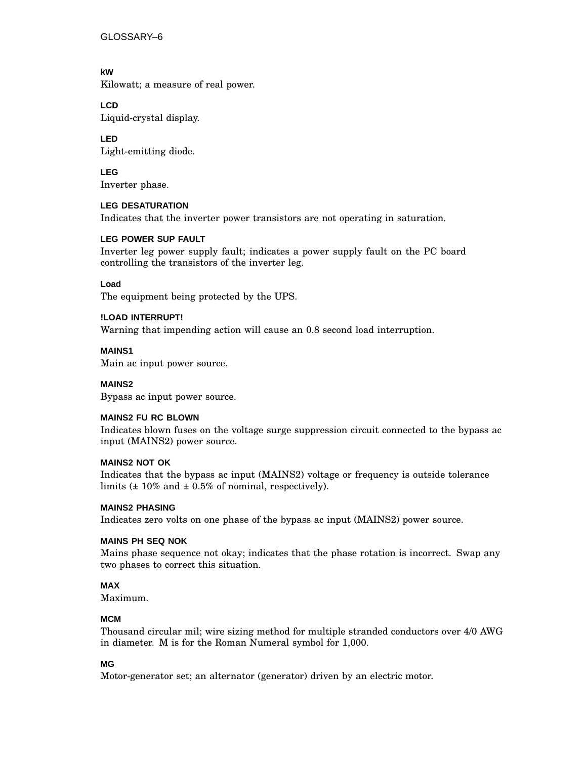**kW**

Kilowatt; a measure of real power.

**LCD**

Liquid-crystal display.

**LED**

Light-emitting diode.

**LEG**

Inverter phase.

**LEG DESATURATION**

Indicates that the inverter power transistors are not operating in saturation.

**LEG POWER SUP FAULT**

Inverter leg power supply fault; indicates a power supply fault on the PC board controlling the transistors of the inverter leg.

**Load**

The equipment being protected by the UPS.

**!LOAD INTERRUPT!**

Warning that impending action will cause an 0.8 second load interruption.

**MAINS1**

Main ac input power source.

**MAINS2**

Bypass ac input power source.

**MAINS2 FU RC BLOWN**

Indicates blown fuses on the voltage surge suppression circuit connected to the bypass ac input (MAINS2) power source.

**MAINS2 NOT OK**

Indicates that the bypass ac input (MAINS2) voltage or frequency is outside tolerance limits (± 10% and ± 0.5% of nominal, respectively).

**MAINS2 PHASING**

Indicates zero volts on one phase of the bypass ac input (MAINS2) power source.

**MAINS PH SEQ NOK**

Mains phase sequence not okay; indicates that the phase rotation is incorrect. Swap any two phases to correct this situation.

**MAX**

Maximum.

**MCM**

Thousand circular mil; wire sizing method for multiple stranded conductors over 4/0 AWG in diameter. M is for the Roman Numeral symbol for 1,000.

**MG**

Motor-generator set; an alternator (generator) driven by an electric motor.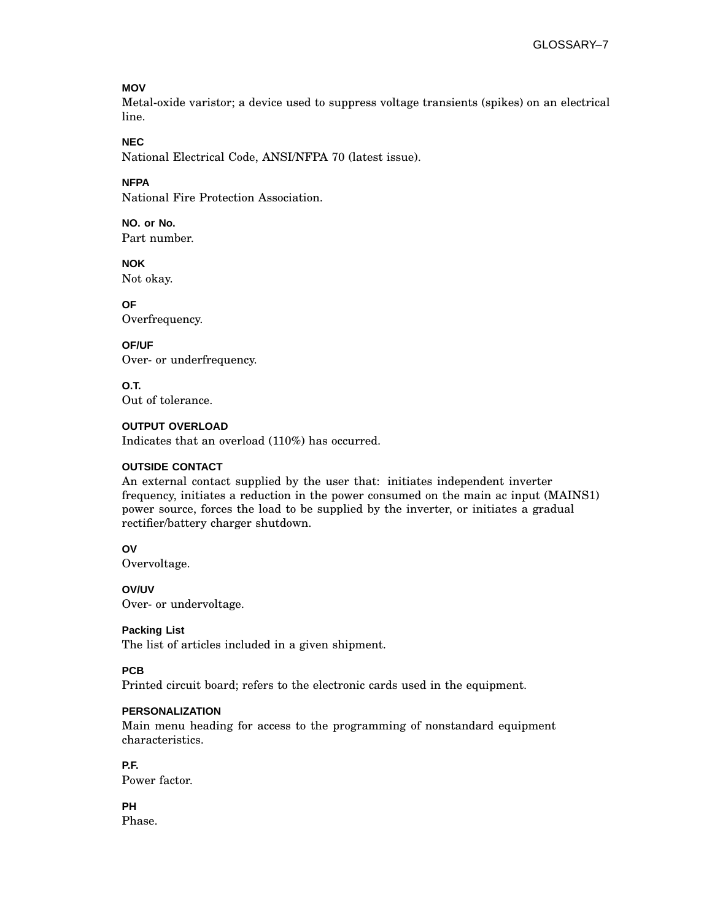**MOV**
Metal-oxide varistor; a device used to suppress voltage transients (spikes) on an electrical line.

**NEC**
National Electrical Code, ANSI/NFPA 70 (latest issue).

**NFPA**
National Fire Protection Association.

**NO. or No.**
Part number.

**NOK**
Not okay.

**OF**
Overfrequency.

**OF/UF**
Over- or underfrequency.

**O.T.**
Out of tolerance.

**OUTPUT OVERLOAD**
Indicates that an overload (110%) has occurred.

**OUTSIDE CONTACT**
An external contact supplied by the user that: initiates independent inverter frequency, initiates a reduction in the power consumed on the main ac input (MAINS1) power source, forces the load to be supplied by the inverter, or initiates a gradual rectifier/battery charger shutdown.

**OV**
Overvoltage.

**OV/UV**
Over- or undervoltage.

**Packing List**
The list of articles included in a given shipment.

**PCB**
Printed circuit board; refers to the electronic cards used in the equipment.

**PERSONALIZATION**
Main menu heading for access to the programming of nonstandard equipment characteristics.

**P.F.**
Power factor.

**PH**
Phase.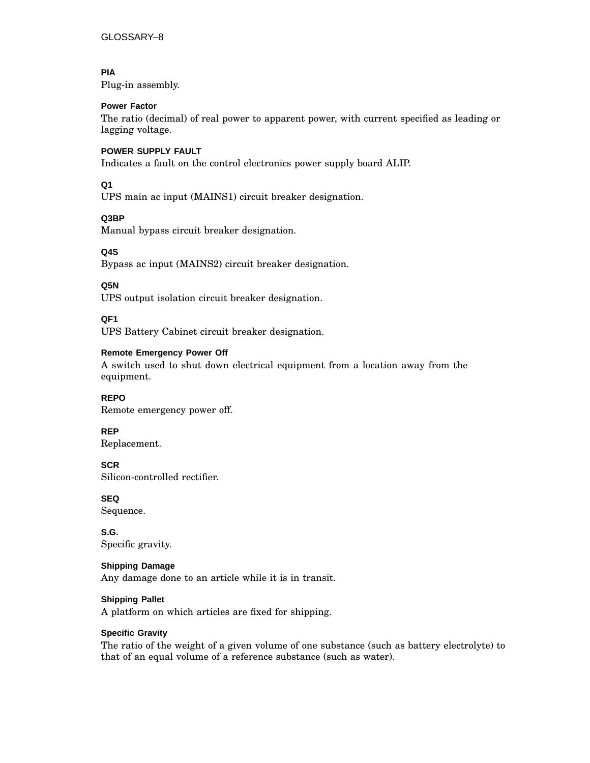**PIA**

Plug-in assembly.

**Power Factor**

The ratio (decimal) of real power to apparent power, with current specified as leading or lagging voltage.

**POWER SUPPLY FAULT**

Indicates a fault on the control electronics power supply board ALIP.

**Q1**

UPS main ac input (MAINS1) circuit breaker designation.

**Q3BP**

Manual bypass circuit breaker designation.

**Q4S**

Bypass ac input (MAINS2) circuit breaker designation.

**Q5N**

UPS output isolation circuit breaker designation.

**QF1**

UPS Battery Cabinet circuit breaker designation.

**Remote Emergency Power Off**

A switch used to shut down electrical equipment from a location away from the equipment.

**REPO**

Remote emergency power off.

**REP**

Replacement.

**SCR**

Silicon-controlled rectifier.

**SEQ**

Sequence.

**S.G.**

Specific gravity.

**Shipping Damage**

Any damage done to an article while it is in transit.

**Shipping Pallet**

A platform on which articles are fixed for shipping.

**Specific Gravity**

The ratio of the weight of a given volume of one substance (such as battery electrolyte) to that of an equal volume of a reference substance (such as water).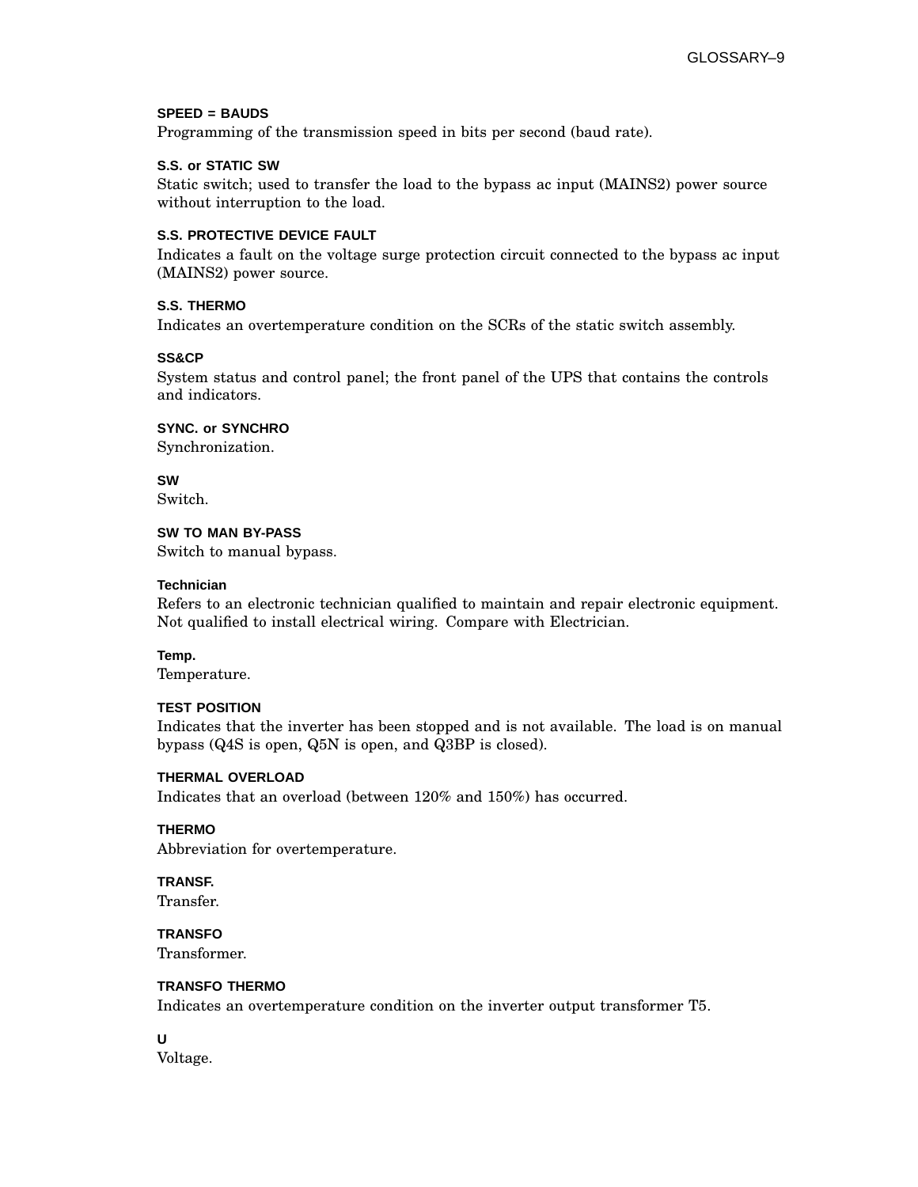**SPEED = BAUDS**
Programming of the transmission speed in bits per second (baud rate).

**S.S. or STATIC SW**
Static switch; used to transfer the load to the bypass ac input (MAINS2) power source without interruption to the load.

**S.S. PROTECTIVE DEVICE FAULT**
Indicates a fault on the voltage surge protection circuit connected to the bypass ac input (MAINS2) power source.

**S.S. THERMO**
Indicates an overtemperature condition on the SCRs of the static switch assembly.

**SS&CP**
System status and control panel; the front panel of the UPS that contains the controls and indicators.

**SYNC. or SYNCHRO**
Synchronization.

**SW**
Switch.

**SW TO MAN BY-PASS**
Switch to manual bypass.

**Technician**
Refers to an electronic technician qualified to maintain and repair electronic equipment. Not qualified to install electrical wiring. Compare with Electrician.

**Temp.**
Temperature.

**TEST POSITION**
Indicates that the inverter has been stopped and is not available. The load is on manual bypass (Q4S is open, Q5N is open, and Q3BP is closed).

**THERMAL OVERLOAD**
Indicates that an overload (between 120% and 150%) has occurred.

**THERMO**
Abbreviation for overtemperature.

**TRANSF.**
Transfer.

**TRANSFO**
Transformer.

**TRANSFO THERMO**
Indicates an overtemperature condition on the inverter output transformer T5.

**U**
Voltage.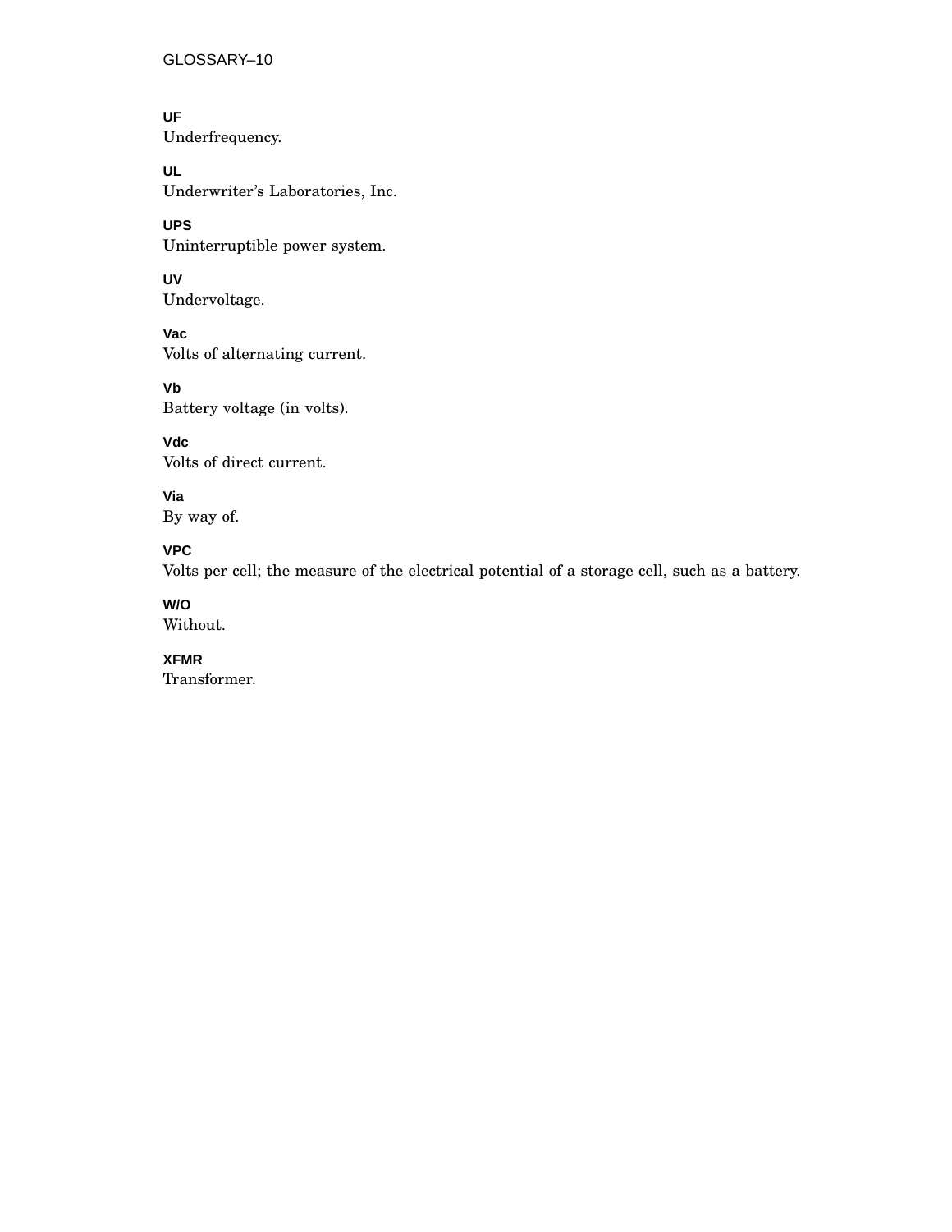**UF**
Underfrequency.

**UL**
Underwriter’s Laboratories, Inc.

**UPS**
Uninterruptible power system.

**UV**
Undervoltage.

**Vac**
Volts of alternating current.

**Vb**
Battery voltage (in volts).

**Vdc**
Volts of direct current.

**Via**
By way of.

**VPC**
Volts per cell; the measure of the electrical potential of a storage cell, such as a battery.

**W/O**
Without.

**XFMR**
Transformer.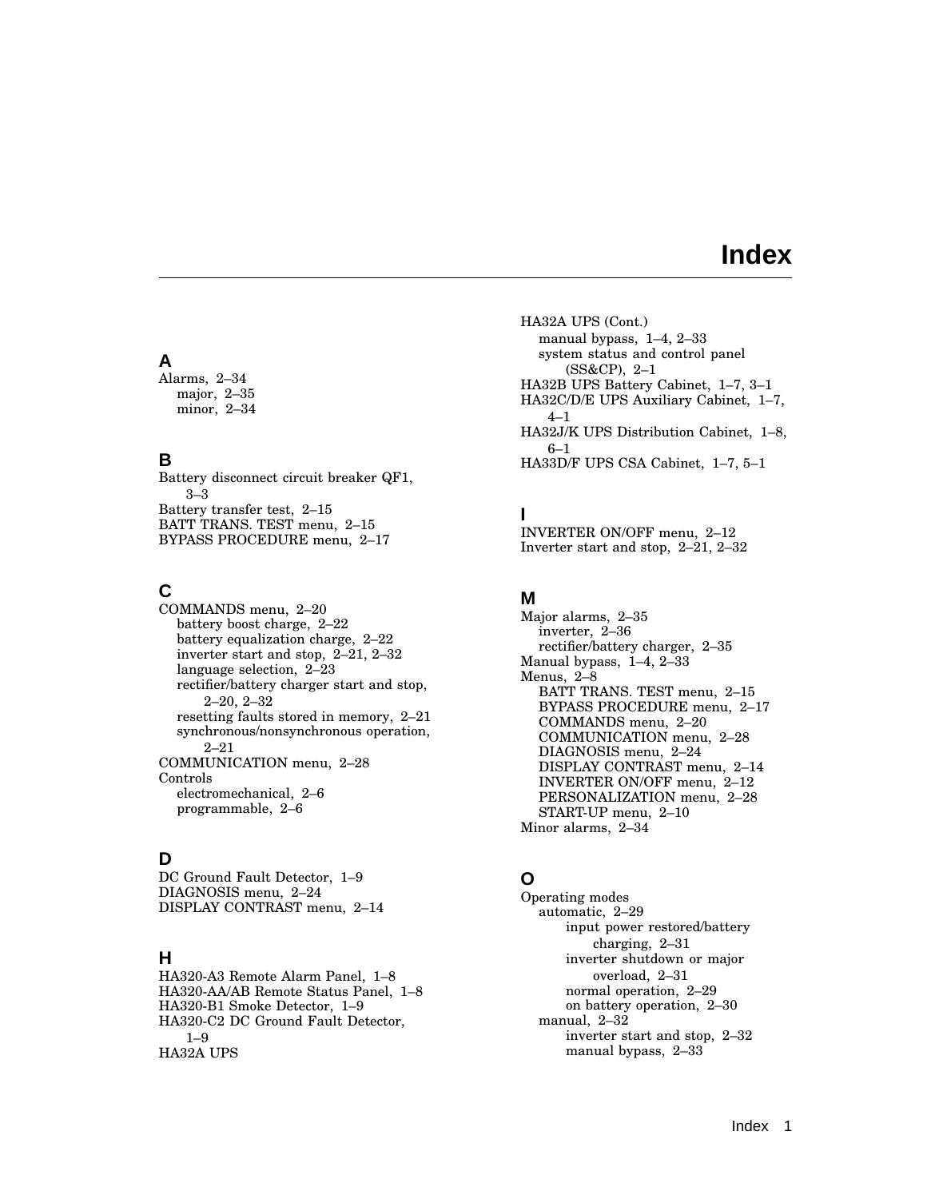# Index

## A

Alarms, 2–34
- major, 2–35
- minor, 2–34

## B

Battery disconnect circuit breaker QF1, 3–3
Battery transfer test, 2–15
BATT TRANS. TEST menu, 2–15
BYPASS PROCEDURE menu, 2–17

## C

COMMANDS menu, 2–20
- battery boost charge, 2–22
- battery equalization charge, 2–22
- inverter start and stop, 2–21, 2–32
- language selection, 2–23
- rectifier/battery charger start and stop, 2–20, 2–32
- resetting faults stored in memory, 2–21
- synchronous/nonsynchronous operation, 2–21

COMMUNICATION menu, 2–28
Controls
- electromechanical, 2–6
- programmable, 2–6

## D

DC Ground Fault Detector, 1–9
DIAGNOSIS menu, 2–24
DISPLAY CONTRAST menu, 2–14

## H

HA320-A3 Remote Alarm Panel, 1–8
HA320-AA/AB Remote Status Panel, 1–8
HA320-B1 Smoke Detector, 1–9
HA320-C2 DC Ground Fault Detector, 1–9
HA32A UPS
- manual bypass, 1–4, 2–33
- system status and control panel (SS&CP), 2–1

HA32B UPS Battery Cabinet, 1–7, 3–1
HA32C/D/E UPS Auxiliary Cabinet, 1–7, 4–1
HA32J/K UPS Distribution Cabinet, 1–8, 6–1
HA33D/F UPS CSA Cabinet, 1–7, 5–1

## I

INVERTER ON/OFF menu, 2–12
Inverter start and stop, 2–21, 2–32

## M

Major alarms, 2–35
- inverter, 2–36
- rectifier/battery charger, 2–35

Manual bypass, 1–4, 2–33
Menus, 2–8
- BATT TRANS. TEST menu, 2–15
- BYPASS PROCEDURE menu, 2–17
- COMMANDS menu, 2–20
- COMMUNICATION menu, 2–28
- DIAGNOSIS menu, 2–24
- DISPLAY CONTRAST menu, 2–14
- INVERTER ON/OFF menu, 2–12
- PERSONALIZATION menu, 2–28
- START-UP menu, 2–10

Minor alarms, 2–34

## O

Operating modes
- automatic, 2–29
  - input power restored/battery charging, 2–31
  - inverter shutdown or major overload, 2–31
  - normal operation, 2–29
  - on battery operation, 2–30
- manual, 2–32
  - inverter start and stop, 2–32
  - manual bypass, 2–33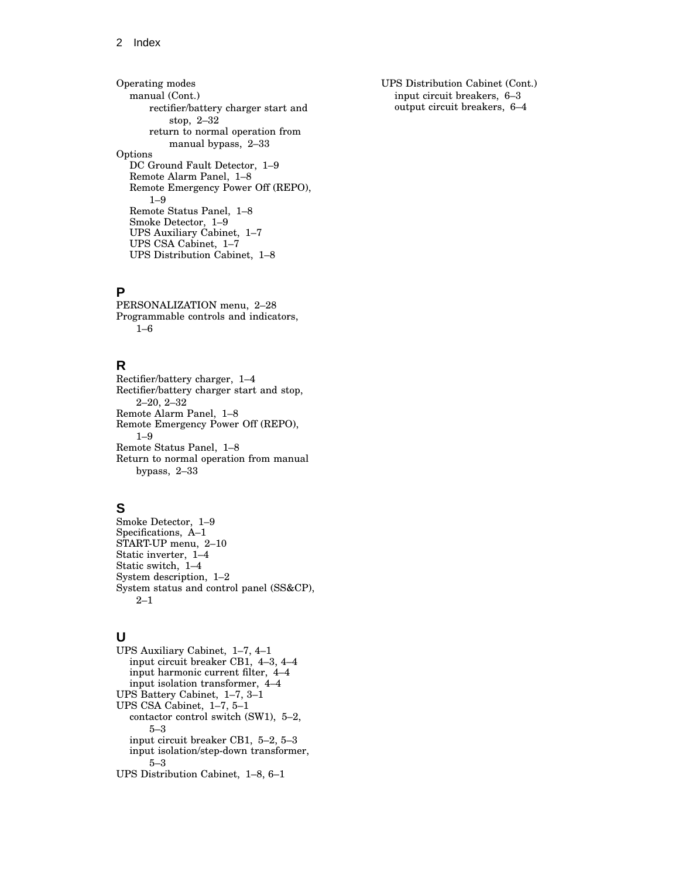Operating modes
  manual (Cont.)
    rectifier/battery charger start and stop, 2–32
    return to normal operation from manual bypass, 2–33
Options
  DC Ground Fault Detector, 1–9
  Remote Alarm Panel, 1–8
  Remote Emergency Power Off (REPO), 1–9
  Remote Status Panel, 1–8
  Smoke Detector, 1–9
  UPS Auxiliary Cabinet, 1–7
  UPS CSA Cabinet, 1–7
  UPS Distribution Cabinet, 1–8

## P

PERSONALIZATION menu, 2–28
Programmable controls and indicators, 1–6

## R

Rectifier/battery charger, 1–4
Rectifier/battery charger start and stop, 2–20, 2–32
Remote Alarm Panel, 1–8
Remote Emergency Power Off (REPO), 1–9
Remote Status Panel, 1–8
Return to normal operation from manual bypass, 2–33

## S

Smoke Detector, 1–9
Specifications, A–1
START-UP menu, 2–10
Static inverter, 1–4
Static switch, 1–4
System description, 1–2
System status and control panel (SS&CP), 2–1

## U

UPS Auxiliary Cabinet, 1–7, 4–1
  input circuit breaker CB1, 4–3, 4–4
  input harmonic current filter, 4–4
  input isolation transformer, 4–4
UPS Battery Cabinet, 1–7, 3–1
UPS CSA Cabinet, 1–7, 5–1
  contactor control switch (SW1), 5–2, 5–3
  input circuit breaker CB1, 5–2, 5–3
  input isolation/step-down transformer, 5–3
UPS Distribution Cabinet, 1–8, 6–1
UPS Distribution Cabinet (Cont.)
  input circuit breakers, 6–3
  output circuit breakers, 6–4